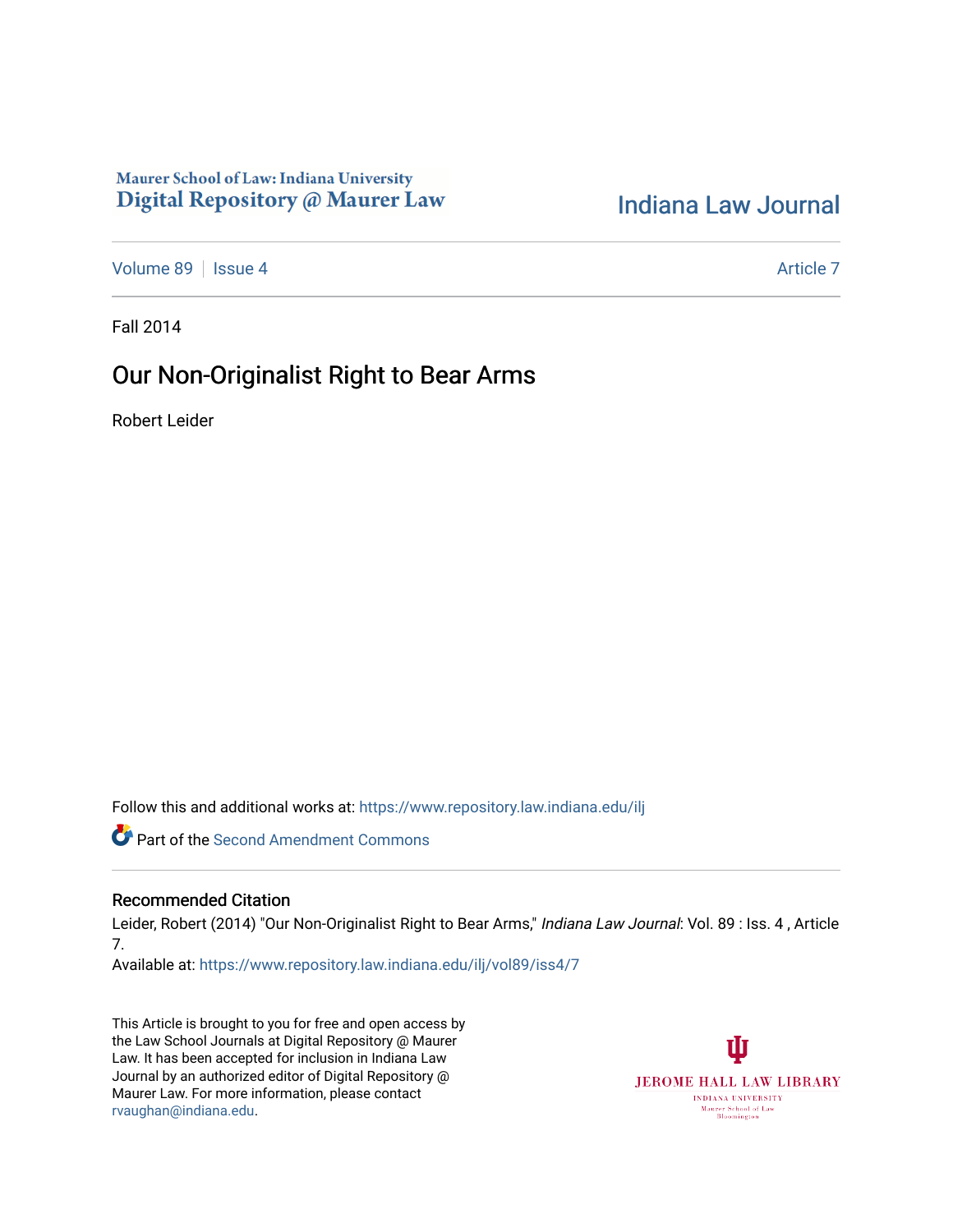Maurer School of Law: Indiana University
Digital Repository @ Maurer Law

Indiana Law Journal

Volume 89 | Issue 4 | Article 7

Fall 2014

# Our Non-Originalist Right to Bear Arms

Robert Leider

Follow this and additional works at: https://www.repository.law.indiana.edu/ilj

Part of the Second Amendment Commons

## Recommended Citation

Leider, Robert (2014) "Our Non-Originalist Right to Bear Arms," *Indiana Law Journal*: Vol. 89 : Iss. 4 , Article 7.

Available at: https://www.repository.law.indiana.edu/ilj/vol89/iss4/7

This Article is brought to you for free and open access by the Law School Journals at Digital Repository @ Maurer Law. It has been accepted for inclusion in Indiana Law Journal by an authorized editor of Digital Repository @ Maurer Law. For more information, please contact rvaughan@indiana.edu.

JEROME HALL LAW LIBRARY
INDIANA UNIVERSITY
Maurer School of Law
Bloomington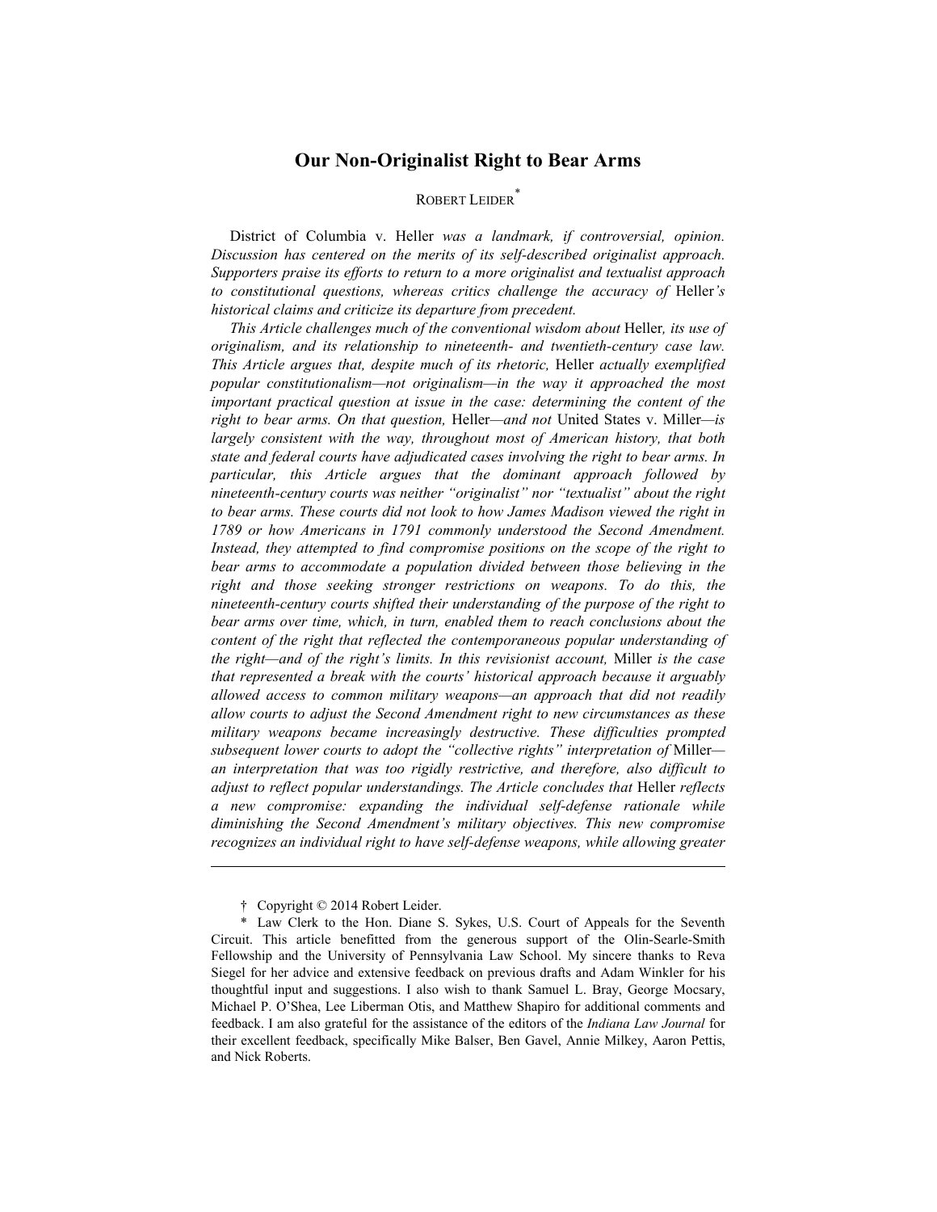# Our Non-Originalist Right to Bear Arms

ROBERT LEIDER[*]

District of Columbia v. Heller *was a landmark, if controversial, opinion. Discussion has centered on the merits of its self-described originalist approach. Supporters praise its efforts to return to a more originalist and textualist approach to constitutional questions, whereas critics challenge the accuracy of* Heller*'s historical claims and criticize its departure from precedent.*

*This Article challenges much of the conventional wisdom about* Heller*, its use of originalism, and its relationship to nineteenth- and twentieth-century case law. This Article argues that, despite much of its rhetoric,* Heller *actually exemplified popular constitutionalism—not originalism—in the way it approached the most important practical question at issue in the case: determining the content of the right to bear arms. On that question,* Heller*—and not* United States v. Miller*—is largely consistent with the way, throughout most of American history, that both state and federal courts have adjudicated cases involving the right to bear arms. In particular, this Article argues that the dominant approach followed by nineteenth-century courts was neither "originalist" nor "textualist" about the right to bear arms. These courts did not look to how James Madison viewed the right in 1789 or how Americans in 1791 commonly understood the Second Amendment. Instead, they attempted to find compromise positions on the scope of the right to bear arms to accommodate a population divided between those believing in the right and those seeking stronger restrictions on weapons. To do this, the nineteenth-century courts shifted their understanding of the purpose of the right to bear arms over time, which, in turn, enabled them to reach conclusions about the content of the right that reflected the contemporaneous popular understanding of the right—and of the right's limits. In this revisionist account,* Miller *is the case that represented a break with the courts' historical approach because it arguably allowed access to common military weapons—an approach that did not readily allow courts to adjust the Second Amendment right to new circumstances as these military weapons became increasingly destructive. These difficulties prompted subsequent lower courts to adopt the "collective rights" interpretation of* Miller*—an interpretation that was too rigidly restrictive, and therefore, also difficult to adjust to reflect popular understandings. The Article concludes that* Heller *reflects a new compromise: expanding the individual self-defense rationale while diminishing the Second Amendment's military objectives. This new compromise recognizes an individual right to have self-defense weapons, while allowing greater*

---

† Copyright © 2014 Robert Leider.

\* Law Clerk to the Hon. Diane S. Sykes, U.S. Court of Appeals for the Seventh Circuit. This article benefitted from the generous support of the Olin-Searle-Smith Fellowship and the University of Pennsylvania Law School. My sincere thanks to Reva Siegel for her advice and extensive feedback on previous drafts and Adam Winkler for his thoughtful input and suggestions. I also wish to thank Samuel L. Bray, George Mocsary, Michael P. O'Shea, Lee Liberman Otis, and Matthew Shapiro for additional comments and feedback. I am also grateful for the assistance of the editors of the *Indiana Law Journal* for their excellent feedback, specifically Mike Balser, Ben Gavel, Annie Milkey, Aaron Pettis, and Nick Roberts.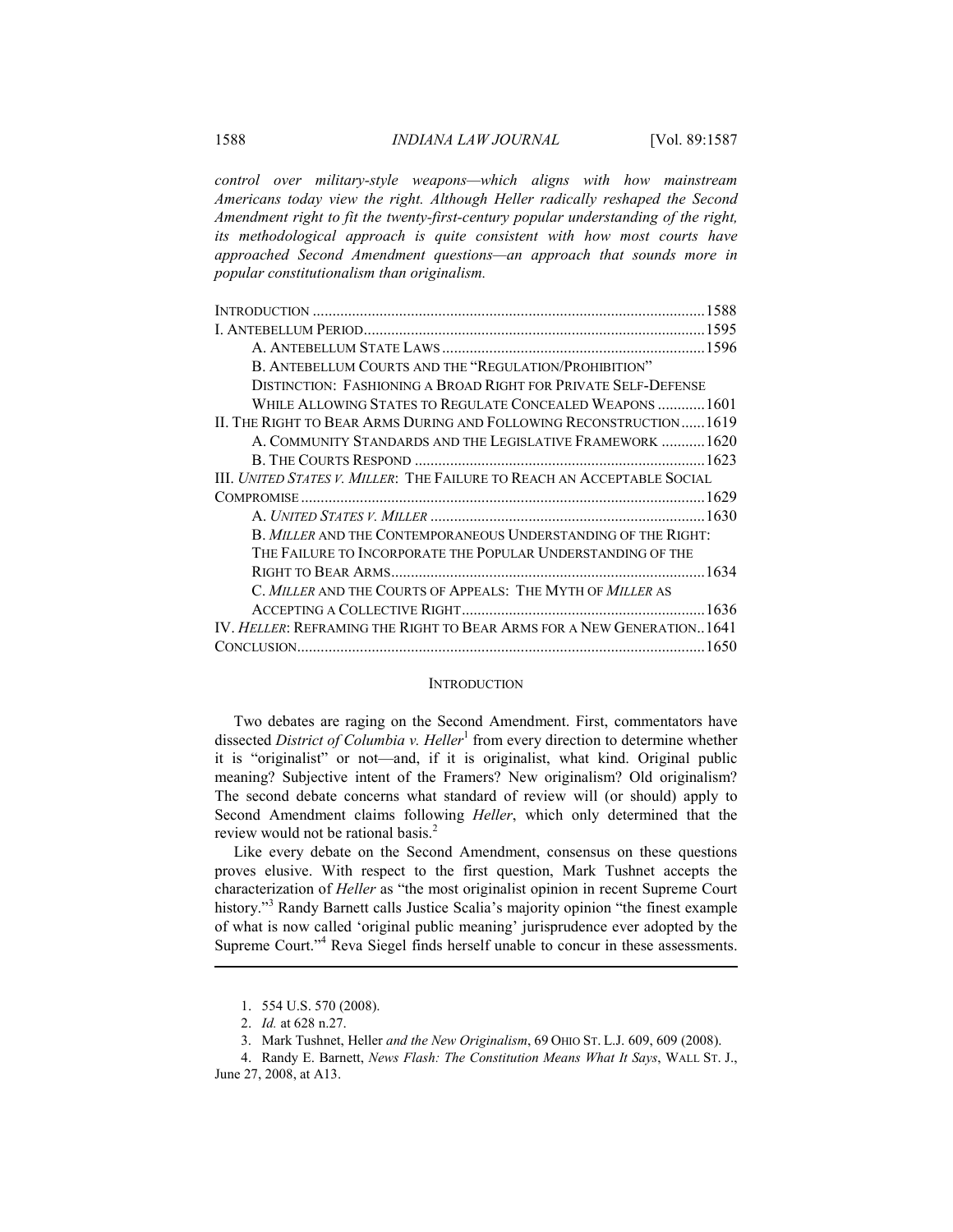*control over military-style weapons—which aligns with how mainstream Americans today view the right. Although Heller radically reshaped the Second Amendment right to fit the twenty-first-century popular understanding of the right, its methodological approach is quite consistent with how most courts have approached Second Amendment questions—an approach that sounds more in popular constitutionalism than originalism.*

- INTRODUCTION .......... 1588
- I. ANTEBELLUM PERIOD .......... 1595
  - A. ANTEBELLUM STATE LAWS .......... 1596
  - B. ANTEBELLUM COURTS AND THE "REGULATION/PROHIBITION" DISTINCTION: FASHIONING A BROAD RIGHT FOR PRIVATE SELF-DEFENSE WHILE ALLOWING STATES TO REGULATE CONCEALED WEAPONS .......... 1601
- II. THE RIGHT TO BEAR ARMS DURING AND FOLLOWING RECONSTRUCTION .......... 1619
  - A. COMMUNITY STANDARDS AND THE LEGISLATIVE FRAMEWORK .......... 1620
  - B. THE COURTS RESPOND .......... 1623
- III. *UNITED STATES V. MILLER*: THE FAILURE TO REACH AN ACCEPTABLE SOCIAL COMPROMISE .......... 1629
  - A. *UNITED STATES V. MILLER* .......... 1630
  - B. *MILLER* AND THE CONTEMPORANEOUS UNDERSTANDING OF THE RIGHT: THE FAILURE TO INCORPORATE THE POPULAR UNDERSTANDING OF THE RIGHT TO BEAR ARMS .......... 1634
  - C. *MILLER* AND THE COURTS OF APPEALS: THE MYTH OF *MILLER* AS ACCEPTING A COLLECTIVE RIGHT .......... 1636
- IV. *HELLER*: REFRAMING THE RIGHT TO BEAR ARMS FOR A NEW GENERATION .......... 1641
- CONCLUSION .......... 1650

## INTRODUCTION

Two debates are raging on the Second Amendment. First, commentators have dissected *District of Columbia v. Heller*[1] from every direction to determine whether it is "originalist" or not—and, if it is originalist, what kind. Original public meaning? Subjective intent of the Framers? New originalism? Old originalism? The second debate concerns what standard of review will (or should) apply to Second Amendment claims following *Heller*, which only determined that the review would not be rational basis.[2]

Like every debate on the Second Amendment, consensus on these questions proves elusive. With respect to the first question, Mark Tushnet accepts the characterization of *Heller* as "the most originalist opinion in recent Supreme Court history."[3] Randy Barnett calls Justice Scalia's majority opinion "the finest example of what is now called 'original public meaning' jurisprudence ever adopted by the Supreme Court."[4] Reva Siegel finds herself unable to concur in these assessments.

1. 554 U.S. 570 (2008).
2. *Id.* at 628 n.27.
3. Mark Tushnet, Heller *and the New Originalism*, 69 OHIO ST. L.J. 609, 609 (2008).
4. Randy E. Barnett, *News Flash: The Constitution Means What It Says*, WALL ST. J., June 27, 2008, at A13.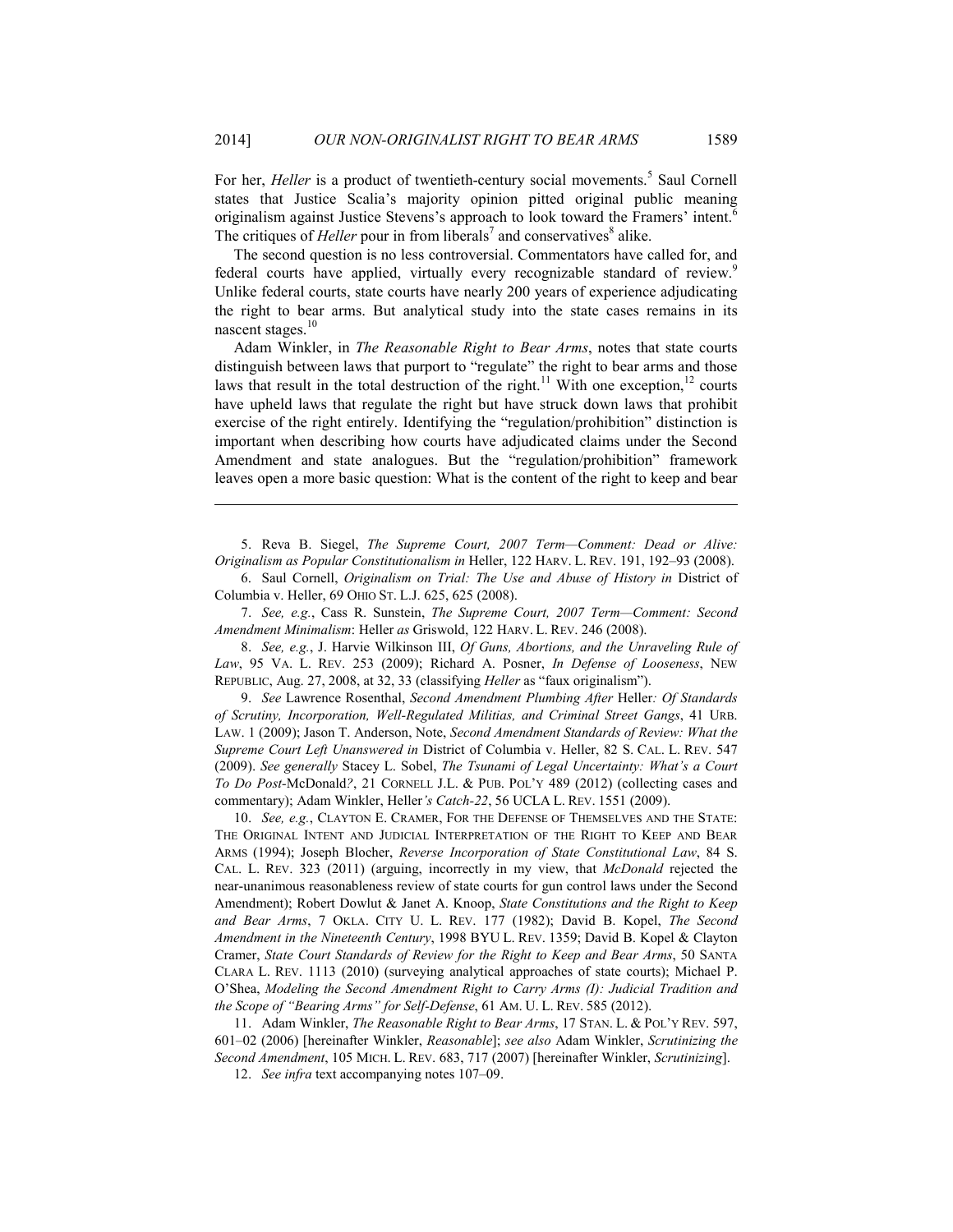For her, *Heller* is a product of twentieth-century social movements.[5] Saul Cornell states that Justice Scalia's majority opinion pitted original public meaning originalism against Justice Stevens's approach to look toward the Framers' intent.[6] The critiques of *Heller* pour in from liberals[7] and conservatives[8] alike.

The second question is no less controversial. Commentators have called for, and federal courts have applied, virtually every recognizable standard of review.[9] Unlike federal courts, state courts have nearly 200 years of experience adjudicating the right to bear arms. But analytical study into the state cases remains in its nascent stages.[10]

Adam Winkler, in *The Reasonable Right to Bear Arms*, notes that state courts distinguish between laws that purport to "regulate" the right to bear arms and those laws that result in the total destruction of the right.[11] With one exception,[12] courts have upheld laws that regulate the right but have struck down laws that prohibit exercise of the right entirely. Identifying the "regulation/prohibition" distinction is important when describing how courts have adjudicated claims under the Second Amendment and state analogues. But the "regulation/prohibition" framework leaves open a more basic question: What is the content of the right to keep and bear

---

5. Reva B. Siegel, *The Supreme Court, 2007 Term—Comment: Dead or Alive: Originalism as Popular Constitutionalism in* Heller, 122 HARV. L. REV. 191, 192–93 (2008).

6. Saul Cornell, *Originalism on Trial: The Use and Abuse of History in* District of Columbia v. Heller, 69 OHIO ST. L.J. 625, 625 (2008).

7. *See, e.g.*, Cass R. Sunstein, *The Supreme Court, 2007 Term—Comment: Second Amendment Minimalism*: Heller *as* Griswold, 122 HARV. L. REV. 246 (2008).

8. *See, e.g.*, J. Harvie Wilkinson III, *Of Guns, Abortions, and the Unraveling Rule of Law*, 95 VA. L. REV. 253 (2009); Richard A. Posner, *In Defense of Looseness*, NEW REPUBLIC, Aug. 27, 2008, at 32, 33 (classifying *Heller* as "faux originalism").

9. *See* Lawrence Rosenthal, *Second Amendment Plumbing After* Heller*: Of Standards of Scrutiny, Incorporation, Well-Regulated Militias, and Criminal Street Gangs*, 41 URB. LAW. 1 (2009); Jason T. Anderson, Note, *Second Amendment Standards of Review: What the Supreme Court Left Unanswered in* District of Columbia v. Heller, 82 S. CAL. L. REV. 547 (2009). *See generally* Stacey L. Sobel, *The Tsunami of Legal Uncertainty: What's a Court To Do Post-*McDonald*?*, 21 CORNELL J.L. & PUB. POL'Y 489 (2012) (collecting cases and commentary); Adam Winkler, Heller*'s Catch-22*, 56 UCLA L. REV. 1551 (2009).

10. *See, e.g.*, CLAYTON E. CRAMER, FOR THE DEFENSE OF THEMSELVES AND THE STATE: THE ORIGINAL INTENT AND JUDICIAL INTERPRETATION OF THE RIGHT TO KEEP AND BEAR ARMS (1994); Joseph Blocher, *Reverse Incorporation of State Constitutional Law*, 84 S. CAL. L. REV. 323 (2011) (arguing, incorrectly in my view, that *McDonald* rejected the near-unanimous reasonableness review of state courts for gun control laws under the Second Amendment); Robert Dowlut & Janet A. Knoop, *State Constitutions and the Right to Keep and Bear Arms*, 7 OKLA. CITY U. L. REV. 177 (1982); David B. Kopel, *The Second Amendment in the Nineteenth Century*, 1998 BYU L. REV. 1359; David B. Kopel & Clayton Cramer, *State Court Standards of Review for the Right to Keep and Bear Arms*, 50 SANTA CLARA L. REV. 1113 (2010) (surveying analytical approaches of state courts); Michael P. O'Shea, *Modeling the Second Amendment Right to Carry Arms (I): Judicial Tradition and the Scope of "Bearing Arms" for Self-Defense*, 61 AM. U. L. REV. 585 (2012).

11. Adam Winkler, *The Reasonable Right to Bear Arms*, 17 STAN. L. & POL'Y REV. 597, 601–02 (2006) [hereinafter Winkler, *Reasonable*]; *see also* Adam Winkler, *Scrutinizing the Second Amendment*, 105 MICH. L. REV. 683, 717 (2007) [hereinafter Winkler, *Scrutinizing*].

12. *See infra* text accompanying notes 107–09.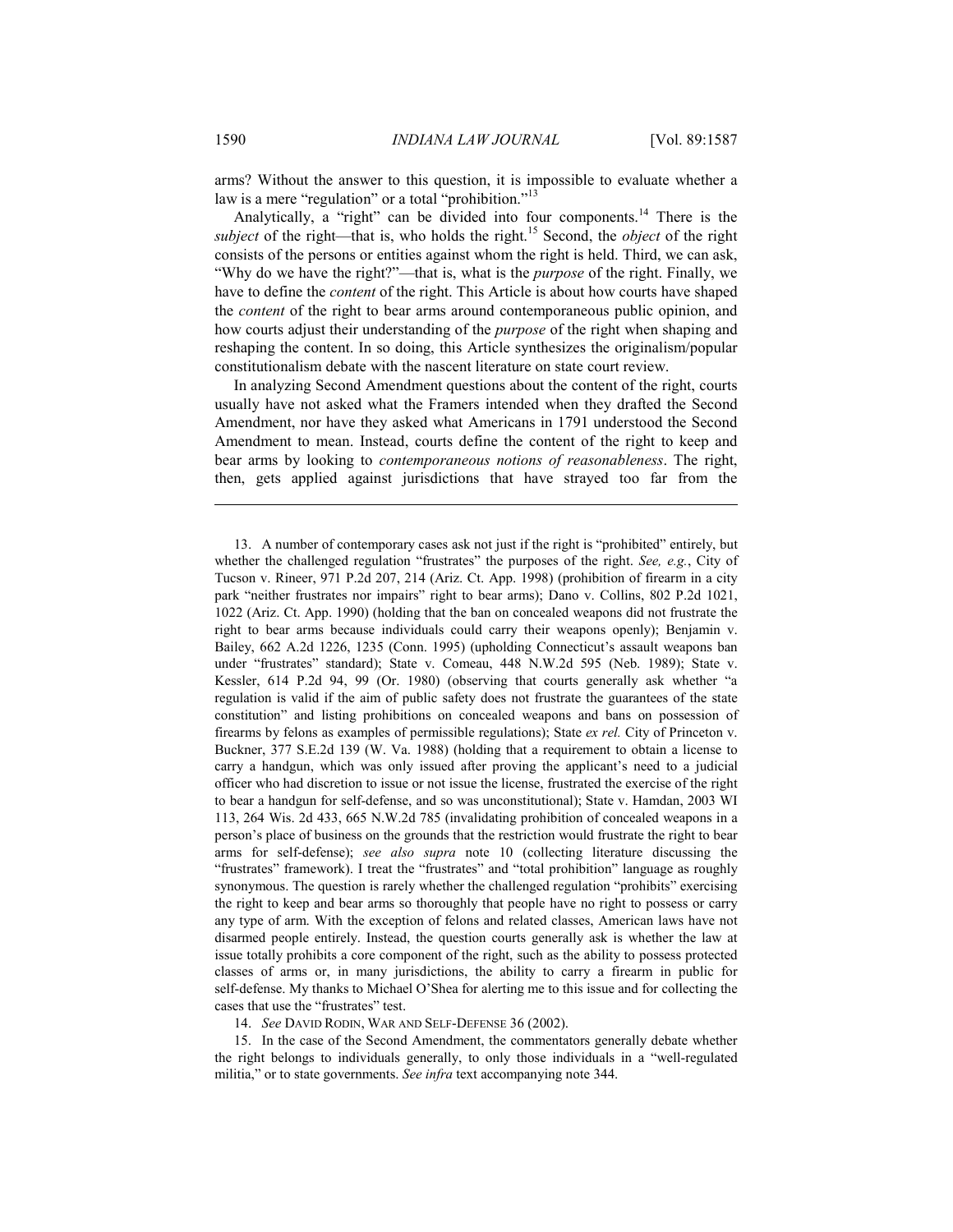arms? Without the answer to this question, it is impossible to evaluate whether a law is a mere "regulation" or a total "prohibition."[13]

Analytically, a "right" can be divided into four components.[14] There is the *subject* of the right—that is, who holds the right.[15] Second, the *object* of the right consists of the persons or entities against whom the right is held. Third, we can ask, "Why do we have the right?"—that is, what is the *purpose* of the right. Finally, we have to define the *content* of the right. This Article is about how courts have shaped the *content* of the right to bear arms around contemporaneous public opinion, and how courts adjust their understanding of the *purpose* of the right when shaping and reshaping the content. In so doing, this Article synthesizes the originalism/popular constitutionalism debate with the nascent literature on state court review.

In analyzing Second Amendment questions about the content of the right, courts usually have not asked what the Framers intended when they drafted the Second Amendment, nor have they asked what Americans in 1791 understood the Second Amendment to mean. Instead, courts define the content of the right to keep and bear arms by looking to *contemporaneous notions of reasonableness*. The right, then, gets applied against jurisdictions that have strayed too far from the

---

13. A number of contemporary cases ask not just if the right is "prohibited" entirely, but whether the challenged regulation "frustrates" the purposes of the right. *See, e.g.*, City of Tucson v. Rineer, 971 P.2d 207, 214 (Ariz. Ct. App. 1998) (prohibition of firearm in a city park "neither frustrates nor impairs" right to bear arms); Dano v. Collins, 802 P.2d 1021, 1022 (Ariz. Ct. App. 1990) (holding that the ban on concealed weapons did not frustrate the right to bear arms because individuals could carry their weapons openly); Benjamin v. Bailey, 662 A.2d 1226, 1235 (Conn. 1995) (upholding Connecticut's assault weapons ban under "frustrates" standard); State v. Comeau, 448 N.W.2d 595 (Neb. 1989); State v. Kessler, 614 P.2d 94, 99 (Or. 1980) (observing that courts generally ask whether "a regulation is valid if the aim of public safety does not frustrate the guarantees of the state constitution" and listing prohibitions on concealed weapons and bans on possession of firearms by felons as examples of permissible regulations); State *ex rel.* City of Princeton v. Buckner, 377 S.E.2d 139 (W. Va. 1988) (holding that a requirement to obtain a license to carry a handgun, which was only issued after proving the applicant's need to a judicial officer who had discretion to issue or not issue the license, frustrated the exercise of the right to bear a handgun for self-defense, and so was unconstitutional); State v. Hamdan, 2003 WI 113, 264 Wis. 2d 433, 665 N.W.2d 785 (invalidating prohibition of concealed weapons in a person's place of business on the grounds that the restriction would frustrate the right to bear arms for self-defense); *see also supra* note 10 (collecting literature discussing the "frustrates" framework). I treat the "frustrates" and "total prohibition" language as roughly synonymous. The question is rarely whether the challenged regulation "prohibits" exercising the right to keep and bear arms so thoroughly that people have no right to possess or carry any type of arm. With the exception of felons and related classes, American laws have not disarmed people entirely. Instead, the question courts generally ask is whether the law at issue totally prohibits a core component of the right, such as the ability to possess protected classes of arms or, in many jurisdictions, the ability to carry a firearm in public for self-defense. My thanks to Michael O'Shea for alerting me to this issue and for collecting the cases that use the "frustrates" test.

14. *See* DAVID RODIN, WAR AND SELF-DEFENSE 36 (2002).

15. In the case of the Second Amendment, the commentators generally debate whether the right belongs to individuals generally, to only those individuals in a "well-regulated militia," or to state governments. *See infra* text accompanying note 344.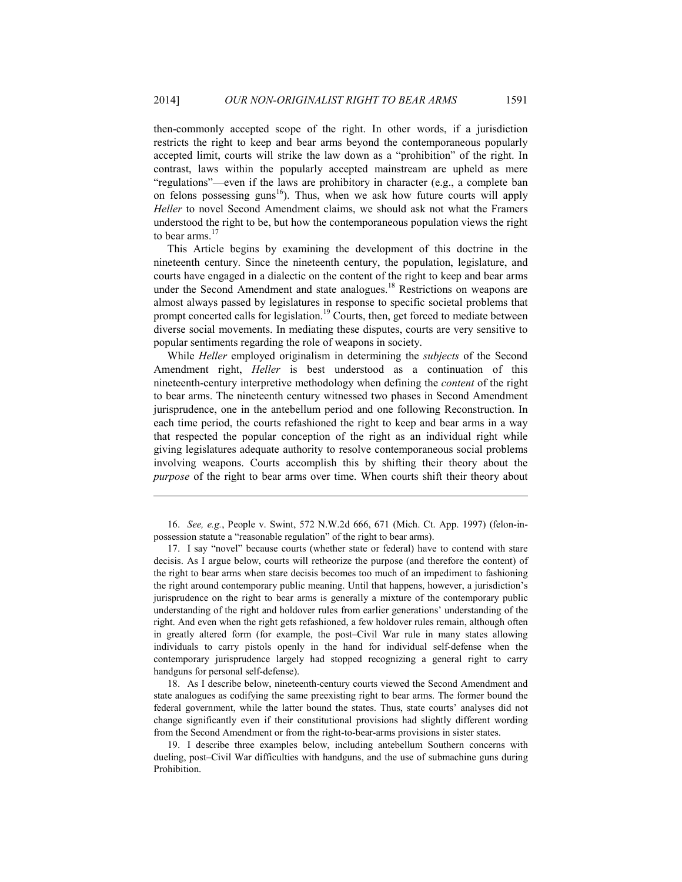then-commonly accepted scope of the right. In other words, if a jurisdiction restricts the right to keep and bear arms beyond the contemporaneous popularly accepted limit, courts will strike the law down as a "prohibition" of the right. In contrast, laws within the popularly accepted mainstream are upheld as mere "regulations"—even if the laws are prohibitory in character (e.g., a complete ban on felons possessing guns[16]). Thus, when we ask how future courts will apply *Heller* to novel Second Amendment claims, we should ask not what the Framers understood the right to be, but how the contemporaneous population views the right to bear arms.[17]

This Article begins by examining the development of this doctrine in the nineteenth century. Since the nineteenth century, the population, legislature, and courts have engaged in a dialectic on the content of the right to keep and bear arms under the Second Amendment and state analogues.[18] Restrictions on weapons are almost always passed by legislatures in response to specific societal problems that prompt concerted calls for legislation.[19] Courts, then, get forced to mediate between diverse social movements. In mediating these disputes, courts are very sensitive to popular sentiments regarding the role of weapons in society.

While *Heller* employed originalism in determining the *subjects* of the Second Amendment right, *Heller* is best understood as a continuation of this nineteenth-century interpretive methodology when defining the *content* of the right to bear arms. The nineteenth century witnessed two phases in Second Amendment jurisprudence, one in the antebellum period and one following Reconstruction. In each time period, the courts refashioned the right to keep and bear arms in a way that respected the popular conception of the right as an individual right while giving legislatures adequate authority to resolve contemporaneous social problems involving weapons. Courts accomplish this by shifting their theory about the *purpose* of the right to bear arms over time. When courts shift their theory about

---

16. *See, e.g.*, People v. Swint, 572 N.W.2d 666, 671 (Mich. Ct. App. 1997) (felon-in-possession statute a "reasonable regulation" of the right to bear arms).

17. I say "novel" because courts (whether state or federal) have to contend with stare decisis. As I argue below, courts will retheorize the purpose (and therefore the content) of the right to bear arms when stare decisis becomes too much of an impediment to fashioning the right around contemporary public meaning. Until that happens, however, a jurisdiction's jurisprudence on the right to bear arms is generally a mixture of the contemporary public understanding of the right and holdover rules from earlier generations' understanding of the right. And even when the right gets refashioned, a few holdover rules remain, although often in greatly altered form (for example, the post–Civil War rule in many states allowing individuals to carry pistols openly in the hand for individual self-defense when the contemporary jurisprudence largely had stopped recognizing a general right to carry handguns for personal self-defense).

18. As I describe below, nineteenth-century courts viewed the Second Amendment and state analogues as codifying the same preexisting right to bear arms. The former bound the federal government, while the latter bound the states. Thus, state courts' analyses did not change significantly even if their constitutional provisions had slightly different wording from the Second Amendment or from the right-to-bear-arms provisions in sister states.

19. I describe three examples below, including antebellum Southern concerns with dueling, post–Civil War difficulties with handguns, and the use of submachine guns during Prohibition.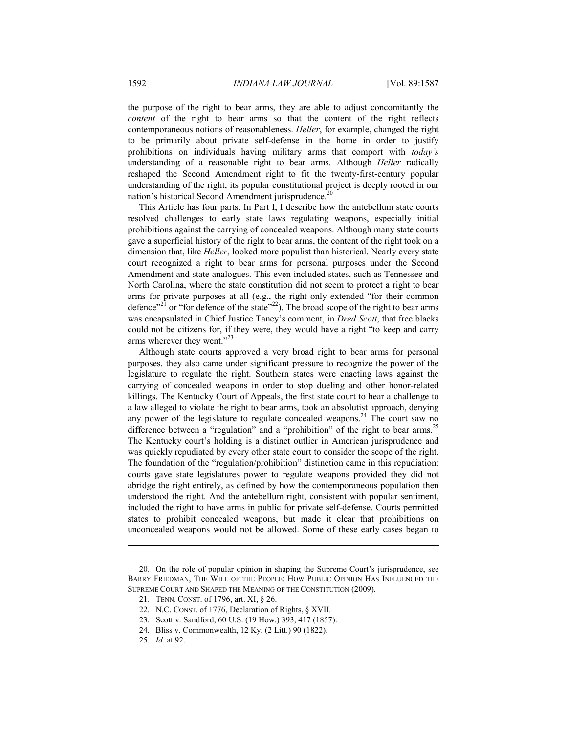the purpose of the right to bear arms, they are able to adjust concomitantly the *content* of the right to bear arms so that the content of the right reflects contemporaneous notions of reasonableness. *Heller*, for example, changed the right to be primarily about private self-defense in the home in order to justify prohibitions on individuals having military arms that comport with *today's* understanding of a reasonable right to bear arms. Although *Heller* radically reshaped the Second Amendment right to fit the twenty-first-century popular understanding of the right, its popular constitutional project is deeply rooted in our nation's historical Second Amendment jurisprudence.[20]

This Article has four parts. In Part I, I describe how the antebellum state courts resolved challenges to early state laws regulating weapons, especially initial prohibitions against the carrying of concealed weapons. Although many state courts gave a superficial history of the right to bear arms, the content of the right took on a dimension that, like *Heller*, looked more populist than historical. Nearly every state court recognized a right to bear arms for personal purposes under the Second Amendment and state analogues. This even included states, such as Tennessee and North Carolina, where the state constitution did not seem to protect a right to bear arms for private purposes at all (e.g., the right only extended "for their common defence"[21] or "for defence of the state"[22]). The broad scope of the right to bear arms was encapsulated in Chief Justice Taney's comment, in *Dred Scott*, that free blacks could not be citizens for, if they were, they would have a right "to keep and carry arms wherever they went."[23]

Although state courts approved a very broad right to bear arms for personal purposes, they also came under significant pressure to recognize the power of the legislature to regulate the right. Southern states were enacting laws against the carrying of concealed weapons in order to stop dueling and other honor-related killings. The Kentucky Court of Appeals, the first state court to hear a challenge to a law alleged to violate the right to bear arms, took an absolutist approach, denying any power of the legislature to regulate concealed weapons.[24] The court saw no difference between a "regulation" and a "prohibition" of the right to bear arms.[25] The Kentucky court's holding is a distinct outlier in American jurisprudence and was quickly repudiated by every other state court to consider the scope of the right. The foundation of the "regulation/prohibition" distinction came in this repudiation: courts gave state legislatures power to regulate weapons provided they did not abridge the right entirely, as defined by how the contemporaneous population then understood the right. And the antebellum right, consistent with popular sentiment, included the right to have arms in public for private self-defense. Courts permitted states to prohibit concealed weapons, but made it clear that prohibitions on unconcealed weapons would not be allowed. Some of these early cases began to

---

20. On the role of popular opinion in shaping the Supreme Court's jurisprudence, see BARRY FRIEDMAN, THE WILL OF THE PEOPLE: HOW PUBLIC OPINION HAS INFLUENCED THE SUPREME COURT AND SHAPED THE MEANING OF THE CONSTITUTION (2009).

21. TENN. CONST. of 1796, art. XI, § 26.

22. N.C. CONST. of 1776, Declaration of Rights, § XVII.

23. Scott v. Sandford, 60 U.S. (19 How.) 393, 417 (1857).

24. Bliss v. Commonwealth, 12 Ky. (2 Litt.) 90 (1822).

25. *Id.* at 92.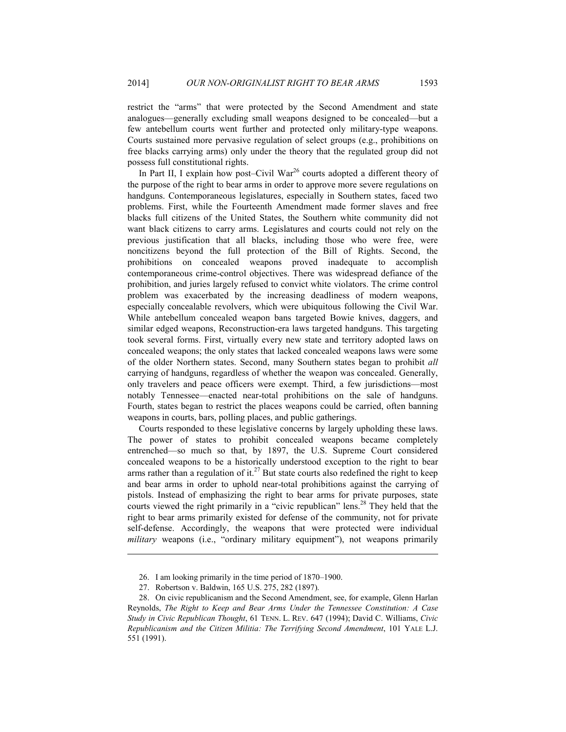restrict the "arms" that were protected by the Second Amendment and state analogues—generally excluding small weapons designed to be concealed—but a few antebellum courts went further and protected only military-type weapons. Courts sustained more pervasive regulation of select groups (e.g., prohibitions on free blacks carrying arms) only under the theory that the regulated group did not possess full constitutional rights.

In Part II, I explain how post–Civil War[26] courts adopted a different theory of the purpose of the right to bear arms in order to approve more severe regulations on handguns. Contemporaneous legislatures, especially in Southern states, faced two problems. First, while the Fourteenth Amendment made former slaves and free blacks full citizens of the United States, the Southern white community did not want black citizens to carry arms. Legislatures and courts could not rely on the previous justification that all blacks, including those who were free, were noncitizens beyond the full protection of the Bill of Rights. Second, the prohibitions on concealed weapons proved inadequate to accomplish contemporaneous crime-control objectives. There was widespread defiance of the prohibition, and juries largely refused to convict white violators. The crime control problem was exacerbated by the increasing deadliness of modern weapons, especially concealable revolvers, which were ubiquitous following the Civil War. While antebellum concealed weapon bans targeted Bowie knives, daggers, and similar edged weapons, Reconstruction-era laws targeted handguns. This targeting took several forms. First, virtually every new state and territory adopted laws on concealed weapons; the only states that lacked concealed weapons laws were some of the older Northern states. Second, many Southern states began to prohibit *all* carrying of handguns, regardless of whether the weapon was concealed. Generally, only travelers and peace officers were exempt. Third, a few jurisdictions—most notably Tennessee—enacted near-total prohibitions on the sale of handguns. Fourth, states began to restrict the places weapons could be carried, often banning weapons in courts, bars, polling places, and public gatherings.

Courts responded to these legislative concerns by largely upholding these laws. The power of states to prohibit concealed weapons became completely entrenched—so much so that, by 1897, the U.S. Supreme Court considered concealed weapons to be a historically understood exception to the right to bear arms rather than a regulation of it.[27] But state courts also redefined the right to keep and bear arms in order to uphold near-total prohibitions against the carrying of pistols. Instead of emphasizing the right to bear arms for private purposes, state courts viewed the right primarily in a "civic republican" lens.[28] They held that the right to bear arms primarily existed for defense of the community, not for private self-defense. Accordingly, the weapons that were protected were individual *military* weapons (i.e., "ordinary military equipment"), not weapons primarily

---

26. I am looking primarily in the time period of 1870–1900.

27. Robertson v. Baldwin, 165 U.S. 275, 282 (1897).

28. On civic republicanism and the Second Amendment, see, for example, Glenn Harlan Reynolds, *The Right to Keep and Bear Arms Under the Tennessee Constitution: A Case Study in Civic Republican Thought*, 61 TENN. L. REV. 647 (1994); David C. Williams, *Civic Republicanism and the Citizen Militia: The Terrifying Second Amendment*, 101 YALE L.J. 551 (1991).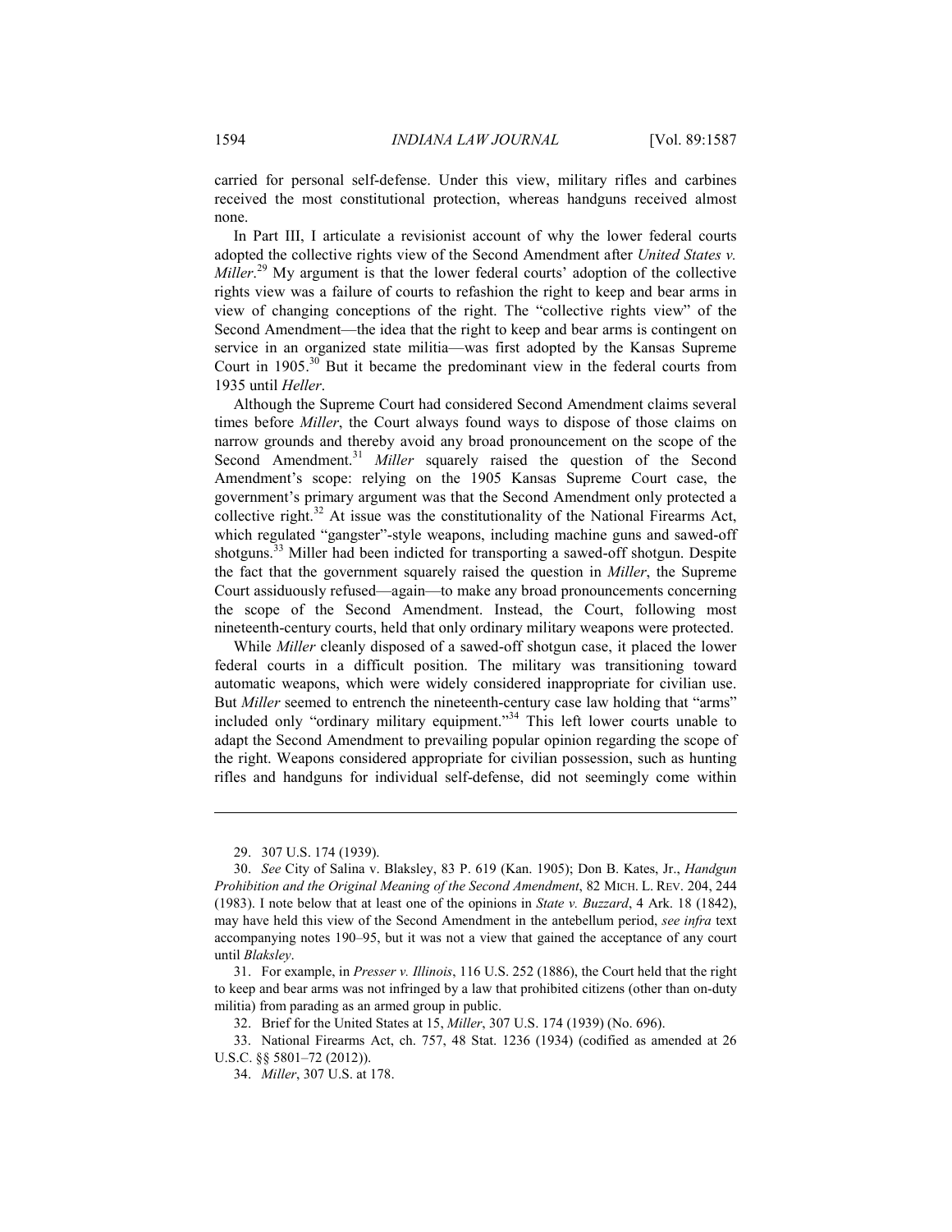carried for personal self-defense. Under this view, military rifles and carbines received the most constitutional protection, whereas handguns received almost none.

In Part III, I articulate a revisionist account of why the lower federal courts adopted the collective rights view of the Second Amendment after *United States v. Miller*.[29] My argument is that the lower federal courts' adoption of the collective rights view was a failure of courts to refashion the right to keep and bear arms in view of changing conceptions of the right. The "collective rights view" of the Second Amendment—the idea that the right to keep and bear arms is contingent on service in an organized state militia—was first adopted by the Kansas Supreme Court in 1905.[30] But it became the predominant view in the federal courts from 1935 until *Heller*.

Although the Supreme Court had considered Second Amendment claims several times before *Miller*, the Court always found ways to dispose of those claims on narrow grounds and thereby avoid any broad pronouncement on the scope of the Second Amendment.[31] *Miller* squarely raised the question of the Second Amendment's scope: relying on the 1905 Kansas Supreme Court case, the government's primary argument was that the Second Amendment only protected a collective right.[32] At issue was the constitutionality of the National Firearms Act, which regulated "gangster"-style weapons, including machine guns and sawed-off shotguns.[33] Miller had been indicted for transporting a sawed-off shotgun. Despite the fact that the government squarely raised the question in *Miller*, the Supreme Court assiduously refused—again—to make any broad pronouncements concerning the scope of the Second Amendment. Instead, the Court, following most nineteenth-century courts, held that only ordinary military weapons were protected.

While *Miller* cleanly disposed of a sawed-off shotgun case, it placed the lower federal courts in a difficult position. The military was transitioning toward automatic weapons, which were widely considered inappropriate for civilian use. But *Miller* seemed to entrench the nineteenth-century case law holding that "arms" included only "ordinary military equipment."[34] This left lower courts unable to adapt the Second Amendment to prevailing popular opinion regarding the scope of the right. Weapons considered appropriate for civilian possession, such as hunting rifles and handguns for individual self-defense, did not seemingly come within

---

29. 307 U.S. 174 (1939).

30. *See* City of Salina v. Blaksley, 83 P. 619 (Kan. 1905); Don B. Kates, Jr., *Handgun Prohibition and the Original Meaning of the Second Amendment*, 82 MICH. L. REV. 204, 244 (1983). I note below that at least one of the opinions in *State v. Buzzard*, 4 Ark. 18 (1842), may have held this view of the Second Amendment in the antebellum period, *see infra* text accompanying notes 190–95, but it was not a view that gained the acceptance of any court until *Blaksley*.

31. For example, in *Presser v. Illinois*, 116 U.S. 252 (1886), the Court held that the right to keep and bear arms was not infringed by a law that prohibited citizens (other than on-duty militia) from parading as an armed group in public.

32. Brief for the United States at 15, *Miller*, 307 U.S. 174 (1939) (No. 696).

33. National Firearms Act, ch. 757, 48 Stat. 1236 (1934) (codified as amended at 26 U.S.C. §§ 5801–72 (2012)).

34. *Miller*, 307 U.S. at 178.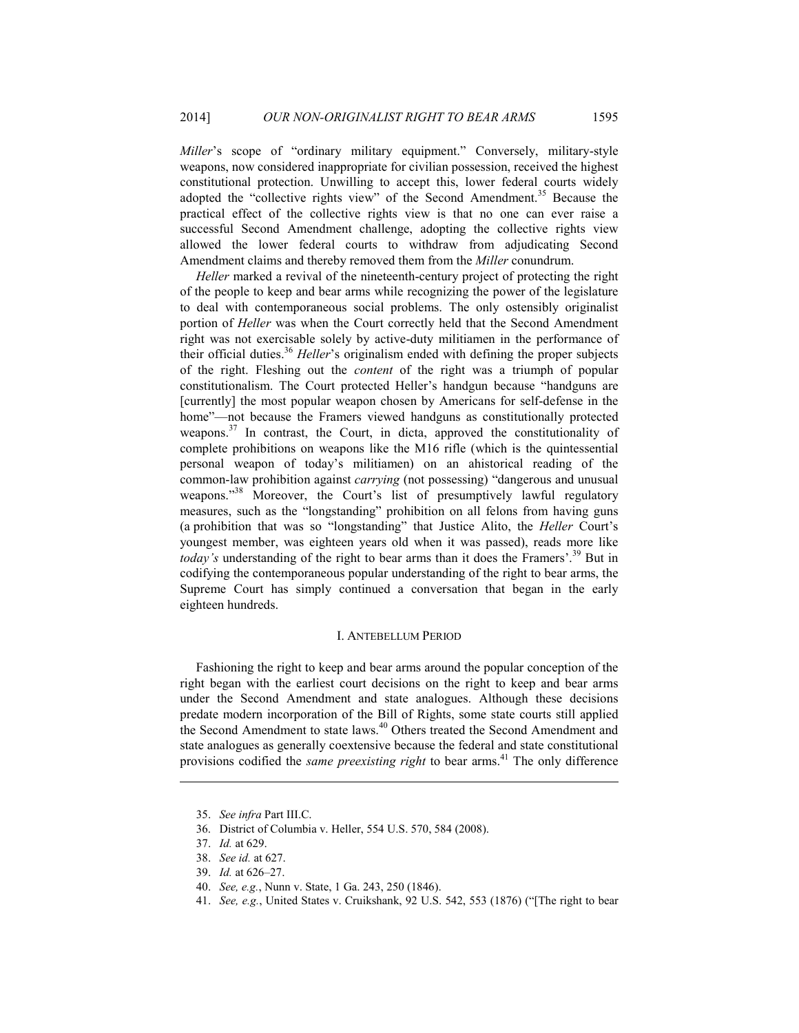*Miller*'s scope of "ordinary military equipment." Conversely, military-style weapons, now considered inappropriate for civilian possession, received the highest constitutional protection. Unwilling to accept this, lower federal courts widely adopted the "collective rights view" of the Second Amendment.[35] Because the practical effect of the collective rights view is that no one can ever raise a successful Second Amendment challenge, adopting the collective rights view allowed the lower federal courts to withdraw from adjudicating Second Amendment claims and thereby removed them from the *Miller* conundrum.

*Heller* marked a revival of the nineteenth-century project of protecting the right of the people to keep and bear arms while recognizing the power of the legislature to deal with contemporaneous social problems. The only ostensibly originalist portion of *Heller* was when the Court correctly held that the Second Amendment right was not exercisable solely by active-duty militiamen in the performance of their official duties.[36] *Heller*'s originalism ended with defining the proper subjects of the right. Fleshing out the *content* of the right was a triumph of popular constitutionalism. The Court protected Heller's handgun because "handguns are [currently] the most popular weapon chosen by Americans for self-defense in the home"—not because the Framers viewed handguns as constitutionally protected weapons.[37] In contrast, the Court, in dicta, approved the constitutionality of complete prohibitions on weapons like the M16 rifle (which is the quintessential personal weapon of today's militiamen) on an ahistorical reading of the common-law prohibition against *carrying* (not possessing) "dangerous and unusual weapons."[38] Moreover, the Court's list of presumptively lawful regulatory measures, such as the "longstanding" prohibition on all felons from having guns (a prohibition that was so "longstanding" that Justice Alito, the *Heller* Court's youngest member, was eighteen years old when it was passed), reads more like *today's* understanding of the right to bear arms than it does the Framers'.[39] But in codifying the contemporaneous popular understanding of the right to bear arms, the Supreme Court has simply continued a conversation that began in the early eighteen hundreds.

## I. ANTEBELLUM PERIOD

Fashioning the right to keep and bear arms around the popular conception of the right began with the earliest court decisions on the right to keep and bear arms under the Second Amendment and state analogues. Although these decisions predate modern incorporation of the Bill of Rights, some state courts still applied the Second Amendment to state laws.[40] Others treated the Second Amendment and state analogues as generally coextensive because the federal and state constitutional provisions codified the *same preexisting right* to bear arms.[41] The only difference

---

35. *See infra* Part III.C.

36. District of Columbia v. Heller, 554 U.S. 570, 584 (2008).

37. *Id.* at 629.

38. *See id.* at 627.

39. *Id.* at 626–27.

40. *See, e.g.*, Nunn v. State, 1 Ga. 243, 250 (1846).

41. *See, e.g.*, United States v. Cruikshank, 92 U.S. 542, 553 (1876) ("[The right to bear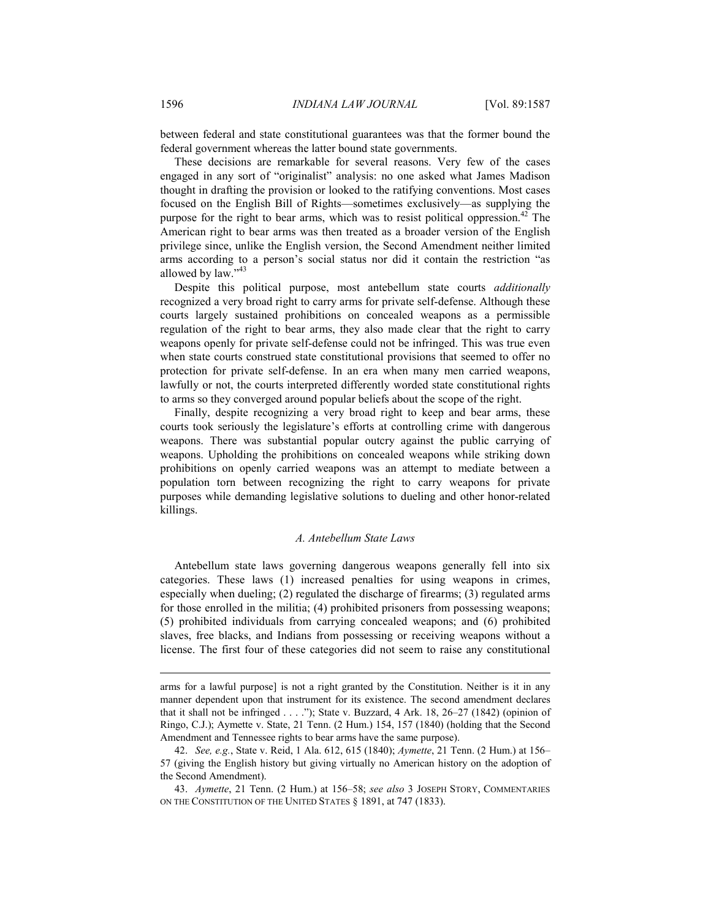between federal and state constitutional guarantees was that the former bound the federal government whereas the latter bound state governments.

These decisions are remarkable for several reasons. Very few of the cases engaged in any sort of "originalist" analysis: no one asked what James Madison thought in drafting the provision or looked to the ratifying conventions. Most cases focused on the English Bill of Rights—sometimes exclusively—as supplying the purpose for the right to bear arms, which was to resist political oppression.[42] The American right to bear arms was then treated as a broader version of the English privilege since, unlike the English version, the Second Amendment neither limited arms according to a person's social status nor did it contain the restriction "as allowed by law."[43]

Despite this political purpose, most antebellum state courts *additionally* recognized a very broad right to carry arms for private self-defense. Although these courts largely sustained prohibitions on concealed weapons as a permissible regulation of the right to bear arms, they also made clear that the right to carry weapons openly for private self-defense could not be infringed. This was true even when state courts construed state constitutional provisions that seemed to offer no protection for private self-defense. In an era when many men carried weapons, lawfully or not, the courts interpreted differently worded state constitutional rights to arms so they converged around popular beliefs about the scope of the right.

Finally, despite recognizing a very broad right to keep and bear arms, these courts took seriously the legislature's efforts at controlling crime with dangerous weapons. There was substantial popular outcry against the public carrying of weapons. Upholding the prohibitions on concealed weapons while striking down prohibitions on openly carried weapons was an attempt to mediate between a population torn between recognizing the right to carry weapons for private purposes while demanding legislative solutions to dueling and other honor-related killings.

### *A. Antebellum State Laws*

Antebellum state laws governing dangerous weapons generally fell into six categories. These laws (1) increased penalties for using weapons in crimes, especially when dueling; (2) regulated the discharge of firearms; (3) regulated arms for those enrolled in the militia; (4) prohibited prisoners from possessing weapons; (5) prohibited individuals from carrying concealed weapons; and (6) prohibited slaves, free blacks, and Indians from possessing or receiving weapons without a license. The first four of these categories did not seem to raise any constitutional

---

arms for a lawful purpose] is not a right granted by the Constitution. Neither is it in any manner dependent upon that instrument for its existence. The second amendment declares that it shall not be infringed . . . ."); State v. Buzzard, 4 Ark. 18, 26–27 (1842) (opinion of Ringo, C.J.); Aymette v. State, 21 Tenn. (2 Hum.) 154, 157 (1840) (holding that the Second Amendment and Tennessee rights to bear arms have the same purpose).

42. *See, e.g.*, State v. Reid, 1 Ala. 612, 615 (1840); *Aymette*, 21 Tenn. (2 Hum.) at 156–57 (giving the English history but giving virtually no American history on the adoption of the Second Amendment).

43. *Aymette*, 21 Tenn. (2 Hum.) at 156–58; *see also* 3 JOSEPH STORY, COMMENTARIES ON THE CONSTITUTION OF THE UNITED STATES § 1891, at 747 (1833).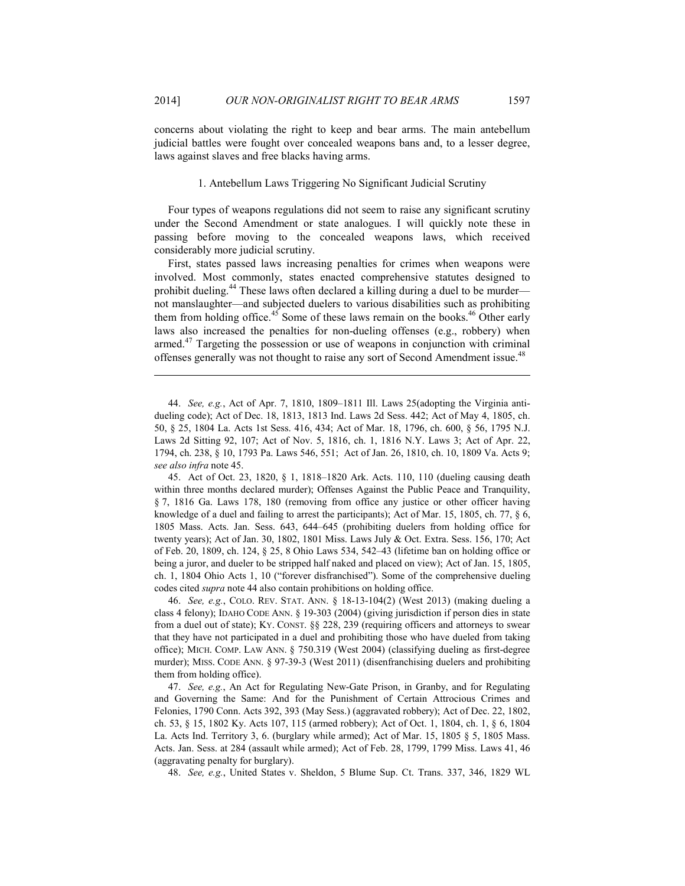concerns about violating the right to keep and bear arms. The main antebellum judicial battles were fought over concealed weapons bans and, to a lesser degree, laws against slaves and free blacks having arms.

### 1. Antebellum Laws Triggering No Significant Judicial Scrutiny

Four types of weapons regulations did not seem to raise any significant scrutiny under the Second Amendment or state analogues. I will quickly note these in passing before moving to the concealed weapons laws, which received considerably more judicial scrutiny.

First, states passed laws increasing penalties for crimes when weapons were involved. Most commonly, states enacted comprehensive statutes designed to prohibit dueling.[44] These laws often declared a killing during a duel to be murder—not manslaughter—and subjected duelers to various disabilities such as prohibiting them from holding office.[45] Some of these laws remain on the books.[46] Other early laws also increased the penalties for non-dueling offenses (e.g., robbery) when armed.[47] Targeting the possession or use of weapons in conjunction with criminal offenses generally was not thought to raise any sort of Second Amendment issue.[48]

---

44. *See, e.g.*, Act of Apr. 7, 1810, 1809–1811 Ill. Laws 25(adopting the Virginia anti-dueling code); Act of Dec. 18, 1813, 1813 Ind. Laws 2d Sess. 442; Act of May 4, 1805, ch. 50, § 25, 1804 La. Acts 1st Sess. 416, 434; Act of Mar. 18, 1796, ch. 600, § 56, 1795 N.J. Laws 2d Sitting 92, 107; Act of Nov. 5, 1816, ch. 1, 1816 N.Y. Laws 3; Act of Apr. 22, 1794, ch. 238, § 10, 1793 Pa. Laws 546, 551; Act of Jan. 26, 1810, ch. 10, 1809 Va. Acts 9; *see also infra* note 45.

45. Act of Oct. 23, 1820, § 1, 1818–1820 Ark. Acts. 110, 110 (dueling causing death within three months declared murder); Offenses Against the Public Peace and Tranquility, § 7, 1816 Ga. Laws 178, 180 (removing from office any justice or other officer having knowledge of a duel and failing to arrest the participants); Act of Mar. 15, 1805, ch. 77, § 6, 1805 Mass. Acts. Jan. Sess. 643, 644–645 (prohibiting duelers from holding office for twenty years); Act of Jan. 30, 1802, 1801 Miss. Laws July & Oct. Extra. Sess. 156, 170; Act of Feb. 20, 1809, ch. 124, § 25, 8 Ohio Laws 534, 542–43 (lifetime ban on holding office or being a juror, and dueler to be stripped half naked and placed on view); Act of Jan. 15, 1805, ch. 1, 1804 Ohio Acts 1, 10 ("forever disfranchised"). Some of the comprehensive dueling codes cited *supra* note 44 also contain prohibitions on holding office.

46. *See, e.g.*, COLO. REV. STAT. ANN. § 18-13-104(2) (West 2013) (making dueling a class 4 felony); IDAHO CODE ANN. § 19-303 (2004) (giving jurisdiction if person dies in state from a duel out of state); KY. CONST. §§ 228, 239 (requiring officers and attorneys to swear that they have not participated in a duel and prohibiting those who have dueled from taking office); MICH. COMP. LAW ANN. § 750.319 (West 2004) (classifying dueling as first-degree murder); MISS. CODE ANN. § 97-39-3 (West 2011) (disenfranchising duelers and prohibiting them from holding office).

47. *See, e.g.*, An Act for Regulating New-Gate Prison, in Granby, and for Regulating and Governing the Same: And for the Punishment of Certain Attrocious Crimes and Felonies, 1790 Conn. Acts 392, 393 (May Sess.) (aggravated robbery); Act of Dec. 22, 1802, ch. 53, § 15, 1802 Ky. Acts 107, 115 (armed robbery); Act of Oct. 1, 1804, ch. 1, § 6, 1804 La. Acts Ind. Territory 3, 6. (burglary while armed); Act of Mar. 15, 1805 § 5, 1805 Mass. Acts. Jan. Sess. at 284 (assault while armed); Act of Feb. 28, 1799, 1799 Miss. Laws 41, 46 (aggravating penalty for burglary).

48. *See, e.g.*, United States v. Sheldon, 5 Blume Sup. Ct. Trans. 337, 346, 1829 WL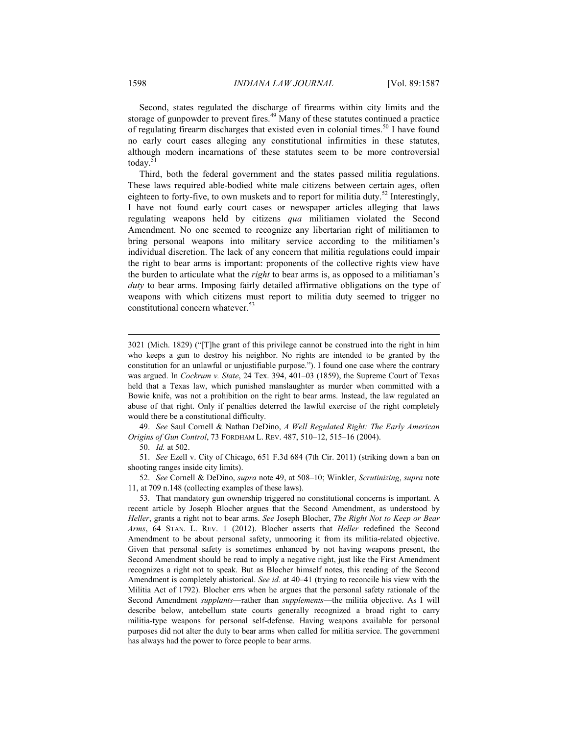Second, states regulated the discharge of firearms within city limits and the storage of gunpowder to prevent fires.[49] Many of these statutes continued a practice of regulating firearm discharges that existed even in colonial times.[50] I have found no early court cases alleging any constitutional infirmities in these statutes, although modern incarnations of these statutes seem to be more controversial today.[51]

Third, both the federal government and the states passed militia regulations. These laws required able-bodied white male citizens between certain ages, often eighteen to forty-five, to own muskets and to report for militia duty.[52] Interestingly, I have not found early court cases or newspaper articles alleging that laws regulating weapons held by citizens *qua* militiamen violated the Second Amendment. No one seemed to recognize any libertarian right of militiamen to bring personal weapons into military service according to the militiamen's individual discretion. The lack of any concern that militia regulations could impair the right to bear arms is important: proponents of the collective rights view have the burden to articulate what the *right* to bear arms is, as opposed to a militiaman's *duty* to bear arms. Imposing fairly detailed affirmative obligations on the type of weapons with which citizens must report to militia duty seemed to trigger no constitutional concern whatever.[53]

---

3021 (Mich. 1829) ("[T]he grant of this privilege cannot be construed into the right in him who keeps a gun to destroy his neighbor. No rights are intended to be granted by the constitution for an unlawful or unjustifiable purpose."). I found one case where the contrary was argued. In *Cockrum v. State*, 24 Tex. 394, 401–03 (1859), the Supreme Court of Texas held that a Texas law, which punished manslaughter as murder when committed with a Bowie knife, was not a prohibition on the right to bear arms. Instead, the law regulated an abuse of that right. Only if penalties deterred the lawful exercise of the right completely would there be a constitutional difficulty.

49. *See* Saul Cornell & Nathan DeDino, *A Well Regulated Right: The Early American Origins of Gun Control*, 73 FORDHAM L. REV. 487, 510–12, 515–16 (2004).

50. *Id.* at 502.

51. *See* Ezell v. City of Chicago, 651 F.3d 684 (7th Cir. 2011) (striking down a ban on shooting ranges inside city limits).

52. *See* Cornell & DeDino, *supra* note 49, at 508–10; Winkler, *Scrutinizing*, *supra* note 11, at 709 n.148 (collecting examples of these laws).

53. That mandatory gun ownership triggered no constitutional concerns is important. A recent article by Joseph Blocher argues that the Second Amendment, as understood by *Heller*, grants a right not to bear arms. *See* Joseph Blocher, *The Right Not to Keep or Bear Arms*, 64 STAN. L. REV. 1 (2012). Blocher asserts that *Heller* redefined the Second Amendment to be about personal safety, unmooring it from its militia-related objective. Given that personal safety is sometimes enhanced by not having weapons present, the Second Amendment should be read to imply a negative right, just like the First Amendment recognizes a right not to speak. But as Blocher himself notes, this reading of the Second Amendment is completely ahistorical. *See id.* at 40–41 (trying to reconcile his view with the Militia Act of 1792). Blocher errs when he argues that the personal safety rationale of the Second Amendment *supplants*—rather than *supplements*—the militia objective. As I will describe below, antebellum state courts generally recognized a broad right to carry militia-type weapons for personal self-defense. Having weapons available for personal purposes did not alter the duty to bear arms when called for militia service. The government has always had the power to force people to bear arms.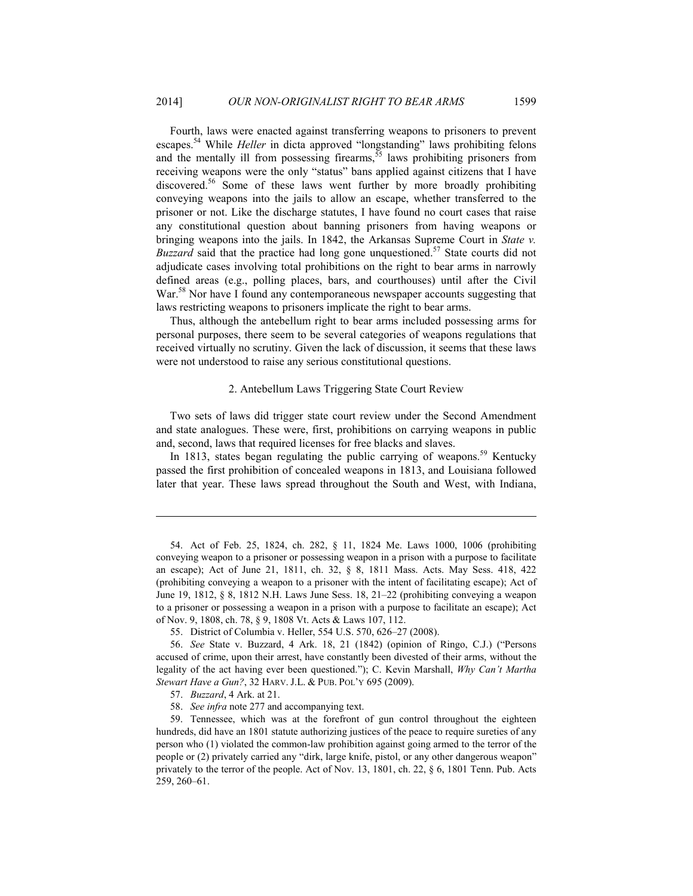Fourth, laws were enacted against transferring weapons to prisoners to prevent escapes.[54] While *Heller* in dicta approved "longstanding" laws prohibiting felons and the mentally ill from possessing firearms,[55] laws prohibiting prisoners from receiving weapons were the only "status" bans applied against citizens that I have discovered.[56] Some of these laws went further by more broadly prohibiting conveying weapons into the jails to allow an escape, whether transferred to the prisoner or not. Like the discharge statutes, I have found no court cases that raise any constitutional question about banning prisoners from having weapons or bringing weapons into the jails. In 1842, the Arkansas Supreme Court in *State v. Buzzard* said that the practice had long gone unquestioned.[57] State courts did not adjudicate cases involving total prohibitions on the right to bear arms in narrowly defined areas (e.g., polling places, bars, and courthouses) until after the Civil War.[58] Nor have I found any contemporaneous newspaper accounts suggesting that laws restricting weapons to prisoners implicate the right to bear arms.

Thus, although the antebellum right to bear arms included possessing arms for personal purposes, there seem to be several categories of weapons regulations that received virtually no scrutiny. Given the lack of discussion, it seems that these laws were not understood to raise any serious constitutional questions.

### 2. Antebellum Laws Triggering State Court Review

Two sets of laws did trigger state court review under the Second Amendment and state analogues. These were, first, prohibitions on carrying weapons in public and, second, laws that required licenses for free blacks and slaves.

In 1813, states began regulating the public carrying of weapons.[59] Kentucky passed the first prohibition of concealed weapons in 1813, and Louisiana followed later that year. These laws spread throughout the South and West, with Indiana,

---

54. Act of Feb. 25, 1824, ch. 282, § 11, 1824 Me. Laws 1000, 1006 (prohibiting conveying weapon to a prisoner or possessing weapon in a prison with a purpose to facilitate an escape); Act of June 21, 1811, ch. 32, § 8, 1811 Mass. Acts. May Sess. 418, 422 (prohibiting conveying a weapon to a prisoner with the intent of facilitating escape); Act of June 19, 1812, § 8, 1812 N.H. Laws June Sess. 18, 21–22 (prohibiting conveying a weapon to a prisoner or possessing a weapon in a prison with a purpose to facilitate an escape); Act of Nov. 9, 1808, ch. 78, § 9, 1808 Vt. Acts & Laws 107, 112.

55. District of Columbia v. Heller, 554 U.S. 570, 626–27 (2008).

56. *See* State v. Buzzard, 4 Ark. 18, 21 (1842) (opinion of Ringo, C.J.) ("Persons accused of crime, upon their arrest, have constantly been divested of their arms, without the legality of the act having ever been questioned."); C. Kevin Marshall, *Why Can't Martha Stewart Have a Gun?*, 32 HARV. J.L. & PUB. POL'Y 695 (2009).

57. *Buzzard*, 4 Ark. at 21.

58. *See infra* note 277 and accompanying text.

59. Tennessee, which was at the forefront of gun control throughout the eighteen hundreds, did have an 1801 statute authorizing justices of the peace to require sureties of any person who (1) violated the common-law prohibition against going armed to the terror of the people or (2) privately carried any "dirk, large knife, pistol, or any other dangerous weapon" privately to the terror of the people. Act of Nov. 13, 1801, ch. 22, § 6, 1801 Tenn. Pub. Acts 259, 260–61.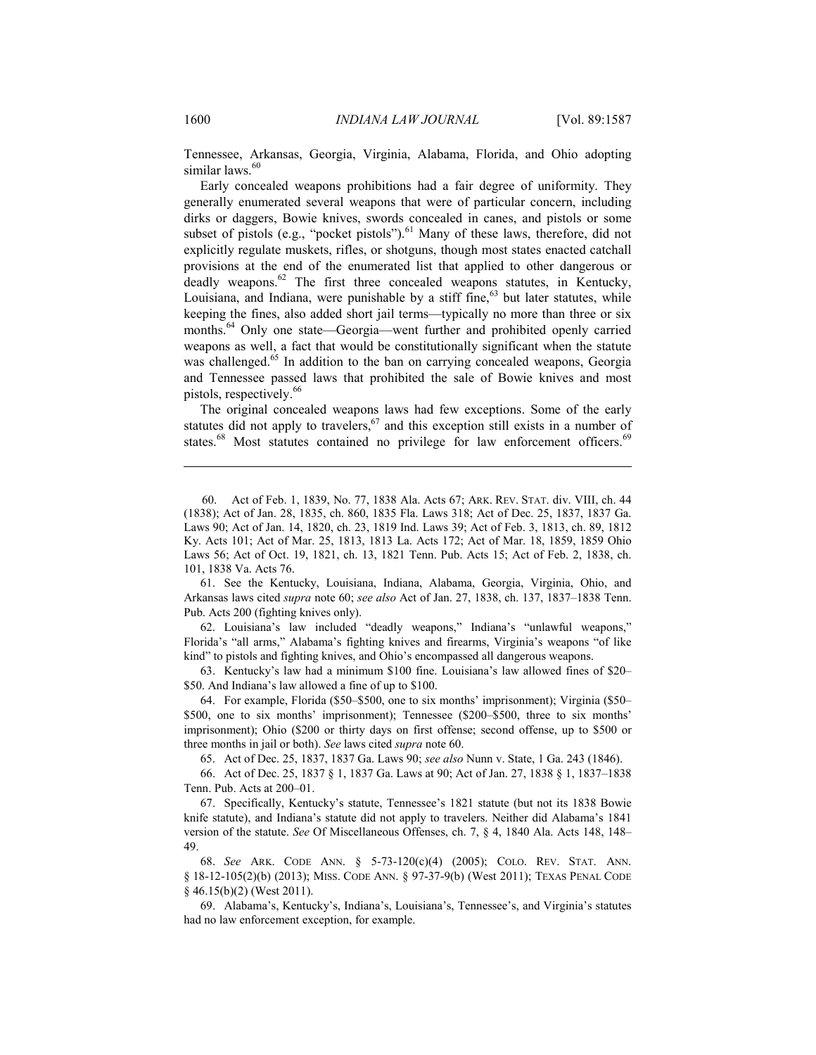Tennessee, Arkansas, Georgia, Virginia, Alabama, Florida, and Ohio adopting similar laws.[60]

Early concealed weapons prohibitions had a fair degree of uniformity. They generally enumerated several weapons that were of particular concern, including dirks or daggers, Bowie knives, swords concealed in canes, and pistols or some subset of pistols (e.g., "pocket pistols").[61] Many of these laws, therefore, did not explicitly regulate muskets, rifles, or shotguns, though most states enacted catchall provisions at the end of the enumerated list that applied to other dangerous or deadly weapons.[62] The first three concealed weapons statutes, in Kentucky, Louisiana, and Indiana, were punishable by a stiff fine,[63] but later statutes, while keeping the fines, also added short jail terms—typically no more than three or six months.[64] Only one state—Georgia—went further and prohibited openly carried weapons as well, a fact that would be constitutionally significant when the statute was challenged.[65] In addition to the ban on carrying concealed weapons, Georgia and Tennessee passed laws that prohibited the sale of Bowie knives and most pistols, respectively.[66]

The original concealed weapons laws had few exceptions. Some of the early statutes did not apply to travelers,[67] and this exception still exists in a number of states.[68] Most statutes contained no privilege for law enforcement officers.[69]

---

60. Act of Feb. 1, 1839, No. 77, 1838 Ala. Acts 67; ARK. REV. STAT. div. VIII, ch. 44 (1838); Act of Jan. 28, 1835, ch. 860, 1835 Fla. Laws 318; Act of Dec. 25, 1837, 1837 Ga. Laws 90; Act of Jan. 14, 1820, ch. 23, 1819 Ind. Laws 39; Act of Feb. 3, 1813, ch. 89, 1812 Ky. Acts 101; Act of Mar. 25, 1813, 1813 La. Acts 172; Act of Mar. 18, 1859, 1859 Ohio Laws 56; Act of Oct. 19, 1821, ch. 13, 1821 Tenn. Pub. Acts 15; Act of Feb. 2, 1838, ch. 101, 1838 Va. Acts 76.

61. See the Kentucky, Louisiana, Indiana, Alabama, Georgia, Virginia, Ohio, and Arkansas laws cited *supra* note 60; *see also* Act of Jan. 27, 1838, ch. 137, 1837–1838 Tenn. Pub. Acts 200 (fighting knives only).

62. Louisiana's law included "deadly weapons," Indiana's "unlawful weapons," Florida's "all arms," Alabama's fighting knives and firearms, Virginia's weapons "of like kind" to pistols and fighting knives, and Ohio's encompassed all dangerous weapons.

63. Kentucky's law had a minimum $100 fine. Louisiana's law allowed fines of $20–$50. And Indiana's law allowed a fine of up to $100.

64. For example, Florida ($50–$500, one to six months' imprisonment); Virginia ($50–$500, one to six months' imprisonment); Tennessee ($200–$500, three to six months' imprisonment); Ohio ($200 or thirty days on first offense; second offense, up to $500 or three months in jail or both). *See* laws cited *supra* note 60.

65. Act of Dec. 25, 1837, 1837 Ga. Laws 90; *see also* Nunn v. State, 1 Ga. 243 (1846).

66. Act of Dec. 25, 1837 § 1, 1837 Ga. Laws at 90; Act of Jan. 27, 1838 § 1, 1837–1838 Tenn. Pub. Acts at 200–01.

67. Specifically, Kentucky's statute, Tennessee's 1821 statute (but not its 1838 Bowie knife statute), and Indiana's statute did not apply to travelers. Neither did Alabama's 1841 version of the statute. *See* Of Miscellaneous Offenses, ch. 7, § 4, 1840 Ala. Acts 148, 148–49.

68. *See* ARK. CODE ANN. § 5-73-120(c)(4) (2005); COLO. REV. STAT. ANN. § 18-12-105(2)(b) (2013); MISS. CODE ANN. § 97-37-9(b) (West 2011); TEXAS PENAL CODE § 46.15(b)(2) (West 2011).

69. Alabama's, Kentucky's, Indiana's, Louisiana's, Tennessee's, and Virginia's statutes had no law enforcement exception, for example.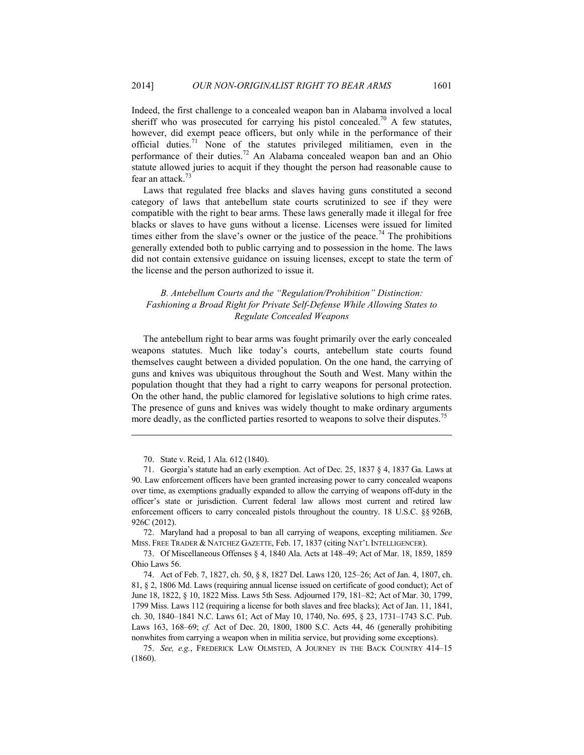Indeed, the first challenge to a concealed weapon ban in Alabama involved a local sheriff who was prosecuted for carrying his pistol concealed.[70] A few statutes, however, did exempt peace officers, but only while in the performance of their official duties.[71] None of the statutes privileged militiamen, even in the performance of their duties.[72] An Alabama concealed weapon ban and an Ohio statute allowed juries to acquit if they thought the person had reasonable cause to fear an attack.[73]

Laws that regulated free blacks and slaves having guns constituted a second category of laws that antebellum state courts scrutinized to see if they were compatible with the right to bear arms. These laws generally made it illegal for free blacks or slaves to have guns without a license. Licenses were issued for limited times either from the slave's owner or the justice of the peace.[74] The prohibitions generally extended both to public carrying and to possession in the home. The laws did not contain extensive guidance on issuing licenses, except to state the term of the license and the person authorized to issue it.

### *B. Antebellum Courts and the "Regulation/Prohibition" Distinction: Fashioning a Broad Right for Private Self-Defense While Allowing States to Regulate Concealed Weapons*

The antebellum right to bear arms was fought primarily over the early concealed weapons statutes. Much like today's courts, antebellum state courts found themselves caught between a divided population. On the one hand, the carrying of guns and knives was ubiquitous throughout the South and West. Many within the population thought that they had a right to carry weapons for personal protection. On the other hand, the public clamored for legislative solutions to high crime rates. The presence of guns and knives was widely thought to make ordinary arguments more deadly, as the conflicted parties resorted to weapons to solve their disputes.[75]

---

70. State v. Reid, 1 Ala. 612 (1840).

71. Georgia's statute had an early exemption. Act of Dec. 25, 1837 § 4, 1837 Ga. Laws at 90. Law enforcement officers have been granted increasing power to carry concealed weapons over time, as exemptions gradually expanded to allow the carrying of weapons off-duty in the officer's state or jurisdiction. Current federal law allows most current and retired law enforcement officers to carry concealed pistols throughout the country. 18 U.S.C. §§ 926B, 926C (2012).

72. Maryland had a proposal to ban all carrying of weapons, excepting militiamen. *See* MISS. FREE TRADER & NATCHEZ GAZETTE, Feb. 17, 1837 (citing NAT'L INTELLIGENCER).

73. Of Miscellaneous Offenses § 4, 1840 Ala. Acts at 148–49; Act of Mar. 18, 1859, 1859 Ohio Laws 56.

74. Act of Feb. 7, 1827, ch. 50, § 8, 1827 Del. Laws 120, 125–26; Act of Jan. 4, 1807, ch. 81, § 2, 1806 Md. Laws (requiring annual license issued on certificate of good conduct); Act of June 18, 1822, § 10, 1822 Miss. Laws 5th Sess. Adjourned 179, 181–82; Act of Mar. 30, 1799, 1799 Miss. Laws 112 (requiring a license for both slaves and free blacks); Act of Jan. 11, 1841, ch. 30, 1840–1841 N.C. Laws 61; Act of May 10, 1740, No. 695, § 23, 1731–1743 S.C. Pub. Laws 163, 168–69; *cf.* Act of Dec. 20, 1800, 1800 S.C. Acts 44, 46 (generally prohibiting nonwhites from carrying a weapon when in militia service, but providing some exceptions).

75. *See, e.g.*, FREDERICK LAW OLMSTED, A JOURNEY IN THE BACK COUNTRY 414–15 (1860).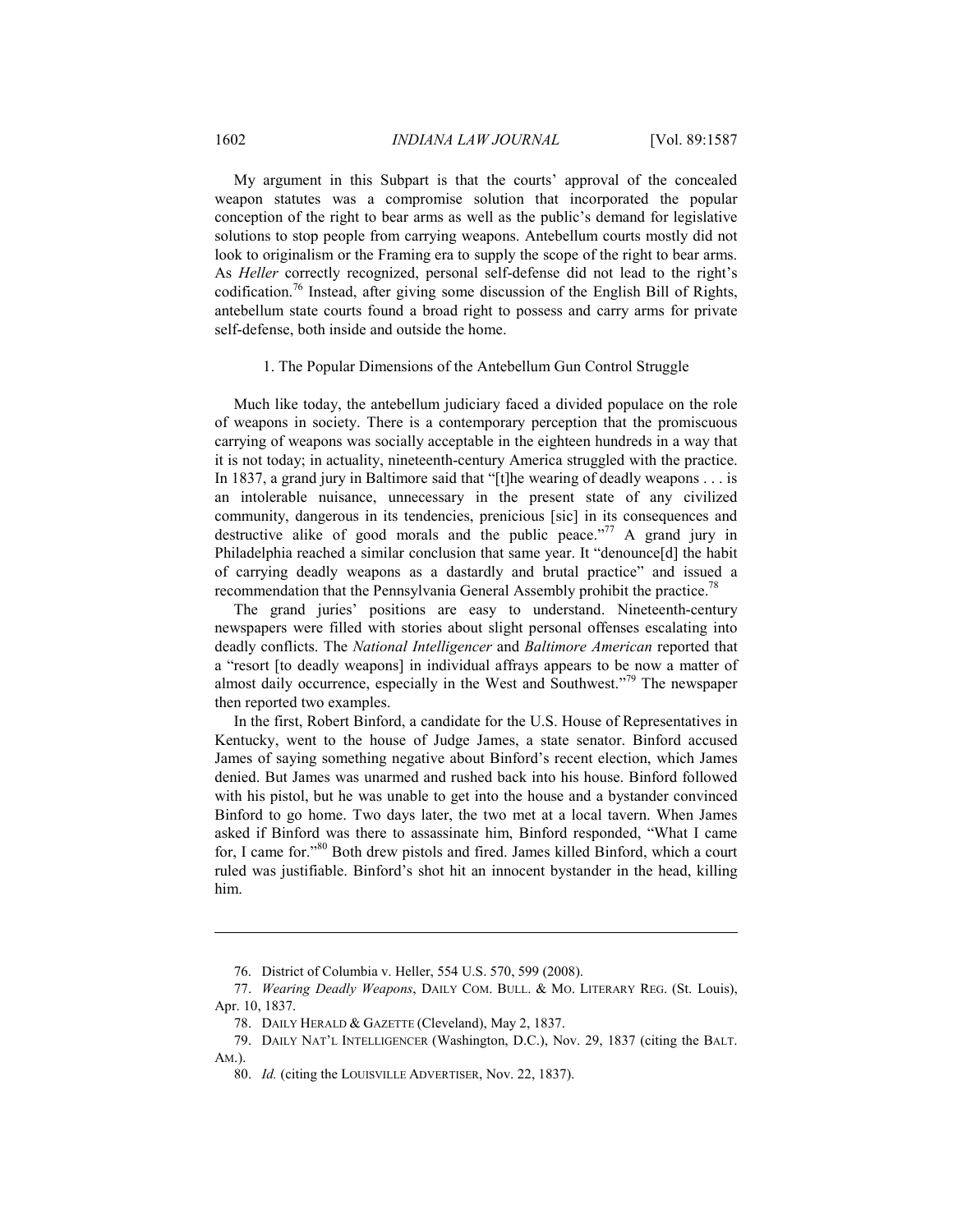My argument in this Subpart is that the courts' approval of the concealed weapon statutes was a compromise solution that incorporated the popular conception of the right to bear arms as well as the public's demand for legislative solutions to stop people from carrying weapons. Antebellum courts mostly did not look to originalism or the Framing era to supply the scope of the right to bear arms. As *Heller* correctly recognized, personal self-defense did not lead to the right's codification.[76] Instead, after giving some discussion of the English Bill of Rights, antebellum state courts found a broad right to possess and carry arms for private self-defense, both inside and outside the home.

### 1. The Popular Dimensions of the Antebellum Gun Control Struggle

Much like today, the antebellum judiciary faced a divided populace on the role of weapons in society. There is a contemporary perception that the promiscuous carrying of weapons was socially acceptable in the eighteen hundreds in a way that it is not today; in actuality, nineteenth-century America struggled with the practice. In 1837, a grand jury in Baltimore said that "[t]he wearing of deadly weapons . . . is an intolerable nuisance, unnecessary in the present state of any civilized community, dangerous in its tendencies, prenicious [sic] in its consequences and destructive alike of good morals and the public peace."[77] A grand jury in Philadelphia reached a similar conclusion that same year. It "denounce[d] the habit of carrying deadly weapons as a dastardly and brutal practice" and issued a recommendation that the Pennsylvania General Assembly prohibit the practice.[78]

The grand juries' positions are easy to understand. Nineteenth-century newspapers were filled with stories about slight personal offenses escalating into deadly conflicts. The *National Intelligencer* and *Baltimore American* reported that a "resort [to deadly weapons] in individual affrays appears to be now a matter of almost daily occurrence, especially in the West and Southwest."[79] The newspaper then reported two examples.

In the first, Robert Binford, a candidate for the U.S. House of Representatives in Kentucky, went to the house of Judge James, a state senator. Binford accused James of saying something negative about Binford's recent election, which James denied. But James was unarmed and rushed back into his house. Binford followed with his pistol, but he was unable to get into the house and a bystander convinced Binford to go home. Two days later, the two met at a local tavern. When James asked if Binford was there to assassinate him, Binford responded, "What I came for, I came for."[80] Both drew pistols and fired. James killed Binford, which a court ruled was justifiable. Binford's shot hit an innocent bystander in the head, killing him.

---

76. District of Columbia v. Heller, 554 U.S. 570, 599 (2008).

77. *Wearing Deadly Weapons*, DAILY COM. BULL. & MO. LITERARY REG. (St. Louis), Apr. 10, 1837.

78. DAILY HERALD & GAZETTE (Cleveland), May 2, 1837.

79. DAILY NAT'L INTELLIGENCER (Washington, D.C.), Nov. 29, 1837 (citing the BALT. AM.).

80. *Id.* (citing the LOUISVILLE ADVERTISER, Nov. 22, 1837).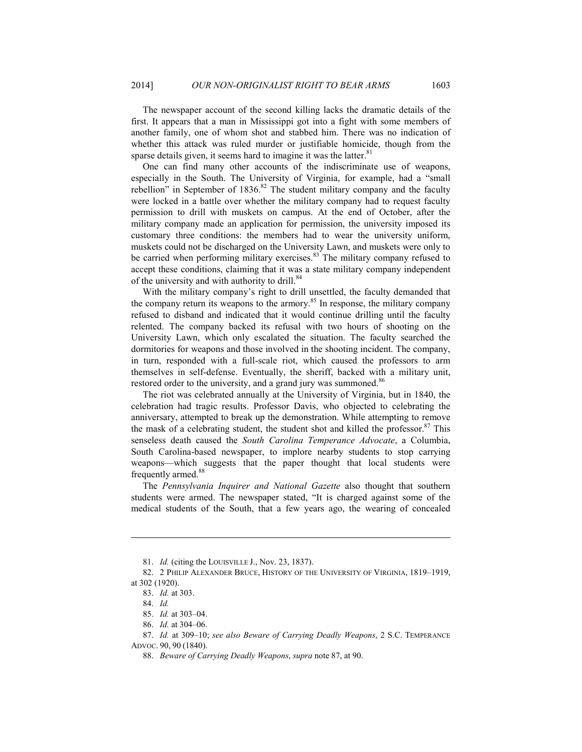The newspaper account of the second killing lacks the dramatic details of the first. It appears that a man in Mississippi got into a fight with some members of another family, one of whom shot and stabbed him. There was no indication of whether this attack was ruled murder or justifiable homicide, though from the sparse details given, it seems hard to imagine it was the latter.[81]

One can find many other accounts of the indiscriminate use of weapons, especially in the South. The University of Virginia, for example, had a "small rebellion" in September of 1836.[82] The student military company and the faculty were locked in a battle over whether the military company had to request faculty permission to drill with muskets on campus. At the end of October, after the military company made an application for permission, the university imposed its customary three conditions: the members had to wear the university uniform, muskets could not be discharged on the University Lawn, and muskets were only to be carried when performing military exercises.[83] The military company refused to accept these conditions, claiming that it was a state military company independent of the university and with authority to drill.[84]

With the military company's right to drill unsettled, the faculty demanded that the company return its weapons to the armory.[85] In response, the military company refused to disband and indicated that it would continue drilling until the faculty relented. The company backed its refusal with two hours of shooting on the University Lawn, which only escalated the situation. The faculty searched the dormitories for weapons and those involved in the shooting incident. The company, in turn, responded with a full-scale riot, which caused the professors to arm themselves in self-defense. Eventually, the sheriff, backed with a military unit, restored order to the university, and a grand jury was summoned.[86]

The riot was celebrated annually at the University of Virginia, but in 1840, the celebration had tragic results. Professor Davis, who objected to celebrating the anniversary, attempted to break up the demonstration. While attempting to remove the mask of a celebrating student, the student shot and killed the professor.[87] This senseless death caused the *South Carolina Temperance Advocate*, a Columbia, South Carolina-based newspaper, to implore nearby students to stop carrying weapons—which suggests that the paper thought that local students were frequently armed.[88]

The *Pennsylvania Inquirer and National Gazette* also thought that southern students were armed. The newspaper stated, "It is charged against some of the medical students of the South, that a few years ago, the wearing of concealed

---

81. *Id.* (citing the LOUISVILLE J., Nov. 23, 1837).

82. 2 PHILIP ALEXANDER BRUCE, HISTORY OF THE UNIVERSITY OF VIRGINIA, 1819–1919, at 302 (1920).

83. *Id.* at 303.

84. *Id.*

85. *Id.* at 303–04.

86. *Id.* at 304–06.

87. *Id.* at 309–10; *see also Beware of Carrying Deadly Weapons*, 2 S.C. TEMPERANCE ADVOC. 90, 90 (1840).

88. *Beware of Carrying Deadly Weapons*, *supra* note 87, at 90.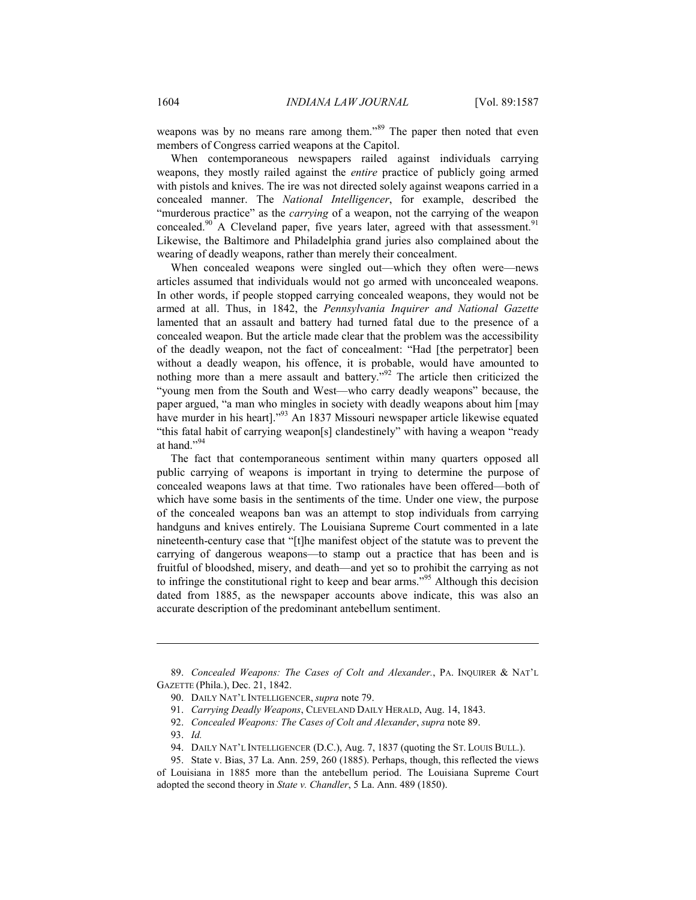weapons was by no means rare among them."[89] The paper then noted that even members of Congress carried weapons at the Capitol.

When contemporaneous newspapers railed against individuals carrying weapons, they mostly railed against the *entire* practice of publicly going armed with pistols and knives. The ire was not directed solely against weapons carried in a concealed manner. The *National Intelligencer*, for example, described the "murderous practice" as the *carrying* of a weapon, not the carrying of the weapon concealed.[90] A Cleveland paper, five years later, agreed with that assessment.[91] Likewise, the Baltimore and Philadelphia grand juries also complained about the wearing of deadly weapons, rather than merely their concealment.

When concealed weapons were singled out—which they often were—news articles assumed that individuals would not go armed with unconcealed weapons. In other words, if people stopped carrying concealed weapons, they would not be armed at all. Thus, in 1842, the *Pennsylvania Inquirer and National Gazette* lamented that an assault and battery had turned fatal due to the presence of a concealed weapon. But the article made clear that the problem was the accessibility of the deadly weapon, not the fact of concealment: "Had [the perpetrator] been without a deadly weapon, his offence, it is probable, would have amounted to nothing more than a mere assault and battery."[92] The article then criticized the "young men from the South and West—who carry deadly weapons" because, the paper argued, "a man who mingles in society with deadly weapons about him [may have murder in his heart]."[93] An 1837 Missouri newspaper article likewise equated "this fatal habit of carrying weapon[s] clandestinely" with having a weapon "ready at hand."[94]

The fact that contemporaneous sentiment within many quarters opposed all public carrying of weapons is important in trying to determine the purpose of concealed weapons laws at that time. Two rationales have been offered—both of which have some basis in the sentiments of the time. Under one view, the purpose of the concealed weapons ban was an attempt to stop individuals from carrying handguns and knives entirely. The Louisiana Supreme Court commented in a late nineteenth-century case that "[t]he manifest object of the statute was to prevent the carrying of dangerous weapons—to stamp out a practice that has been and is fruitful of bloodshed, misery, and death—and yet so to prohibit the carrying as not to infringe the constitutional right to keep and bear arms."[95] Although this decision dated from 1885, as the newspaper accounts above indicate, this was also an accurate description of the predominant antebellum sentiment.

---

89. *Concealed Weapons: The Cases of Colt and Alexander.*, PA. INQUIRER & NAT'L GAZETTE (Phila.), Dec. 21, 1842.

90. DAILY NAT'L INTELLIGENCER, *supra* note 79.

91. *Carrying Deadly Weapons*, CLEVELAND DAILY HERALD, Aug. 14, 1843.

92. *Concealed Weapons: The Cases of Colt and Alexander*, *supra* note 89.

93. *Id.*

94. DAILY NAT'L INTELLIGENCER (D.C.), Aug. 7, 1837 (quoting the ST. LOUIS BULL.).

95. State v. Bias, 37 La. Ann. 259, 260 (1885). Perhaps, though, this reflected the views of Louisiana in 1885 more than the antebellum period. The Louisiana Supreme Court adopted the second theory in *State v. Chandler*, 5 La. Ann. 489 (1850).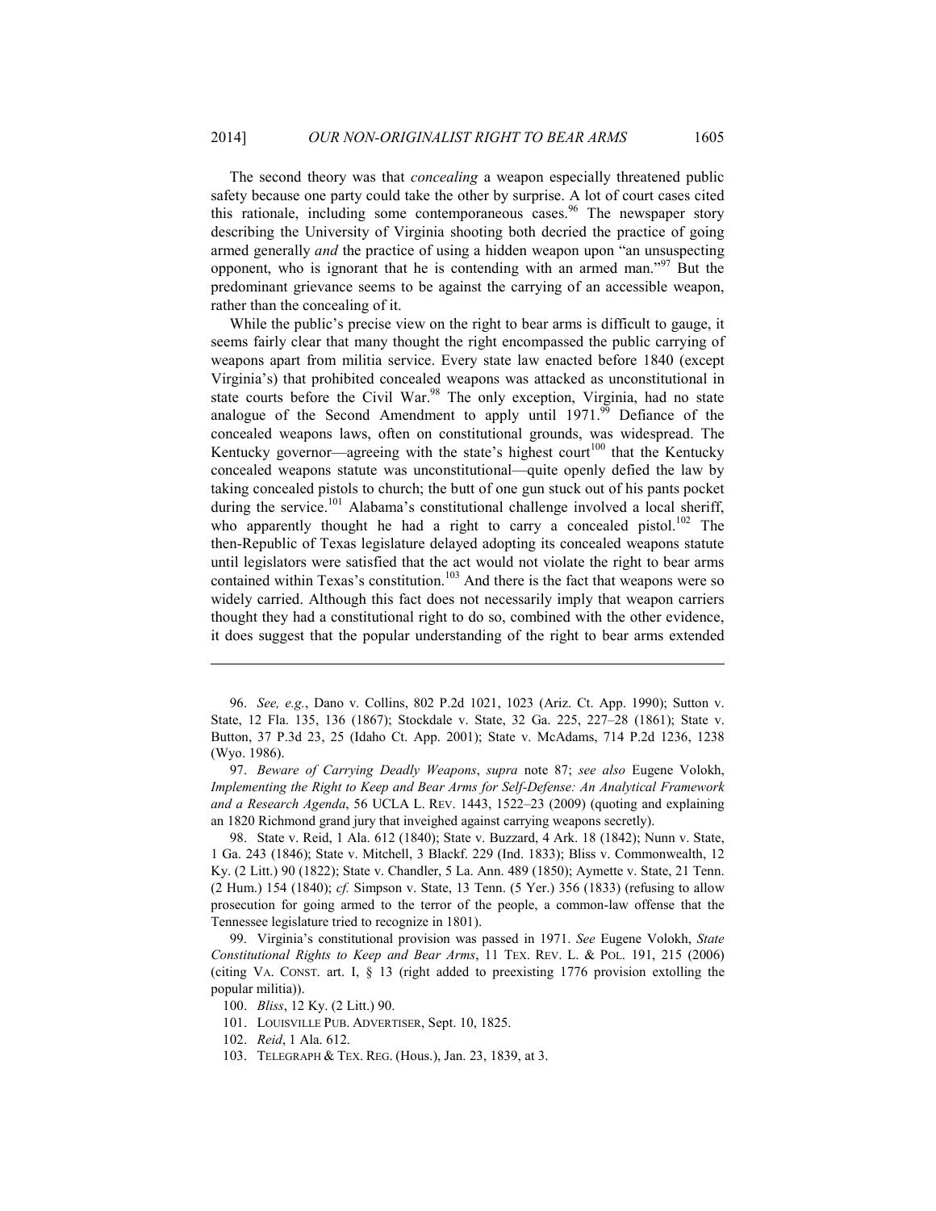The second theory was that *concealing* a weapon especially threatened public safety because one party could take the other by surprise. A lot of court cases cited this rationale, including some contemporaneous cases.[96] The newspaper story describing the University of Virginia shooting both decried the practice of going armed generally *and* the practice of using a hidden weapon upon "an unsuspecting opponent, who is ignorant that he is contending with an armed man."[97] But the predominant grievance seems to be against the carrying of an accessible weapon, rather than the concealing of it.

While the public's precise view on the right to bear arms is difficult to gauge, it seems fairly clear that many thought the right encompassed the public carrying of weapons apart from militia service. Every state law enacted before 1840 (except Virginia's) that prohibited concealed weapons was attacked as unconstitutional in state courts before the Civil War.[98] The only exception, Virginia, had no state analogue of the Second Amendment to apply until 1971.[99] Defiance of the concealed weapons laws, often on constitutional grounds, was widespread. The Kentucky governor—agreeing with the state's highest court[100] that the Kentucky concealed weapons statute was unconstitutional—quite openly defied the law by taking concealed pistols to church; the butt of one gun stuck out of his pants pocket during the service.[101] Alabama's constitutional challenge involved a local sheriff, who apparently thought he had a right to carry a concealed pistol.[102] The then-Republic of Texas legislature delayed adopting its concealed weapons statute until legislators were satisfied that the act would not violate the right to bear arms contained within Texas's constitution.[103] And there is the fact that weapons were so widely carried. Although this fact does not necessarily imply that weapon carriers thought they had a constitutional right to do so, combined with the other evidence, it does suggest that the popular understanding of the right to bear arms extended

---

96. *See, e.g.*, Dano v. Collins, 802 P.2d 1021, 1023 (Ariz. Ct. App. 1990); Sutton v. State, 12 Fla. 135, 136 (1867); Stockdale v. State, 32 Ga. 225, 227–28 (1861); State v. Button, 37 P.3d 23, 25 (Idaho Ct. App. 2001); State v. McAdams, 714 P.2d 1236, 1238 (Wyo. 1986).

97. *Beware of Carrying Deadly Weapons*, *supra* note 87; *see also* Eugene Volokh, *Implementing the Right to Keep and Bear Arms for Self-Defense: An Analytical Framework and a Research Agenda*, 56 UCLA L. REV. 1443, 1522–23 (2009) (quoting and explaining an 1820 Richmond grand jury that inveighed against carrying weapons secretly).

98. State v. Reid, 1 Ala. 612 (1840); State v. Buzzard, 4 Ark. 18 (1842); Nunn v. State, 1 Ga. 243 (1846); State v. Mitchell, 3 Blackf. 229 (Ind. 1833); Bliss v. Commonwealth, 12 Ky. (2 Litt.) 90 (1822); State v. Chandler, 5 La. Ann. 489 (1850); Aymette v. State, 21 Tenn. (2 Hum.) 154 (1840); *cf.* Simpson v. State, 13 Tenn. (5 Yer.) 356 (1833) (refusing to allow prosecution for going armed to the terror of the people, a common-law offense that the Tennessee legislature tried to recognize in 1801).

99. Virginia's constitutional provision was passed in 1971. *See* Eugene Volokh, *State Constitutional Rights to Keep and Bear Arms*, 11 TEX. REV. L. & POL. 191, 215 (2006) (citing VA. CONST. art. I, § 13 (right added to preexisting 1776 provision extolling the popular militia)).

100. *Bliss*, 12 Ky. (2 Litt.) 90.

101. LOUISVILLE PUB. ADVERTISER, Sept. 10, 1825.

102. *Reid*, 1 Ala. 612.

103. TELEGRAPH & TEX. REG. (Hous.), Jan. 23, 1839, at 3.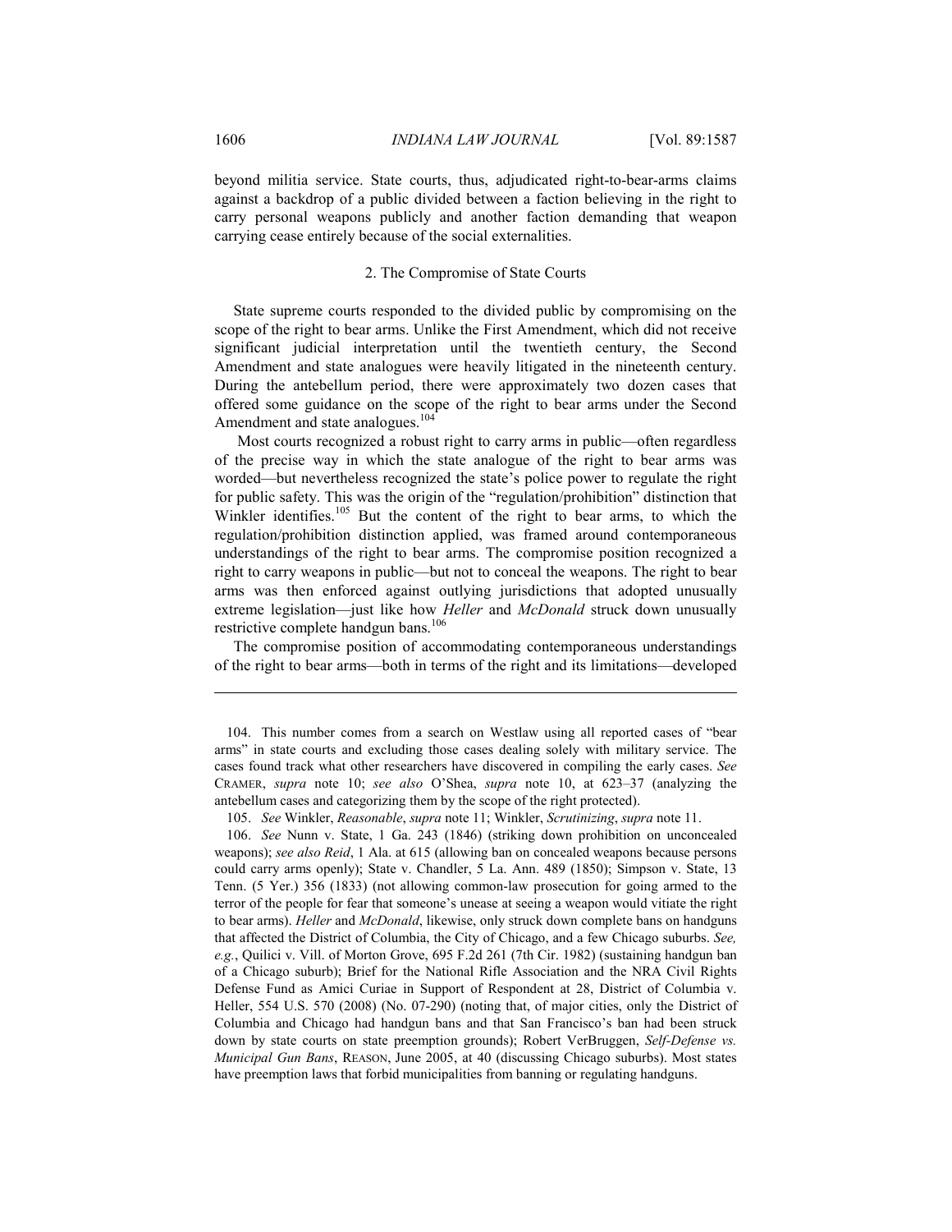beyond militia service. State courts, thus, adjudicated right-to-bear-arms claims against a backdrop of a public divided between a faction believing in the right to carry personal weapons publicly and another faction demanding that weapon carrying cease entirely because of the social externalities.

### 2. The Compromise of State Courts

State supreme courts responded to the divided public by compromising on the scope of the right to bear arms. Unlike the First Amendment, which did not receive significant judicial interpretation until the twentieth century, the Second Amendment and state analogues were heavily litigated in the nineteenth century. During the antebellum period, there were approximately two dozen cases that offered some guidance on the scope of the right to bear arms under the Second Amendment and state analogues.[104]

Most courts recognized a robust right to carry arms in public—often regardless of the precise way in which the state analogue of the right to bear arms was worded—but nevertheless recognized the state's police power to regulate the right for public safety. This was the origin of the "regulation/prohibition" distinction that Winkler identifies.[105] But the content of the right to bear arms, to which the regulation/prohibition distinction applied, was framed around contemporaneous understandings of the right to bear arms. The compromise position recognized a right to carry weapons in public—but not to conceal the weapons. The right to bear arms was then enforced against outlying jurisdictions that adopted unusually extreme legislation—just like how *Heller* and *McDonald* struck down unusually restrictive complete handgun bans.[106]

The compromise position of accommodating contemporaneous understandings of the right to bear arms—both in terms of the right and its limitations—developed

---

104. This number comes from a search on Westlaw using all reported cases of "bear arms" in state courts and excluding those cases dealing solely with military service. The cases found track what other researchers have discovered in compiling the early cases. *See* CRAMER, *supra* note 10; *see also* O'Shea, *supra* note 10, at 623–37 (analyzing the antebellum cases and categorizing them by the scope of the right protected).

105. *See* Winkler, *Reasonable*, *supra* note 11; Winkler, *Scrutinizing*, *supra* note 11.

106. *See* Nunn v. State, 1 Ga. 243 (1846) (striking down prohibition on unconcealed weapons); *see also Reid*, 1 Ala. at 615 (allowing ban on concealed weapons because persons could carry arms openly); State v. Chandler, 5 La. Ann. 489 (1850); Simpson v. State, 13 Tenn. (5 Yer.) 356 (1833) (not allowing common-law prosecution for going armed to the terror of the people for fear that someone's unease at seeing a weapon would vitiate the right to bear arms). *Heller* and *McDonald*, likewise, only struck down complete bans on handguns that affected the District of Columbia, the City of Chicago, and a few Chicago suburbs. *See, e.g.*, Quilici v. Vill. of Morton Grove, 695 F.2d 261 (7th Cir. 1982) (sustaining handgun ban of a Chicago suburb); Brief for the National Rifle Association and the NRA Civil Rights Defense Fund as Amici Curiae in Support of Respondent at 28, District of Columbia v. Heller, 554 U.S. 570 (2008) (No. 07-290) (noting that, of major cities, only the District of Columbia and Chicago had handgun bans and that San Francisco's ban had been struck down by state courts on state preemption grounds); Robert VerBruggen, *Self-Defense vs. Municipal Gun Bans*, REASON, June 2005, at 40 (discussing Chicago suburbs). Most states have preemption laws that forbid municipalities from banning or regulating handguns.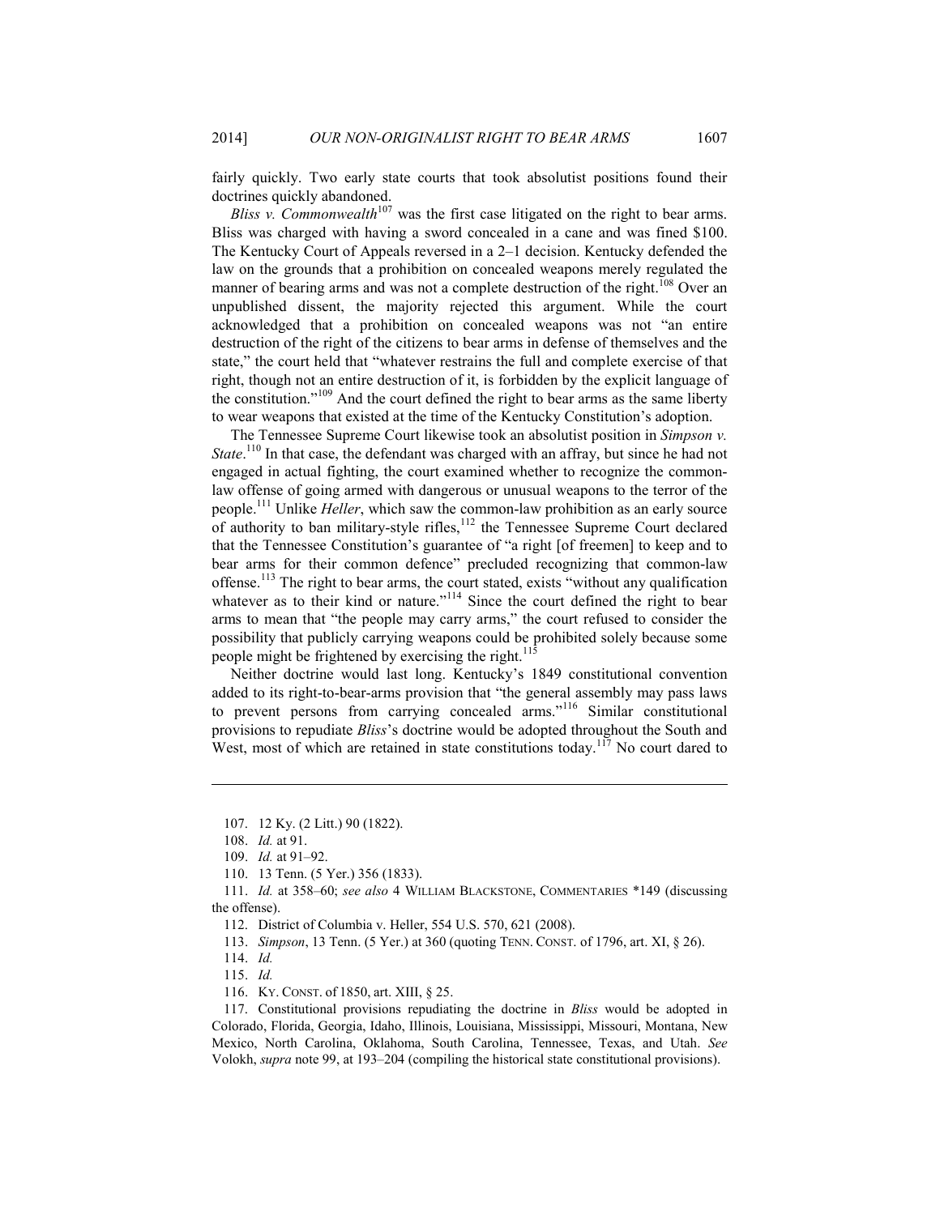fairly quickly. Two early state courts that took absolutist positions found their doctrines quickly abandoned.

*Bliss v. Commonwealth*[107] was the first case litigated on the right to bear arms. Bliss was charged with having a sword concealed in a cane and was fined $100. The Kentucky Court of Appeals reversed in a 2–1 decision. Kentucky defended the law on the grounds that a prohibition on concealed weapons merely regulated the manner of bearing arms and was not a complete destruction of the right.[108] Over an unpublished dissent, the majority rejected this argument. While the court acknowledged that a prohibition on concealed weapons was not "an entire destruction of the right of the citizens to bear arms in defense of themselves and the state," the court held that "whatever restrains the full and complete exercise of that right, though not an entire destruction of it, is forbidden by the explicit language of the constitution."[109] And the court defined the right to bear arms as the same liberty to wear weapons that existed at the time of the Kentucky Constitution's adoption.

The Tennessee Supreme Court likewise took an absolutist position in *Simpson v. State*.[110] In that case, the defendant was charged with an affray, but since he had not engaged in actual fighting, the court examined whether to recognize the common-law offense of going armed with dangerous or unusual weapons to the terror of the people.[111] Unlike *Heller*, which saw the common-law prohibition as an early source of authority to ban military-style rifles,[112] the Tennessee Supreme Court declared that the Tennessee Constitution's guarantee of "a right [of freemen] to keep and to bear arms for their common defence" precluded recognizing that common-law offense.[113] The right to bear arms, the court stated, exists "without any qualification whatever as to their kind or nature."[114] Since the court defined the right to bear arms to mean that "the people may carry arms," the court refused to consider the possibility that publicly carrying weapons could be prohibited solely because some people might be frightened by exercising the right.[115]

Neither doctrine would last long. Kentucky's 1849 constitutional convention added to its right-to-bear-arms provision that "the general assembly may pass laws to prevent persons from carrying concealed arms."[116] Similar constitutional provisions to repudiate *Bliss*'s doctrine would be adopted throughout the South and West, most of which are retained in state constitutions today.[117] No court dared to

---

107. 12 Ky. (2 Litt.) 90 (1822).

108. *Id.* at 91.

109. *Id.* at 91–92.

110. 13 Tenn. (5 Yer.) 356 (1833).

111. *Id.* at 358–60; *see also* 4 WILLIAM BLACKSTONE, COMMENTARIES *149 (discussing the offense).

112. District of Columbia v. Heller, 554 U.S. 570, 621 (2008).

113. *Simpson*, 13 Tenn. (5 Yer.) at 360 (quoting TENN. CONST. of 1796, art. XI, § 26).

114. *Id.*

115. *Id.*

116. KY. CONST. of 1850, art. XIII, § 25.

117. Constitutional provisions repudiating the doctrine in *Bliss* would be adopted in Colorado, Florida, Georgia, Idaho, Illinois, Louisiana, Mississippi, Missouri, Montana, New Mexico, North Carolina, Oklahoma, South Carolina, Tennessee, Texas, and Utah. *See* Volokh, *supra* note 99, at 193–204 (compiling the historical state constitutional provisions).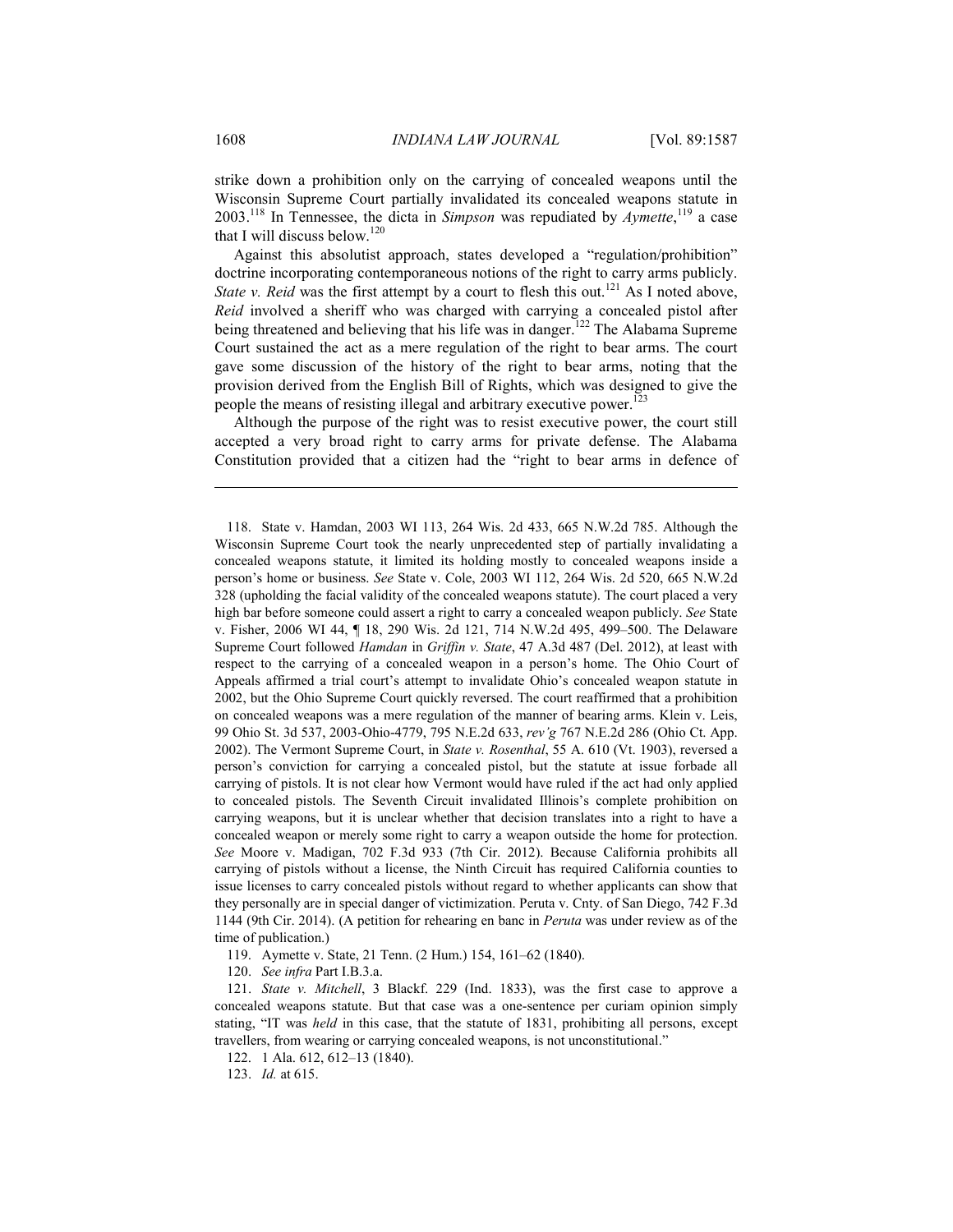strike down a prohibition only on the carrying of concealed weapons until the Wisconsin Supreme Court partially invalidated its concealed weapons statute in 2003.[118] In Tennessee, the dicta in *Simpson* was repudiated by *Aymette*,[119] a case that I will discuss below.[120]

Against this absolutist approach, states developed a "regulation/prohibition" doctrine incorporating contemporaneous notions of the right to carry arms publicly. *State v. Reid* was the first attempt by a court to flesh this out.[121] As I noted above, *Reid* involved a sheriff who was charged with carrying a concealed pistol after being threatened and believing that his life was in danger.[122] The Alabama Supreme Court sustained the act as a mere regulation of the right to bear arms. The court gave some discussion of the history of the right to bear arms, noting that the provision derived from the English Bill of Rights, which was designed to give the people the means of resisting illegal and arbitrary executive power.[123]

Although the purpose of the right was to resist executive power, the court still accepted a very broad right to carry arms for private defense. The Alabama Constitution provided that a citizen had the "right to bear arms in defence of

---

118. State v. Hamdan, 2003 WI 113, 264 Wis. 2d 433, 665 N.W.2d 785. Although the Wisconsin Supreme Court took the nearly unprecedented step of partially invalidating a concealed weapons statute, it limited its holding mostly to concealed weapons inside a person's home or business. *See* State v. Cole, 2003 WI 112, 264 Wis. 2d 520, 665 N.W.2d 328 (upholding the facial validity of the concealed weapons statute). The court placed a very high bar before someone could assert a right to carry a concealed weapon publicly. *See* State v. Fisher, 2006 WI 44, ¶ 18, 290 Wis. 2d 121, 714 N.W.2d 495, 499–500. The Delaware Supreme Court followed *Hamdan* in *Griffin v. State*, 47 A.3d 487 (Del. 2012), at least with respect to the carrying of a concealed weapon in a person's home. The Ohio Court of Appeals affirmed a trial court's attempt to invalidate Ohio's concealed weapon statute in 2002, but the Ohio Supreme Court quickly reversed. The court reaffirmed that a prohibition on concealed weapons was a mere regulation of the manner of bearing arms. Klein v. Leis, 99 Ohio St. 3d 537, 2003-Ohio-4779, 795 N.E.2d 633, *rev'g* 767 N.E.2d 286 (Ohio Ct. App. 2002). The Vermont Supreme Court, in *State v. Rosenthal*, 55 A. 610 (Vt. 1903), reversed a person's conviction for carrying a concealed pistol, but the statute at issue forbade all carrying of pistols. It is not clear how Vermont would have ruled if the act had only applied to concealed pistols. The Seventh Circuit invalidated Illinois's complete prohibition on carrying weapons, but it is unclear whether that decision translates into a right to have a concealed weapon or merely some right to carry a weapon outside the home for protection. *See* Moore v. Madigan, 702 F.3d 933 (7th Cir. 2012). Because California prohibits all carrying of pistols without a license, the Ninth Circuit has required California counties to issue licenses to carry concealed pistols without regard to whether applicants can show that they personally are in special danger of victimization. Peruta v. Cnty. of San Diego, 742 F.3d 1144 (9th Cir. 2014). (A petition for rehearing en banc in *Peruta* was under review as of the time of publication.)

119. Aymette v. State, 21 Tenn. (2 Hum.) 154, 161–62 (1840).

120. *See infra* Part I.B.3.a.

121. *State v. Mitchell*, 3 Blackf. 229 (Ind. 1833), was the first case to approve a concealed weapons statute. But that case was a one-sentence per curiam opinion simply stating, "IT was *held* in this case, that the statute of 1831, prohibiting all persons, except travellers, from wearing or carrying concealed weapons, is not unconstitutional."

122. 1 Ala. 612, 612–13 (1840).

123. *Id.* at 615.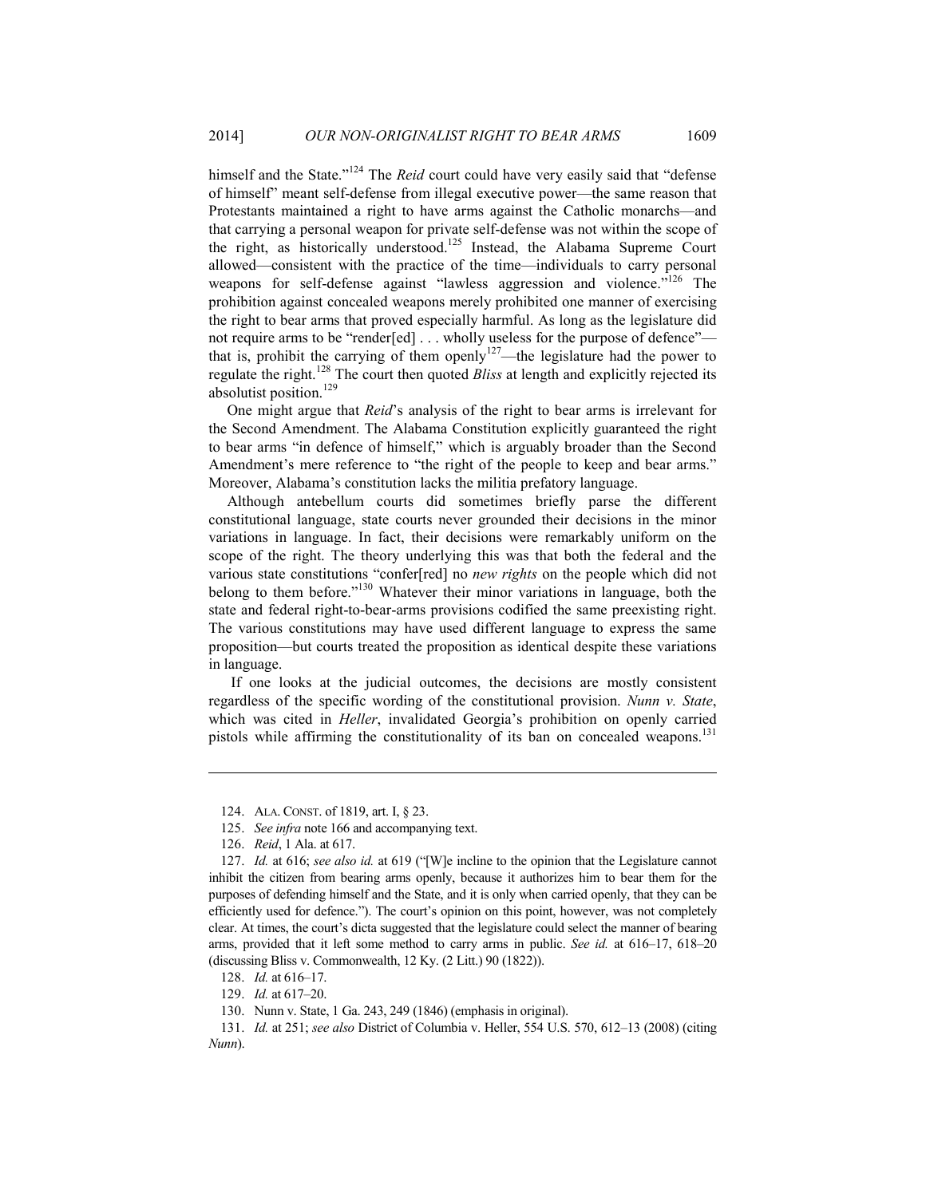himself and the State."[124] The *Reid* court could have very easily said that "defense of himself" meant self-defense from illegal executive power—the same reason that Protestants maintained a right to have arms against the Catholic monarchs—and that carrying a personal weapon for private self-defense was not within the scope of the right, as historically understood.[125] Instead, the Alabama Supreme Court allowed—consistent with the practice of the time—individuals to carry personal weapons for self-defense against "lawless aggression and violence."[126] The prohibition against concealed weapons merely prohibited one manner of exercising the right to bear arms that proved especially harmful. As long as the legislature did not require arms to be "render[ed] . . . wholly useless for the purpose of defence"—that is, prohibit the carrying of them openly[127]—the legislature had the power to regulate the right.[128] The court then quoted *Bliss* at length and explicitly rejected its absolutist position.[129]

One might argue that *Reid*'s analysis of the right to bear arms is irrelevant for the Second Amendment. The Alabama Constitution explicitly guaranteed the right to bear arms "in defence of himself," which is arguably broader than the Second Amendment's mere reference to "the right of the people to keep and bear arms." Moreover, Alabama's constitution lacks the militia prefatory language.

Although antebellum courts did sometimes briefly parse the different constitutional language, state courts never grounded their decisions in the minor variations in language. In fact, their decisions were remarkably uniform on the scope of the right. The theory underlying this was that both the federal and the various state constitutions "confer[red] no *new rights* on the people which did not belong to them before."[130] Whatever their minor variations in language, both the state and federal right-to-bear-arms provisions codified the same preexisting right. The various constitutions may have used different language to express the same proposition—but courts treated the proposition as identical despite these variations in language.

If one looks at the judicial outcomes, the decisions are mostly consistent regardless of the specific wording of the constitutional provision. *Nunn v. State*, which was cited in *Heller*, invalidated Georgia's prohibition on openly carried pistols while affirming the constitutionality of its ban on concealed weapons.[131]

---

124. ALA. CONST. of 1819, art. I, § 23.

125. *See infra* note 166 and accompanying text.

126. *Reid*, 1 Ala. at 617.

127. *Id.* at 616; *see also id.* at 619 ("[W]e incline to the opinion that the Legislature cannot inhibit the citizen from bearing arms openly, because it authorizes him to bear them for the purposes of defending himself and the State, and it is only when carried openly, that they can be efficiently used for defence."). The court's opinion on this point, however, was not completely clear. At times, the court's dicta suggested that the legislature could select the manner of bearing arms, provided that it left some method to carry arms in public. *See id.* at 616–17, 618–20 (discussing Bliss v. Commonwealth, 12 Ky. (2 Litt.) 90 (1822)).

128. *Id.* at 616–17.

129. *Id.* at 617–20.

130. Nunn v. State, 1 Ga. 243, 249 (1846) (emphasis in original).

131. *Id.* at 251; *see also* District of Columbia v. Heller, 554 U.S. 570, 612–13 (2008) (citing *Nunn*).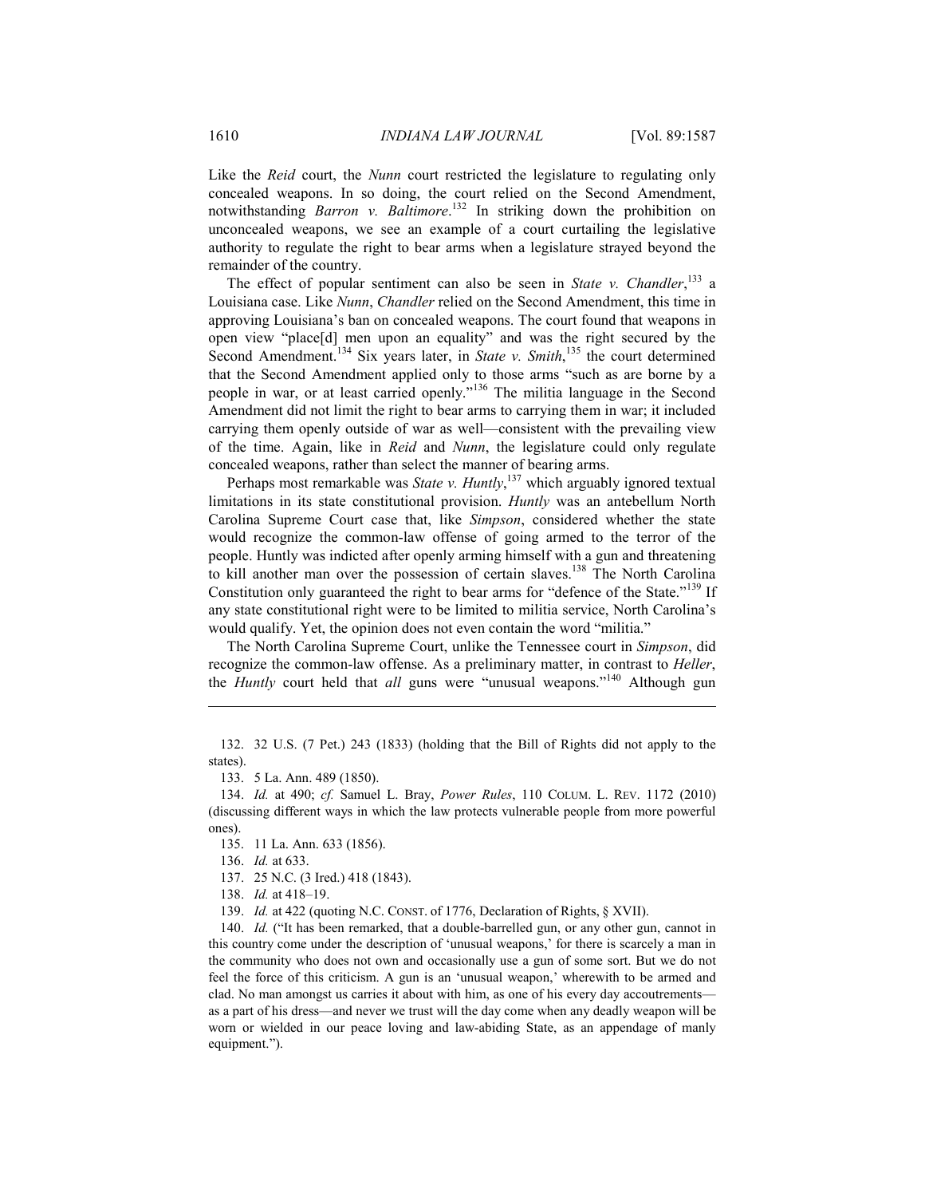Like the *Reid* court, the *Nunn* court restricted the legislature to regulating only concealed weapons. In so doing, the court relied on the Second Amendment, notwithstanding *Barron v. Baltimore*.[132] In striking down the prohibition on unconcealed weapons, we see an example of a court curtailing the legislative authority to regulate the right to bear arms when a legislature strayed beyond the remainder of the country.

The effect of popular sentiment can also be seen in *State v. Chandler*,[133] a Louisiana case. Like *Nunn*, *Chandler* relied on the Second Amendment, this time in approving Louisiana's ban on concealed weapons. The court found that weapons in open view "place[d] men upon an equality" and was the right secured by the Second Amendment.[134] Six years later, in *State v. Smith*,[135] the court determined that the Second Amendment applied only to those arms "such as are borne by a people in war, or at least carried openly."[136] The militia language in the Second Amendment did not limit the right to bear arms to carrying them in war; it included carrying them openly outside of war as well—consistent with the prevailing view of the time. Again, like in *Reid* and *Nunn*, the legislature could only regulate concealed weapons, rather than select the manner of bearing arms.

Perhaps most remarkable was *State v. Huntly*,[137] which arguably ignored textual limitations in its state constitutional provision. *Huntly* was an antebellum North Carolina Supreme Court case that, like *Simpson*, considered whether the state would recognize the common-law offense of going armed to the terror of the people. Huntly was indicted after openly arming himself with a gun and threatening to kill another man over the possession of certain slaves.[138] The North Carolina Constitution only guaranteed the right to bear arms for "defence of the State."[139] If any state constitutional right were to be limited to militia service, North Carolina's would qualify. Yet, the opinion does not even contain the word "militia."

The North Carolina Supreme Court, unlike the Tennessee court in *Simpson*, did recognize the common-law offense. As a preliminary matter, in contrast to *Heller*, the *Huntly* court held that *all* guns were "unusual weapons."[140] Although gun

---

132. 32 U.S. (7 Pet.) 243 (1833) (holding that the Bill of Rights did not apply to the states).

133. 5 La. Ann. 489 (1850).

134. *Id.* at 490; *cf.* Samuel L. Bray, *Power Rules*, 110 COLUM. L. REV. 1172 (2010) (discussing different ways in which the law protects vulnerable people from more powerful ones).

135. 11 La. Ann. 633 (1856).

136. *Id.* at 633.

137. 25 N.C. (3 Ired.) 418 (1843).

138. *Id.* at 418–19.

139. *Id.* at 422 (quoting N.C. CONST. of 1776, Declaration of Rights, § XVII).

140. *Id.* ("It has been remarked, that a double-barrelled gun, or any other gun, cannot in this country come under the description of 'unusual weapons,' for there is scarcely a man in the community who does not own and occasionally use a gun of some sort. But we do not feel the force of this criticism. A gun is an 'unusual weapon,' wherewith to be armed and clad. No man amongst us carries it about with him, as one of his every day accoutrements—as a part of his dress—and never we trust will the day come when any deadly weapon will be worn or wielded in our peace loving and law-abiding State, as an appendage of manly equipment.").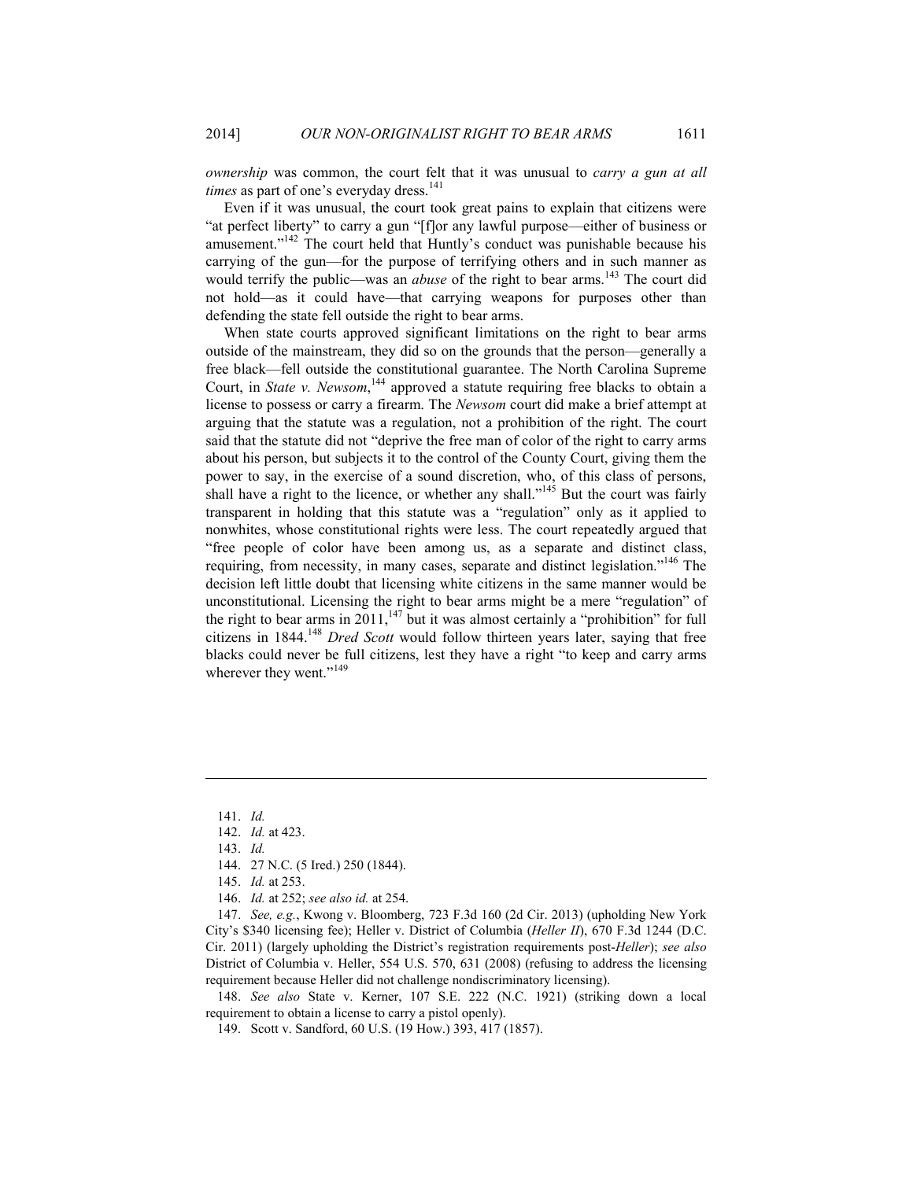*ownership* was common, the court felt that it was unusual to *carry a gun at all times* as part of one's everyday dress.[141]

Even if it was unusual, the court took great pains to explain that citizens were "at perfect liberty" to carry a gun "[f]or any lawful purpose—either of business or amusement."[142] The court held that Huntly's conduct was punishable because his carrying of the gun—for the purpose of terrifying others and in such manner as would terrify the public—was an *abuse* of the right to bear arms.[143] The court did not hold—as it could have—that carrying weapons for purposes other than defending the state fell outside the right to bear arms.

When state courts approved significant limitations on the right to bear arms outside of the mainstream, they did so on the grounds that the person—generally a free black—fell outside the constitutional guarantee. The North Carolina Supreme Court, in *State v. Newsom*,[144] approved a statute requiring free blacks to obtain a license to possess or carry a firearm. The *Newsom* court did make a brief attempt at arguing that the statute was a regulation, not a prohibition of the right. The court said that the statute did not "deprive the free man of color of the right to carry arms about his person, but subjects it to the control of the County Court, giving them the power to say, in the exercise of a sound discretion, who, of this class of persons, shall have a right to the licence, or whether any shall."[145] But the court was fairly transparent in holding that this statute was a "regulation" only as it applied to nonwhites, whose constitutional rights were less. The court repeatedly argued that "free people of color have been among us, as a separate and distinct class, requiring, from necessity, in many cases, separate and distinct legislation."[146] The decision left little doubt that licensing white citizens in the same manner would be unconstitutional. Licensing the right to bear arms might be a mere "regulation" of the right to bear arms in 2011,[147] but it was almost certainly a "prohibition" for full citizens in 1844.[148] *Dred Scott* would follow thirteen years later, saying that free blacks could never be full citizens, lest they have a right "to keep and carry arms wherever they went."[149]

---

141. *Id.*

142. *Id.* at 423.

143. *Id.*

144. 27 N.C. (5 Ired.) 250 (1844).

145. *Id.* at 253.

146. *Id.* at 252; *see also id.* at 254.

147. *See, e.g.*, Kwong v. Bloomberg, 723 F.3d 160 (2d Cir. 2013) (upholding New York City's $340 licensing fee); Heller v. District of Columbia (*Heller II*), 670 F.3d 1244 (D.C. Cir. 2011) (largely upholding the District's registration requirements post-*Heller*); *see also* District of Columbia v. Heller, 554 U.S. 570, 631 (2008) (refusing to address the licensing requirement because Heller did not challenge nondiscriminatory licensing).

148. *See also* State v. Kerner, 107 S.E. 222 (N.C. 1921) (striking down a local requirement to obtain a license to carry a pistol openly).

149. Scott v. Sandford, 60 U.S. (19 How.) 393, 417 (1857).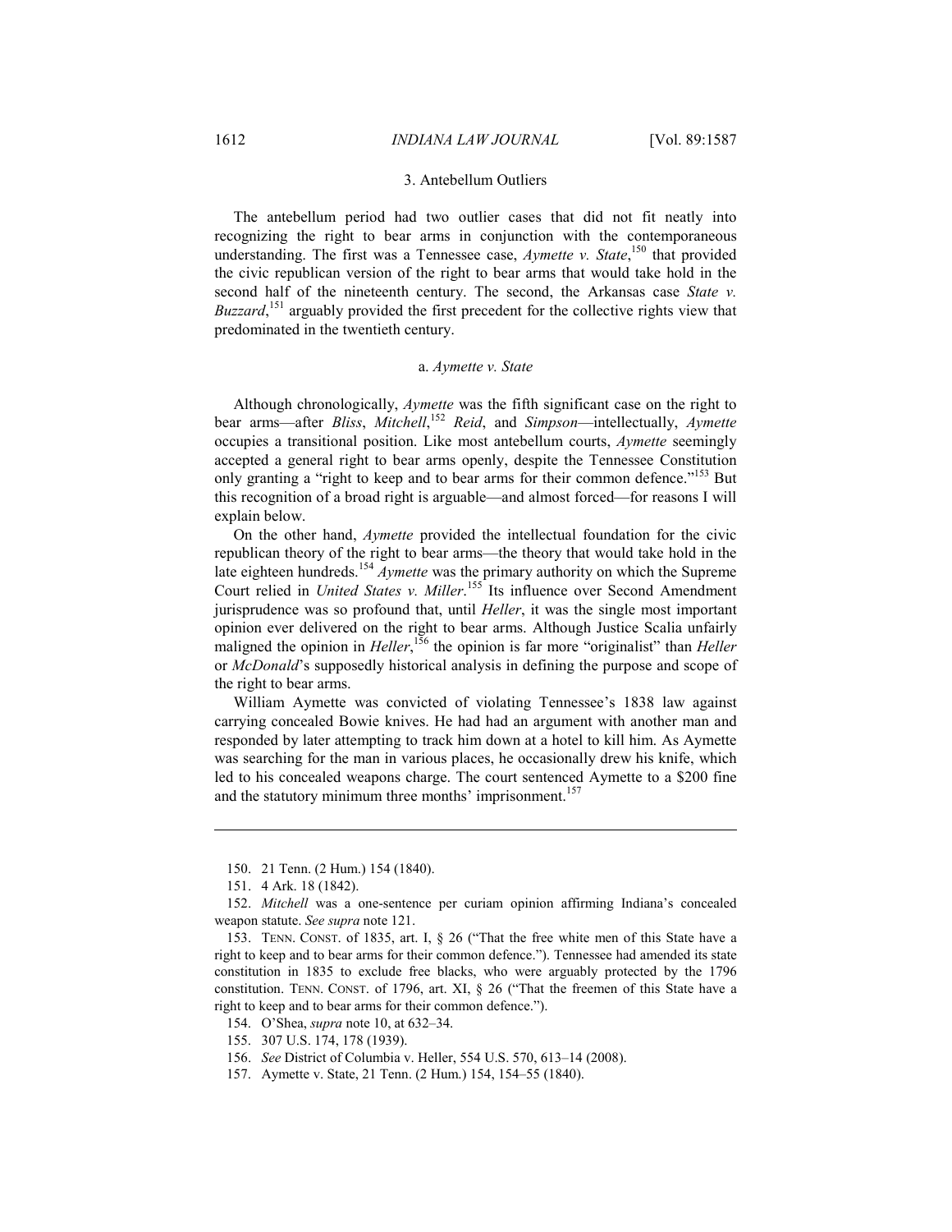### 3. Antebellum Outliers

The antebellum period had two outlier cases that did not fit neatly into recognizing the right to bear arms in conjunction with the contemporaneous understanding. The first was a Tennessee case, *Aymette v. State*,[150] that provided the civic republican version of the right to bear arms that would take hold in the second half of the nineteenth century. The second, the Arkansas case *State v. Buzzard*,[151] arguably provided the first precedent for the collective rights view that predominated in the twentieth century.

#### a. *Aymette v. State*

Although chronologically, *Aymette* was the fifth significant case on the right to bear arms—after *Bliss*, *Mitchell*,[152] *Reid*, and *Simpson*—intellectually, *Aymette* occupies a transitional position. Like most antebellum courts, *Aymette* seemingly accepted a general right to bear arms openly, despite the Tennessee Constitution only granting a "right to keep and to bear arms for their common defence."[153] But this recognition of a broad right is arguable—and almost forced—for reasons I will explain below.

On the other hand, *Aymette* provided the intellectual foundation for the civic republican theory of the right to bear arms—the theory that would take hold in the late eighteen hundreds.[154] *Aymette* was the primary authority on which the Supreme Court relied in *United States v. Miller*.[155] Its influence over Second Amendment jurisprudence was so profound that, until *Heller*, it was the single most important opinion ever delivered on the right to bear arms. Although Justice Scalia unfairly maligned the opinion in *Heller*,[156] the opinion is far more "originalist" than *Heller* or *McDonald*'s supposedly historical analysis in defining the purpose and scope of the right to bear arms.

William Aymette was convicted of violating Tennessee's 1838 law against carrying concealed Bowie knives. He had had an argument with another man and responded by later attempting to track him down at a hotel to kill him. As Aymette was searching for the man in various places, he occasionally drew his knife, which led to his concealed weapons charge. The court sentenced Aymette to a $200 fine and the statutory minimum three months' imprisonment.[157]

---

150. 21 Tenn. (2 Hum.) 154 (1840).

151. 4 Ark. 18 (1842).

152. *Mitchell* was a one-sentence per curiam opinion affirming Indiana's concealed weapon statute. *See supra* note 121.

153. TENN. CONST. of 1835, art. I, § 26 ("That the free white men of this State have a right to keep and to bear arms for their common defence."). Tennessee had amended its state constitution in 1835 to exclude free blacks, who were arguably protected by the 1796 constitution. TENN. CONST. of 1796, art. XI, § 26 ("That the freemen of this State have a right to keep and to bear arms for their common defence.").

154. O'Shea, *supra* note 10, at 632–34.

155. 307 U.S. 174, 178 (1939).

156. *See* District of Columbia v. Heller, 554 U.S. 570, 613–14 (2008).

157. Aymette v. State, 21 Tenn. (2 Hum.) 154, 154–55 (1840).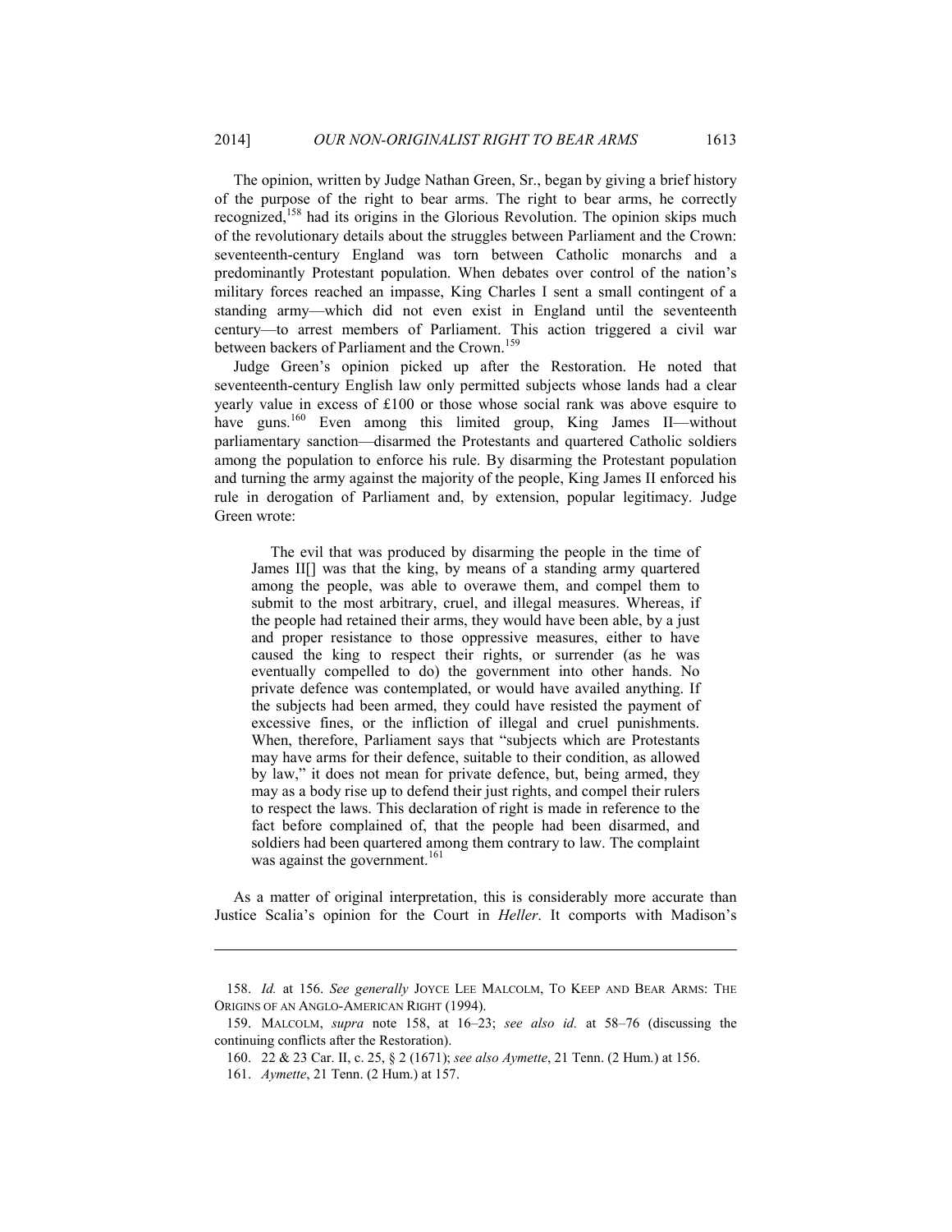The opinion, written by Judge Nathan Green, Sr., began by giving a brief history of the purpose of the right to bear arms. The right to bear arms, he correctly recognized,[158] had its origins in the Glorious Revolution. The opinion skips much of the revolutionary details about the struggles between Parliament and the Crown: seventeenth-century England was torn between Catholic monarchs and a predominantly Protestant population. When debates over control of the nation's military forces reached an impasse, King Charles I sent a small contingent of a standing army—which did not even exist in England until the seventeenth century—to arrest members of Parliament. This action triggered a civil war between backers of Parliament and the Crown.[159]

Judge Green's opinion picked up after the Restoration. He noted that seventeenth-century English law only permitted subjects whose lands had a clear yearly value in excess of £100 or those whose social rank was above esquire to have guns.[160] Even among this limited group, King James II—without parliamentary sanction—disarmed the Protestants and quartered Catholic soldiers among the population to enforce his rule. By disarming the Protestant population and turning the army against the majority of the people, King James II enforced his rule in derogation of Parliament and, by extension, popular legitimacy. Judge Green wrote:

> The evil that was produced by disarming the people in the time of James II[] was that the king, by means of a standing army quartered among the people, was able to overawe them, and compel them to submit to the most arbitrary, cruel, and illegal measures. Whereas, if the people had retained their arms, they would have been able, by a just and proper resistance to those oppressive measures, either to have caused the king to respect their rights, or surrender (as he was eventually compelled to do) the government into other hands. No private defence was contemplated, or would have availed anything. If the subjects had been armed, they could have resisted the payment of excessive fines, or the infliction of illegal and cruel punishments. When, therefore, Parliament says that "subjects which are Protestants may have arms for their defence, suitable to their condition, as allowed by law," it does not mean for private defence, but, being armed, they may as a body rise up to defend their just rights, and compel their rulers to respect the laws. This declaration of right is made in reference to the fact before complained of, that the people had been disarmed, and soldiers had been quartered among them contrary to law. The complaint was against the government.[161]

As a matter of original interpretation, this is considerably more accurate than Justice Scalia's opinion for the Court in *Heller*. It comports with Madison's

---

158. *Id.* at 156. *See generally* JOYCE LEE MALCOLM, TO KEEP AND BEAR ARMS: THE ORIGINS OF AN ANGLO-AMERICAN RIGHT (1994).

159. MALCOLM, *supra* note 158, at 16–23; *see also id.* at 58–76 (discussing the continuing conflicts after the Restoration).

160. 22 & 23 Car. II, c. 25, § 2 (1671); *see also Aymette*, 21 Tenn. (2 Hum.) at 156.

161. *Aymette*, 21 Tenn. (2 Hum.) at 157.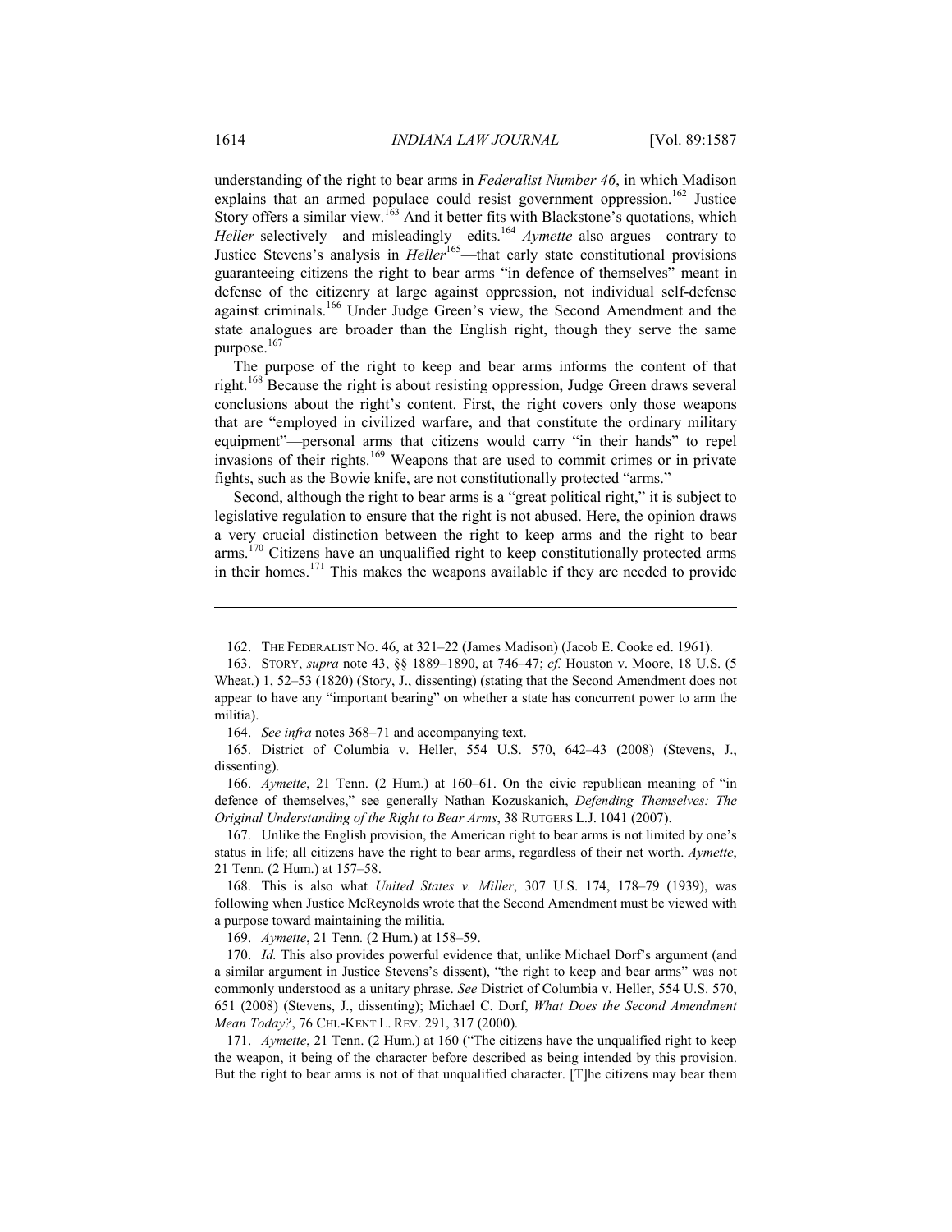understanding of the right to bear arms in *Federalist Number 46*, in which Madison explains that an armed populace could resist government oppression.[162] Justice Story offers a similar view.[163] And it better fits with Blackstone's quotations, which *Heller* selectively—and misleadingly—edits.[164] *Aymette* also argues—contrary to Justice Stevens's analysis in *Heller*[165]—that early state constitutional provisions guaranteeing citizens the right to bear arms "in defence of themselves" meant in defense of the citizenry at large against oppression, not individual self-defense against criminals.[166] Under Judge Green's view, the Second Amendment and the state analogues are broader than the English right, though they serve the same purpose.[167]

The purpose of the right to keep and bear arms informs the content of that right.[168] Because the right is about resisting oppression, Judge Green draws several conclusions about the right's content. First, the right covers only those weapons that are "employed in civilized warfare, and that constitute the ordinary military equipment"—personal arms that citizens would carry "in their hands" to repel invasions of their rights.[169] Weapons that are used to commit crimes or in private fights, such as the Bowie knife, are not constitutionally protected "arms."

Second, although the right to bear arms is a "great political right," it is subject to legislative regulation to ensure that the right is not abused. Here, the opinion draws a very crucial distinction between the right to keep arms and the right to bear arms.[170] Citizens have an unqualified right to keep constitutionally protected arms in their homes.[171] This makes the weapons available if they are needed to provide

---

162. THE FEDERALIST NO. 46, at 321–22 (James Madison) (Jacob E. Cooke ed. 1961).

163. STORY, *supra* note 43, §§ 1889–1890, at 746–47; *cf.* Houston v. Moore, 18 U.S. (5 Wheat.) 1, 52–53 (1820) (Story, J., dissenting) (stating that the Second Amendment does not appear to have any "important bearing" on whether a state has concurrent power to arm the militia).

164. *See infra* notes 368–71 and accompanying text.

165. District of Columbia v. Heller, 554 U.S. 570, 642–43 (2008) (Stevens, J., dissenting).

166. *Aymette*, 21 Tenn. (2 Hum.) at 160–61. On the civic republican meaning of "in defence of themselves," see generally Nathan Kozuskanich, *Defending Themselves: The Original Understanding of the Right to Bear Arms*, 38 RUTGERS L.J. 1041 (2007).

167. Unlike the English provision, the American right to bear arms is not limited by one's status in life; all citizens have the right to bear arms, regardless of their net worth. *Aymette*, 21 Tenn. (2 Hum.) at 157–58.

168. This is also what *United States v. Miller*, 307 U.S. 174, 178–79 (1939), was following when Justice McReynolds wrote that the Second Amendment must be viewed with a purpose toward maintaining the militia.

169. *Aymette*, 21 Tenn. (2 Hum.) at 158–59.

170. *Id.* This also provides powerful evidence that, unlike Michael Dorf's argument (and a similar argument in Justice Stevens's dissent), "the right to keep and bear arms" was not commonly understood as a unitary phrase. *See* District of Columbia v. Heller, 554 U.S. 570, 651 (2008) (Stevens, J., dissenting); Michael C. Dorf, *What Does the Second Amendment Mean Today?*, 76 CHI.-KENT L. REV. 291, 317 (2000).

171. *Aymette*, 21 Tenn. (2 Hum.) at 160 ("The citizens have the unqualified right to keep the weapon, it being of the character before described as being intended by this provision. But the right to bear arms is not of that unqualified character. [T]he citizens may bear them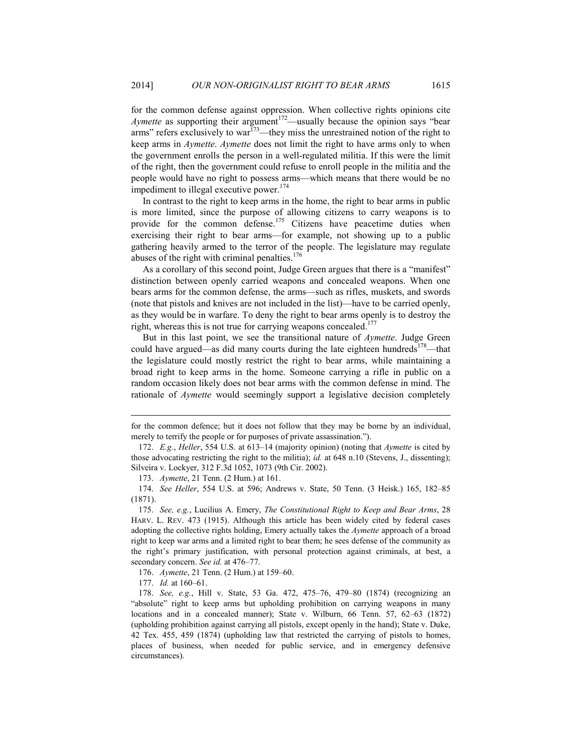for the common defense against oppression. When collective rights opinions cite *Aymette* as supporting their argument[172]—usually because the opinion says "bear arms" refers exclusively to war[173]—they miss the unrestrained notion of the right to keep arms in *Aymette*. *Aymette* does not limit the right to have arms only to when the government enrolls the person in a well-regulated militia. If this were the limit of the right, then the government could refuse to enroll people in the militia and the people would have no right to possess arms—which means that there would be no impediment to illegal executive power.[174]

In contrast to the right to keep arms in the home, the right to bear arms in public is more limited, since the purpose of allowing citizens to carry weapons is to provide for the common defense.[175] Citizens have peacetime duties when exercising their right to bear arms—for example, not showing up to a public gathering heavily armed to the terror of the people. The legislature may regulate abuses of the right with criminal penalties.[176]

As a corollary of this second point, Judge Green argues that there is a "manifest" distinction between openly carried weapons and concealed weapons. When one bears arms for the common defense, the arms—such as rifles, muskets, and swords (note that pistols and knives are not included in the list)—have to be carried openly, as they would be in warfare. To deny the right to bear arms openly is to destroy the right, whereas this is not true for carrying weapons concealed.[177]

But in this last point, we see the transitional nature of *Aymette*. Judge Green could have argued—as did many courts during the late eighteen hundreds[178]—that the legislature could mostly restrict the right to bear arms, while maintaining a broad right to keep arms in the home. Someone carrying a rifle in public on a random occasion likely does not bear arms with the common defense in mind. The rationale of *Aymette* would seemingly support a legislative decision completely

---

for the common defence; but it does not follow that they may be borne by an individual, merely to terrify the people or for purposes of private assassination.").

172. *E.g.*, *Heller*, 554 U.S. at 613–14 (majority opinion) (noting that *Aymette* is cited by those advocating restricting the right to the militia); *id.* at 648 n.10 (Stevens, J., dissenting); Silveira v. Lockyer, 312 F.3d 1052, 1073 (9th Cir. 2002).

173. *Aymette*, 21 Tenn. (2 Hum.) at 161.

174. *See Heller*, 554 U.S. at 596; Andrews v. State, 50 Tenn. (3 Heisk.) 165, 182–85 (1871).

175. *See, e.g.*, Lucilius A. Emery, *The Constitutional Right to Keep and Bear Arms*, 28 HARV. L. REV. 473 (1915). Although this article has been widely cited by federal cases adopting the collective rights holding, Emery actually takes the *Aymette* approach of a broad right to keep war arms and a limited right to bear them; he sees defense of the community as the right's primary justification, with personal protection against criminals, at best, a secondary concern. *See id.* at 476–77.

176. *Aymette*, 21 Tenn. (2 Hum.) at 159–60.

177. *Id.* at 160–61.

178. *See, e.g.*, Hill v. State, 53 Ga. 472, 475–76, 479–80 (1874) (recognizing an "absolute" right to keep arms but upholding prohibition on carrying weapons in many locations and in a concealed manner); State v. Wilburn, 66 Tenn. 57, 62–63 (1872) (upholding prohibition against carrying all pistols, except openly in the hand); State v. Duke, 42 Tex. 455, 459 (1874) (upholding law that restricted the carrying of pistols to homes, places of business, when needed for public service, and in emergency defensive circumstances).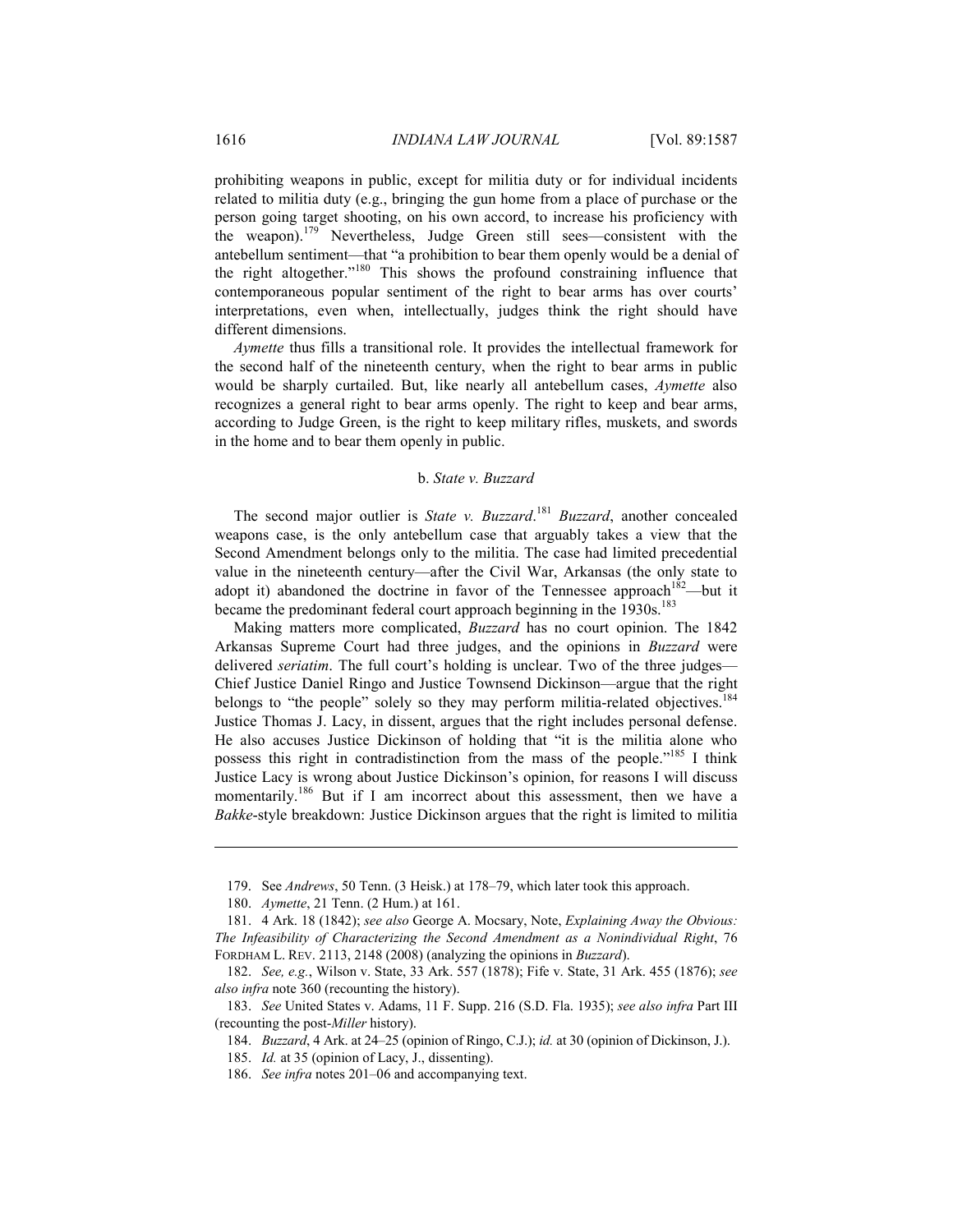prohibiting weapons in public, except for militia duty or for individual incidents related to militia duty (e.g., bringing the gun home from a place of purchase or the person going target shooting, on his own accord, to increase his proficiency with the weapon).[179] Nevertheless, Judge Green still sees—consistent with the antebellum sentiment—that "a prohibition to bear them openly would be a denial of the right altogether."[180] This shows the profound constraining influence that contemporaneous popular sentiment of the right to bear arms has over courts' interpretations, even when, intellectually, judges think the right should have different dimensions.

*Aymette* thus fills a transitional role. It provides the intellectual framework for the second half of the nineteenth century, when the right to bear arms in public would be sharply curtailed. But, like nearly all antebellum cases, *Aymette* also recognizes a general right to bear arms openly. The right to keep and bear arms, according to Judge Green, is the right to keep military rifles, muskets, and swords in the home and to bear them openly in public.

### b. *State v. Buzzard*

The second major outlier is *State v. Buzzard*.[181] *Buzzard*, another concealed weapons case, is the only antebellum case that arguably takes a view that the Second Amendment belongs only to the militia. The case had limited precedential value in the nineteenth century—after the Civil War, Arkansas (the only state to adopt it) abandoned the doctrine in favor of the Tennessee approach[182]—but it became the predominant federal court approach beginning in the 1930s.[183]

Making matters more complicated, *Buzzard* has no court opinion. The 1842 Arkansas Supreme Court had three judges, and the opinions in *Buzzard* were delivered *seriatim*. The full court's holding is unclear. Two of the three judges—Chief Justice Daniel Ringo and Justice Townsend Dickinson—argue that the right belongs to "the people" solely so they may perform militia-related objectives.[184] Justice Thomas J. Lacy, in dissent, argues that the right includes personal defense. He also accuses Justice Dickinson of holding that "it is the militia alone who possess this right in contradistinction from the mass of the people."[185] I think Justice Lacy is wrong about Justice Dickinson's opinion, for reasons I will discuss momentarily.[186] But if I am incorrect about this assessment, then we have a *Bakke*-style breakdown: Justice Dickinson argues that the right is limited to militia

---

179. See *Andrews*, 50 Tenn. (3 Heisk.) at 178–79, which later took this approach.

180. *Aymette*, 21 Tenn. (2 Hum.) at 161.

181. 4 Ark. 18 (1842); *see also* George A. Mocsary, Note, *Explaining Away the Obvious: The Infeasibility of Characterizing the Second Amendment as a Nonindividual Right*, 76 FORDHAM L. REV. 2113, 2148 (2008) (analyzing the opinions in *Buzzard*).

182. *See, e.g.*, Wilson v. State, 33 Ark. 557 (1878); Fife v. State, 31 Ark. 455 (1876); *see also infra* note 360 (recounting the history).

183. *See* United States v. Adams, 11 F. Supp. 216 (S.D. Fla. 1935); *see also infra* Part III (recounting the post-*Miller* history).

184. *Buzzard*, 4 Ark. at 24–25 (opinion of Ringo, C.J.); *id.* at 30 (opinion of Dickinson, J.).

185. *Id.* at 35 (opinion of Lacy, J., dissenting).

186. *See infra* notes 201–06 and accompanying text.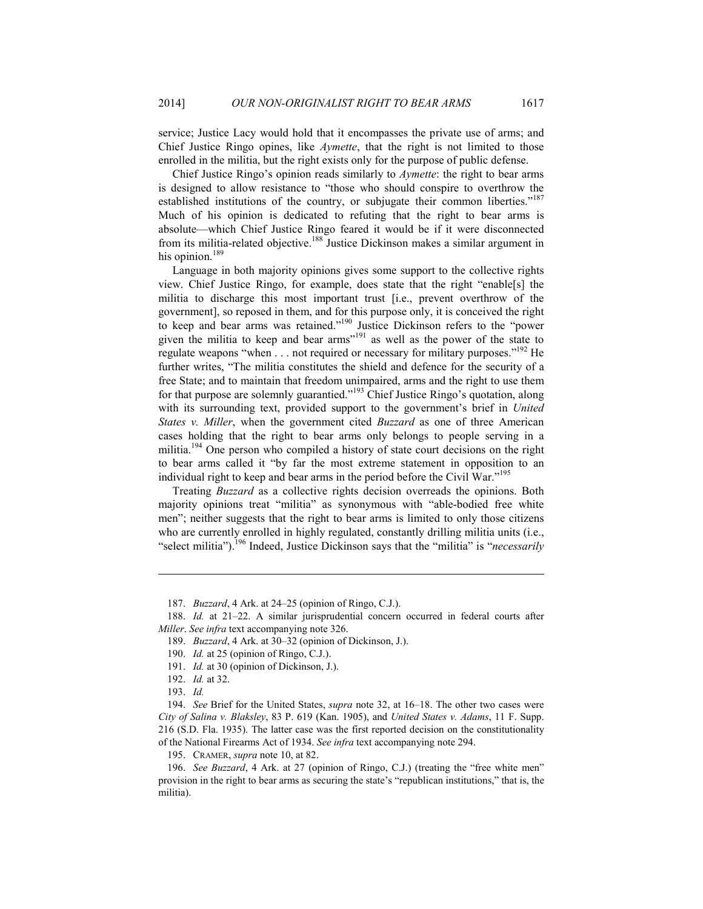service; Justice Lacy would hold that it encompasses the private use of arms; and Chief Justice Ringo opines, like *Aymette*, that the right is not limited to those enrolled in the militia, but the right exists only for the purpose of public defense.

Chief Justice Ringo's opinion reads similarly to *Aymette*: the right to bear arms is designed to allow resistance to "those who should conspire to overthrow the established institutions of the country, or subjugate their common liberties."[187] Much of his opinion is dedicated to refuting that the right to bear arms is absolute—which Chief Justice Ringo feared it would be if it were disconnected from its militia-related objective.[188] Justice Dickinson makes a similar argument in his opinion.[189]

Language in both majority opinions gives some support to the collective rights view. Chief Justice Ringo, for example, does state that the right "enable[s] the militia to discharge this most important trust [i.e., prevent overthrow of the government], so reposed in them, and for this purpose only, it is conceived the right to keep and bear arms was retained."[190] Justice Dickinson refers to the "power given the militia to keep and bear arms"[191] as well as the power of the state to regulate weapons "when . . . not required or necessary for military purposes."[192] He further writes, "The militia constitutes the shield and defence for the security of a free State; and to maintain that freedom unimpaired, arms and the right to use them for that purpose are solemnly guarantied."[193] Chief Justice Ringo's quotation, along with its surrounding text, provided support to the government's brief in *United States v. Miller*, when the government cited *Buzzard* as one of three American cases holding that the right to bear arms only belongs to people serving in a militia.[194] One person who compiled a history of state court decisions on the right to bear arms called it "by far the most extreme statement in opposition to an individual right to keep and bear arms in the period before the Civil War."[195]

Treating *Buzzard* as a collective rights decision overreads the opinions. Both majority opinions treat "militia" as synonymous with "able-bodied free white men"; neither suggests that the right to bear arms is limited to only those citizens who are currently enrolled in highly regulated, constantly drilling militia units (i.e., "select militia").[196] Indeed, Justice Dickinson says that the "militia" is "*necessarily*

---

187. *Buzzard*, 4 Ark. at 24–25 (opinion of Ringo, C.J.).

188. *Id.* at 21–22. A similar jurisprudential concern occurred in federal courts after *Miller*. *See infra* text accompanying note 326.

189. *Buzzard*, 4 Ark. at 30–32 (opinion of Dickinson, J.).

190. *Id.* at 25 (opinion of Ringo, C.J.).

191. *Id.* at 30 (opinion of Dickinson, J.).

192. *Id.* at 32.

193. *Id.*

194. *See* Brief for the United States, *supra* note 32, at 16–18. The other two cases were *City of Salina v. Blaksley*, 83 P. 619 (Kan. 1905), and *United States v. Adams*, 11 F. Supp. 216 (S.D. Fla. 1935). The latter case was the first reported decision on the constitutionality of the National Firearms Act of 1934. *See infra* text accompanying note 294.

195. CRAMER, *supra* note 10, at 82.

196. *See Buzzard*, 4 Ark. at 27 (opinion of Ringo, C.J.) (treating the "free white men" provision in the right to bear arms as securing the state's "republican institutions," that is, the militia).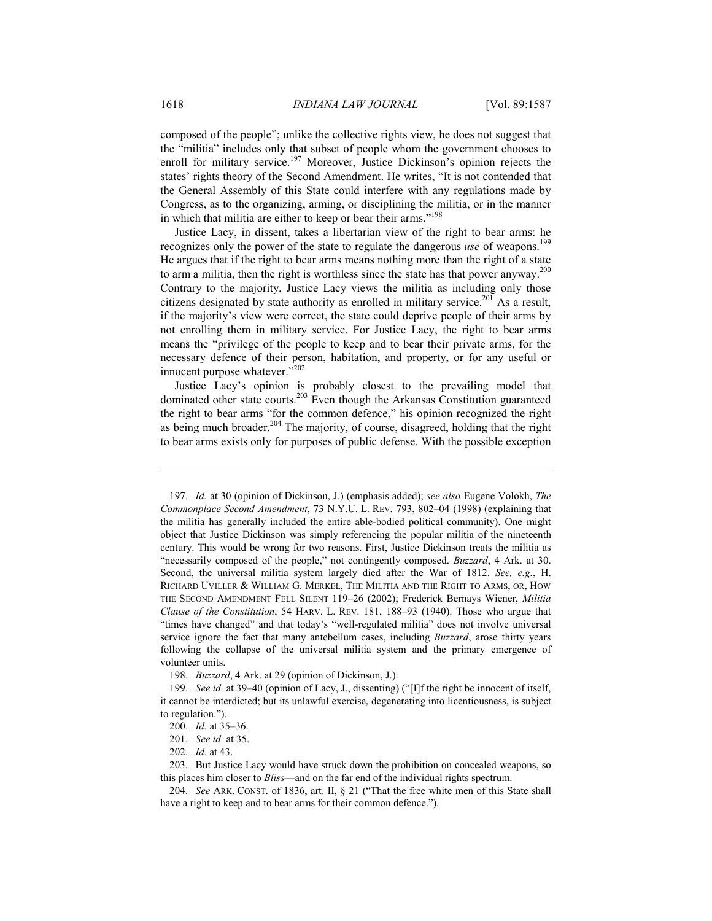composed of the people"; unlike the collective rights view, he does not suggest that the "militia" includes only that subset of people whom the government chooses to enroll for military service.[197] Moreover, Justice Dickinson's opinion rejects the states' rights theory of the Second Amendment. He writes, "It is not contended that the General Assembly of this State could interfere with any regulations made by Congress, as to the organizing, arming, or disciplining the militia, or in the manner in which that militia are either to keep or bear their arms."[198]

Justice Lacy, in dissent, takes a libertarian view of the right to bear arms: he recognizes only the power of the state to regulate the dangerous *use* of weapons.[199] He argues that if the right to bear arms means nothing more than the right of a state to arm a militia, then the right is worthless since the state has that power anyway.[200] Contrary to the majority, Justice Lacy views the militia as including only those citizens designated by state authority as enrolled in military service.[201] As a result, if the majority's view were correct, the state could deprive people of their arms by not enrolling them in military service. For Justice Lacy, the right to bear arms means the "privilege of the people to keep and to bear their private arms, for the necessary defence of their person, habitation, and property, or for any useful or innocent purpose whatever."[202]

Justice Lacy's opinion is probably closest to the prevailing model that dominated other state courts.[203] Even though the Arkansas Constitution guaranteed the right to bear arms "for the common defence," his opinion recognized the right as being much broader.[204] The majority, of course, disagreed, holding that the right to bear arms exists only for purposes of public defense. With the possible exception

---

197. *Id.* at 30 (opinion of Dickinson, J.) (emphasis added); *see also* Eugene Volokh, *The Commonplace Second Amendment*, 73 N.Y.U. L. REV. 793, 802–04 (1998) (explaining that the militia has generally included the entire able-bodied political community). One might object that Justice Dickinson was simply referencing the popular militia of the nineteenth century. This would be wrong for two reasons. First, Justice Dickinson treats the militia as "necessarily composed of the people," not contingently composed. *Buzzard*, 4 Ark. at 30. Second, the universal militia system largely died after the War of 1812. *See, e.g.*, H. RICHARD UVILLER & WILLIAM G. MERKEL, THE MILITIA AND THE RIGHT TO ARMS, OR, HOW THE SECOND AMENDMENT FELL SILENT 119–26 (2002); Frederick Bernays Wiener, *Militia Clause of the Constitution*, 54 HARV. L. REV. 181, 188–93 (1940). Those who argue that "times have changed" and that today's "well-regulated militia" does not involve universal service ignore the fact that many antebellum cases, including *Buzzard*, arose thirty years following the collapse of the universal militia system and the primary emergence of volunteer units.

198. *Buzzard*, 4 Ark. at 29 (opinion of Dickinson, J.).

199. *See id.* at 39–40 (opinion of Lacy, J., dissenting) ("[I]f the right be innocent of itself, it cannot be interdicted; but its unlawful exercise, degenerating into licentiousness, is subject to regulation.").

200. *Id.* at 35–36.

201. *See id.* at 35.

202. *Id.* at 43.

203. But Justice Lacy would have struck down the prohibition on concealed weapons, so this places him closer to *Bliss*—and on the far end of the individual rights spectrum.

204. *See* ARK. CONST. of 1836, art. II, § 21 ("That the free white men of this State shall have a right to keep and to bear arms for their common defence.").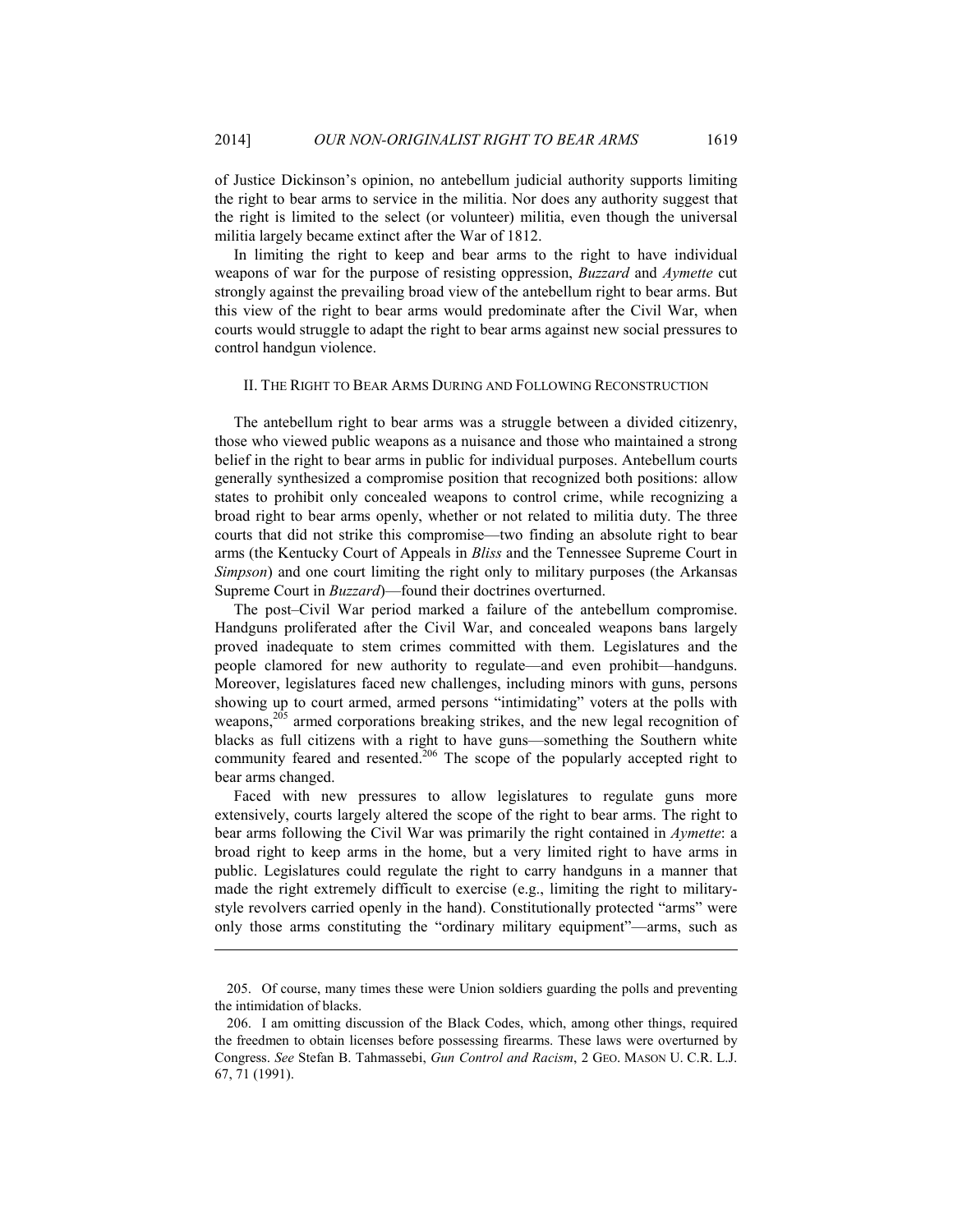of Justice Dickinson's opinion, no antebellum judicial authority supports limiting the right to bear arms to service in the militia. Nor does any authority suggest that the right is limited to the select (or volunteer) militia, even though the universal militia largely became extinct after the War of 1812.

In limiting the right to keep and bear arms to the right to have individual weapons of war for the purpose of resisting oppression, *Buzzard* and *Aymette* cut strongly against the prevailing broad view of the antebellum right to bear arms. But this view of the right to bear arms would predominate after the Civil War, when courts would struggle to adapt the right to bear arms against new social pressures to control handgun violence.

## II. THE RIGHT TO BEAR ARMS DURING AND FOLLOWING RECONSTRUCTION

The antebellum right to bear arms was a struggle between a divided citizenry, those who viewed public weapons as a nuisance and those who maintained a strong belief in the right to bear arms in public for individual purposes. Antebellum courts generally synthesized a compromise position that recognized both positions: allow states to prohibit only concealed weapons to control crime, while recognizing a broad right to bear arms openly, whether or not related to militia duty. The three courts that did not strike this compromise—two finding an absolute right to bear arms (the Kentucky Court of Appeals in *Bliss* and the Tennessee Supreme Court in *Simpson*) and one court limiting the right only to military purposes (the Arkansas Supreme Court in *Buzzard*)—found their doctrines overturned.

The post–Civil War period marked a failure of the antebellum compromise. Handguns proliferated after the Civil War, and concealed weapons bans largely proved inadequate to stem crimes committed with them. Legislatures and the people clamored for new authority to regulate—and even prohibit—handguns. Moreover, legislatures faced new challenges, including minors with guns, persons showing up to court armed, armed persons "intimidating" voters at the polls with weapons,[205] armed corporations breaking strikes, and the new legal recognition of blacks as full citizens with a right to have guns—something the Southern white community feared and resented.[206] The scope of the popularly accepted right to bear arms changed.

Faced with new pressures to allow legislatures to regulate guns more extensively, courts largely altered the scope of the right to bear arms. The right to bear arms following the Civil War was primarily the right contained in *Aymette*: a broad right to keep arms in the home, but a very limited right to have arms in public. Legislatures could regulate the right to carry handguns in a manner that made the right extremely difficult to exercise (e.g., limiting the right to military-style revolvers carried openly in the hand). Constitutionally protected "arms" were only those arms constituting the "ordinary military equipment"—arms, such as

---

205. Of course, many times these were Union soldiers guarding the polls and preventing the intimidation of blacks.

206. I am omitting discussion of the Black Codes, which, among other things, required the freedmen to obtain licenses before possessing firearms. These laws were overturned by Congress. *See* Stefan B. Tahmassebi, *Gun Control and Racism*, 2 GEO. MASON U. C.R. L.J. 67, 71 (1991).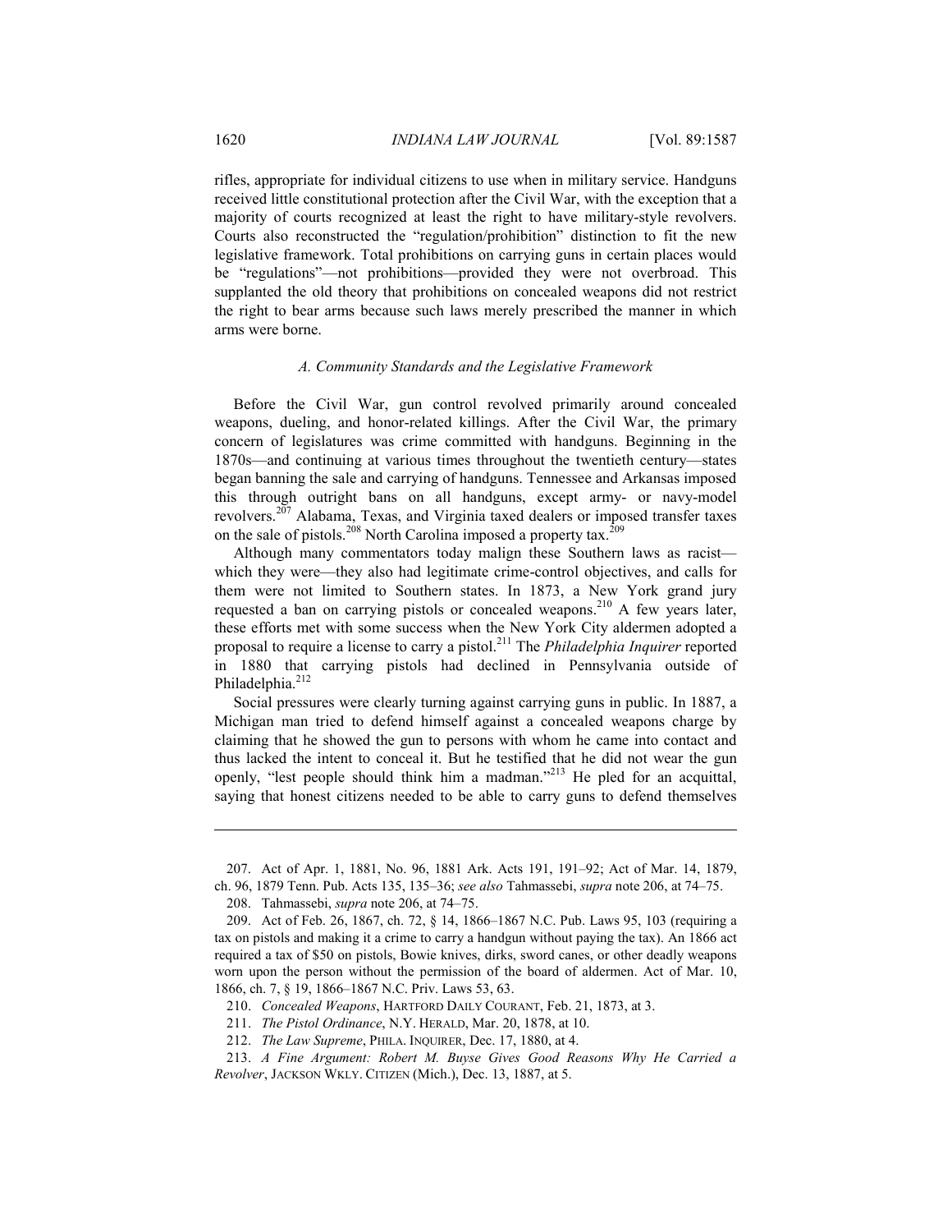rifles, appropriate for individual citizens to use when in military service. Handguns received little constitutional protection after the Civil War, with the exception that a majority of courts recognized at least the right to have military-style revolvers. Courts also reconstructed the "regulation/prohibition" distinction to fit the new legislative framework. Total prohibitions on carrying guns in certain places would be "regulations"—not prohibitions—provided they were not overbroad. This supplanted the old theory that prohibitions on concealed weapons did not restrict the right to bear arms because such laws merely prescribed the manner in which arms were borne.

### *A. Community Standards and the Legislative Framework*

Before the Civil War, gun control revolved primarily around concealed weapons, dueling, and honor-related killings. After the Civil War, the primary concern of legislatures was crime committed with handguns. Beginning in the 1870s—and continuing at various times throughout the twentieth century—states began banning the sale and carrying of handguns. Tennessee and Arkansas imposed this through outright bans on all handguns, except army- or navy-model revolvers.[207] Alabama, Texas, and Virginia taxed dealers or imposed transfer taxes on the sale of pistols.[208] North Carolina imposed a property tax.[209]

Although many commentators today malign these Southern laws as racist—which they were—they also had legitimate crime-control objectives, and calls for them were not limited to Southern states. In 1873, a New York grand jury requested a ban on carrying pistols or concealed weapons.[210] A few years later, these efforts met with some success when the New York City aldermen adopted a proposal to require a license to carry a pistol.[211] The *Philadelphia Inquirer* reported in 1880 that carrying pistols had declined in Pennsylvania outside of Philadelphia.[212]

Social pressures were clearly turning against carrying guns in public. In 1887, a Michigan man tried to defend himself against a concealed weapons charge by claiming that he showed the gun to persons with whom he came into contact and thus lacked the intent to conceal it. But he testified that he did not wear the gun openly, "lest people should think him a madman."[213] He pled for an acquittal, saying that honest citizens needed to be able to carry guns to defend themselves

---

207. Act of Apr. 1, 1881, No. 96, 1881 Ark. Acts 191, 191–92; Act of Mar. 14, 1879, ch. 96, 1879 Tenn. Pub. Acts 135, 135–36; *see also* Tahmassebi, *supra* note 206, at 74–75.

208. Tahmassebi, *supra* note 206, at 74–75.

209. Act of Feb. 26, 1867, ch. 72, § 14, 1866–1867 N.C. Pub. Laws 95, 103 (requiring a tax on pistols and making it a crime to carry a handgun without paying the tax). An 1866 act required a tax of $50 on pistols, Bowie knives, dirks, sword canes, or other deadly weapons worn upon the person without the permission of the board of aldermen. Act of Mar. 10, 1866, ch. 7, § 19, 1866–1867 N.C. Priv. Laws 53, 63.

210. *Concealed Weapons*, HARTFORD DAILY COURANT, Feb. 21, 1873, at 3.

211. *The Pistol Ordinance*, N.Y. HERALD, Mar. 20, 1878, at 10.

212. *The Law Supreme*, PHILA. INQUIRER, Dec. 17, 1880, at 4.

213. *A Fine Argument: Robert M. Buyse Gives Good Reasons Why He Carried a Revolver*, JACKSON WKLY. CITIZEN (Mich.), Dec. 13, 1887, at 5.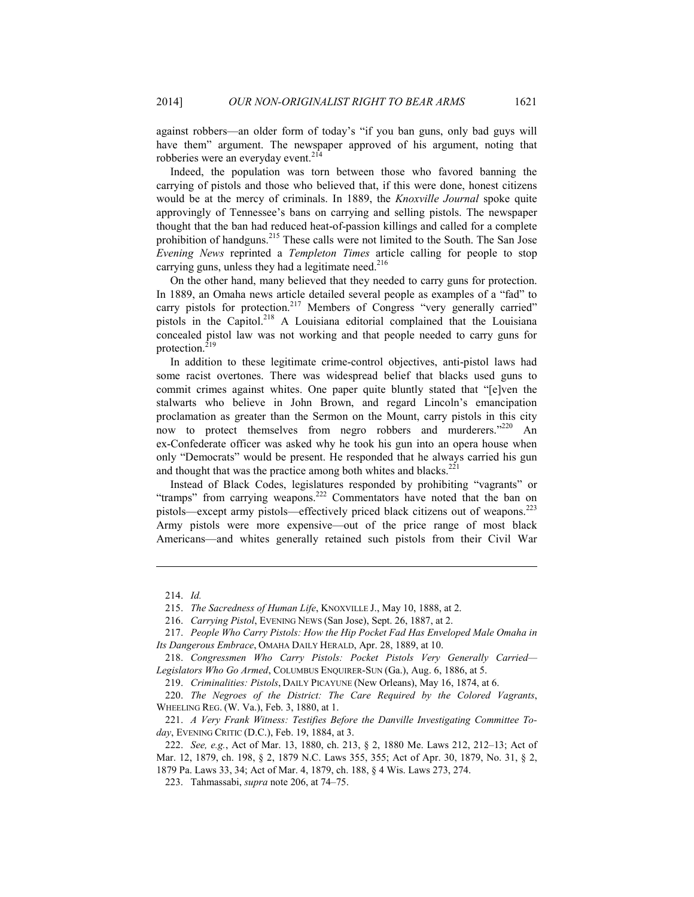against robbers—an older form of today's "if you ban guns, only bad guys will have them" argument. The newspaper approved of his argument, noting that robberies were an everyday event.[214]

Indeed, the population was torn between those who favored banning the carrying of pistols and those who believed that, if this were done, honest citizens would be at the mercy of criminals. In 1889, the *Knoxville Journal* spoke quite approvingly of Tennessee's bans on carrying and selling pistols. The newspaper thought that the ban had reduced heat-of-passion killings and called for a complete prohibition of handguns.[215] These calls were not limited to the South. The San Jose *Evening News* reprinted a *Templeton Times* article calling for people to stop carrying guns, unless they had a legitimate need.[216]

On the other hand, many believed that they needed to carry guns for protection. In 1889, an Omaha news article detailed several people as examples of a "fad" to carry pistols for protection.[217] Members of Congress "very generally carried" pistols in the Capitol.[218] A Louisiana editorial complained that the Louisiana concealed pistol law was not working and that people needed to carry guns for protection.[219]

In addition to these legitimate crime-control objectives, anti-pistol laws had some racist overtones. There was widespread belief that blacks used guns to commit crimes against whites. One paper quite bluntly stated that "[e]ven the stalwarts who believe in John Brown, and regard Lincoln's emancipation proclamation as greater than the Sermon on the Mount, carry pistols in this city now to protect themselves from negro robbers and murderers."[220] An ex-Confederate officer was asked why he took his gun into an opera house when only "Democrats" would be present. He responded that he always carried his gun and thought that was the practice among both whites and blacks.[221]

Instead of Black Codes, legislatures responded by prohibiting "vagrants" or "tramps" from carrying weapons.[222] Commentators have noted that the ban on pistols—except army pistols—effectively priced black citizens out of weapons.[223] Army pistols were more expensive—out of the price range of most black Americans—and whites generally retained such pistols from their Civil War

---

214. *Id.*

215. *The Sacredness of Human Life*, KNOXVILLE J., May 10, 1888, at 2.

216. *Carrying Pistol*, EVENING NEWS (San Jose), Sept. 26, 1887, at 2.

217. *People Who Carry Pistols: How the Hip Pocket Fad Has Enveloped Male Omaha in Its Dangerous Embrace*, OMAHA DAILY HERALD, Apr. 28, 1889, at 10.

218. *Congressmen Who Carry Pistols: Pocket Pistols Very Generally Carried—Legislators Who Go Armed*, COLUMBUS ENQUIRER-SUN (Ga.), Aug. 6, 1886, at 5.

219. *Criminalities: Pistols*, DAILY PICAYUNE (New Orleans), May 16, 1874, at 6.

220. *The Negroes of the District: The Care Required by the Colored Vagrants*, WHEELING REG. (W. Va.), Feb. 3, 1880, at 1.

221. *A Very Frank Witness: Testifies Before the Danville Investigating Committee Today*, EVENING CRITIC (D.C.), Feb. 19, 1884, at 3.

222. *See, e.g.*, Act of Mar. 13, 1880, ch. 213, § 2, 1880 Me. Laws 212, 212–13; Act of Mar. 12, 1879, ch. 198, § 2, 1879 N.C. Laws 355, 355; Act of Apr. 30, 1879, No. 31, § 2, 1879 Pa. Laws 33, 34; Act of Mar. 4, 1879, ch. 188, § 4 Wis. Laws 273, 274.

223. Tahmassabi, *supra* note 206, at 74–75.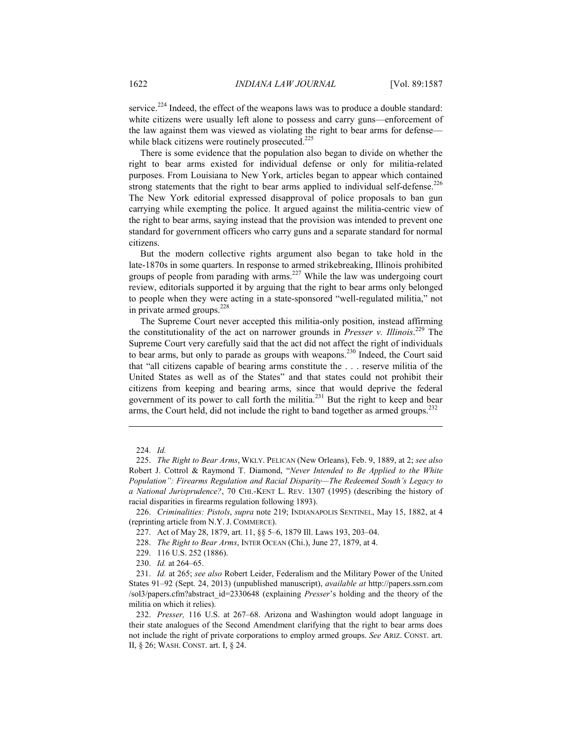service.[224] Indeed, the effect of the weapons laws was to produce a double standard: white citizens were usually left alone to possess and carry guns—enforcement of the law against them was viewed as violating the right to bear arms for defense—while black citizens were routinely prosecuted.[225]

There is some evidence that the population also began to divide on whether the right to bear arms existed for individual defense or only for militia-related purposes. From Louisiana to New York, articles began to appear which contained strong statements that the right to bear arms applied to individual self-defense.[226] The New York editorial expressed disapproval of police proposals to ban gun carrying while exempting the police. It argued against the militia-centric view of the right to bear arms, saying instead that the provision was intended to prevent one standard for government officers who carry guns and a separate standard for normal citizens.

But the modern collective rights argument also began to take hold in the late-1870s in some quarters. In response to armed strikebreaking, Illinois prohibited groups of people from parading with arms.[227] While the law was undergoing court review, editorials supported it by arguing that the right to bear arms only belonged to people when they were acting in a state-sponsored "well-regulated militia," not in private armed groups.[228]

The Supreme Court never accepted this militia-only position, instead affirming the constitutionality of the act on narrower grounds in *Presser v. Illinois*.[229] The Supreme Court very carefully said that the act did not affect the right of individuals to bear arms, but only to parade as groups with weapons.[230] Indeed, the Court said that "all citizens capable of bearing arms constitute the . . . reserve militia of the United States as well as of the States" and that states could not prohibit their citizens from keeping and bearing arms, since that would deprive the federal government of its power to call forth the militia.[231] But the right to keep and bear arms, the Court held, did not include the right to band together as armed groups.[232]

---

224. *Id.*

225. *The Right to Bear Arms*, WKLY. PELICAN (New Orleans), Feb. 9, 1889, at 2; *see also* Robert J. Cottrol & Raymond T. Diamond, "*Never Intended to Be Applied to the White Population": Firearms Regulation and Racial Disparity—The Redeemed South's Legacy to a National Jurisprudence?*, 70 CHI.-KENT L. REV. 1307 (1995) (describing the history of racial disparities in firearms regulation following 1893).

226. *Criminalities: Pistols*, *supra* note 219; INDIANAPOLIS SENTINEL, May 15, 1882, at 4 (reprinting article from N.Y. J. COMMERCE).

227. Act of May 28, 1879, art. 11, §§ 5–6, 1879 Ill. Laws 193, 203–04.

228. *The Right to Bear Arms*, INTER OCEAN (Chi.), June 27, 1879, at 4.

229. 116 U.S. 252 (1886).

230. *Id.* at 264–65.

231. *Id.* at 265; *see also* Robert Leider, Federalism and the Military Power of the United States 91–92 (Sept. 24, 2013) (unpublished manuscript), *available at* http://papers.ssrn.com/sol3/papers.cfm?abstract_id=2330648 (explaining *Presser*'s holding and the theory of the militia on which it relies).

232. *Presser,* 116 U.S. at 267–68. Arizona and Washington would adopt language in their state analogues of the Second Amendment clarifying that the right to bear arms does not include the right of private corporations to employ armed groups. *See* ARIZ. CONST. art. II, § 26; WASH. CONST. art. I, § 24.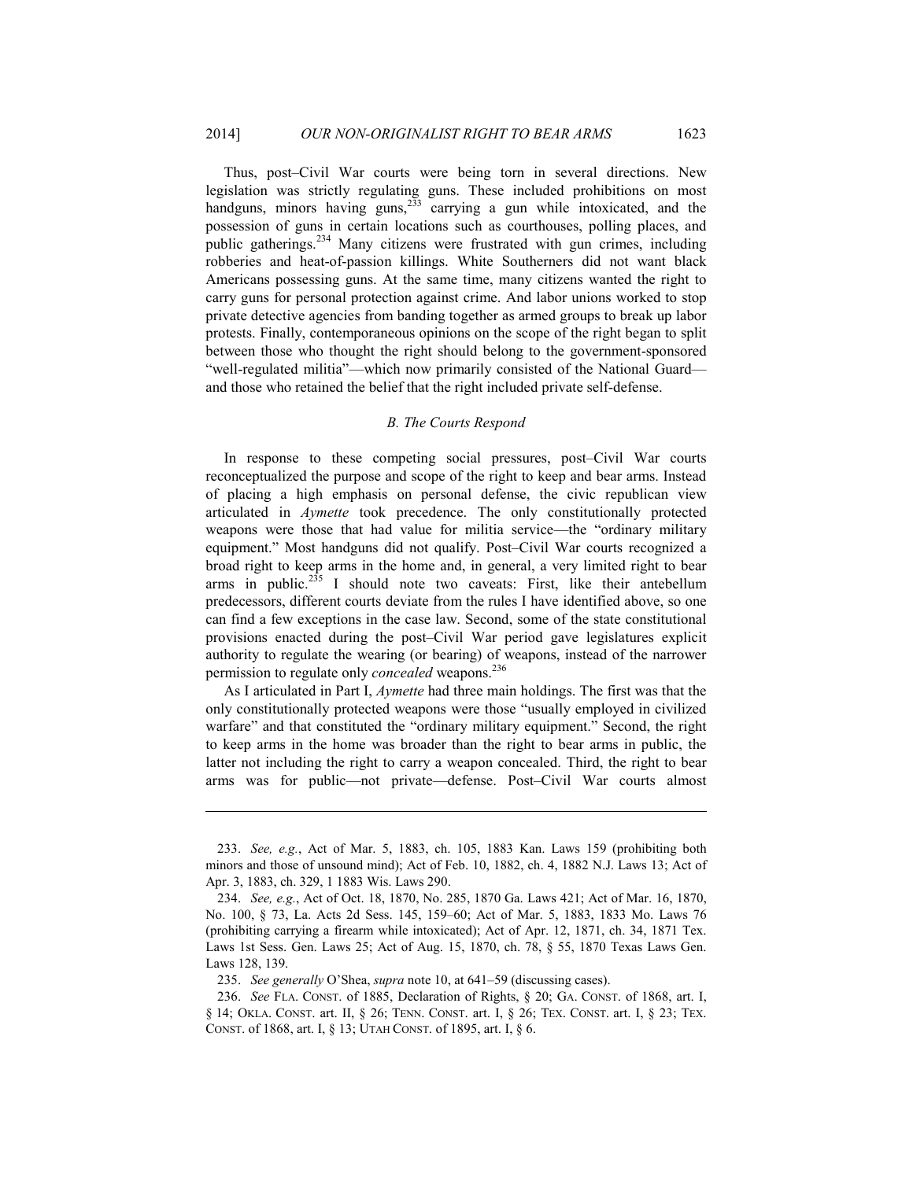Thus, post–Civil War courts were being torn in several directions. New legislation was strictly regulating guns. These included prohibitions on most handguns, minors having guns,[233] carrying a gun while intoxicated, and the possession of guns in certain locations such as courthouses, polling places, and public gatherings.[234] Many citizens were frustrated with gun crimes, including robberies and heat-of-passion killings. White Southerners did not want black Americans possessing guns. At the same time, many citizens wanted the right to carry guns for personal protection against crime. And labor unions worked to stop private detective agencies from banding together as armed groups to break up labor protests. Finally, contemporaneous opinions on the scope of the right began to split between those who thought the right should belong to the government-sponsored "well-regulated militia"—which now primarily consisted of the National Guard—and those who retained the belief that the right included private self-defense.

### *B. The Courts Respond*

In response to these competing social pressures, post–Civil War courts reconceptualized the purpose and scope of the right to keep and bear arms. Instead of placing a high emphasis on personal defense, the civic republican view articulated in *Aymette* took precedence. The only constitutionally protected weapons were those that had value for militia service—the "ordinary military equipment." Most handguns did not qualify. Post–Civil War courts recognized a broad right to keep arms in the home and, in general, a very limited right to bear arms in public.[235] I should note two caveats: First, like their antebellum predecessors, different courts deviate from the rules I have identified above, so one can find a few exceptions in the case law. Second, some of the state constitutional provisions enacted during the post–Civil War period gave legislatures explicit authority to regulate the wearing (or bearing) of weapons, instead of the narrower permission to regulate only *concealed* weapons.[236]

As I articulated in Part I, *Aymette* had three main holdings. The first was that the only constitutionally protected weapons were those "usually employed in civilized warfare" and that constituted the "ordinary military equipment." Second, the right to keep arms in the home was broader than the right to bear arms in public, the latter not including the right to carry a weapon concealed. Third, the right to bear arms was for public—not private—defense. Post–Civil War courts almost

---

233. *See, e.g.*, Act of Mar. 5, 1883, ch. 105, 1883 Kan. Laws 159 (prohibiting both minors and those of unsound mind); Act of Feb. 10, 1882, ch. 4, 1882 N.J. Laws 13; Act of Apr. 3, 1883, ch. 329, 1 1883 Wis. Laws 290.

234. *See, e.g.*, Act of Oct. 18, 1870, No. 285, 1870 Ga. Laws 421; Act of Mar. 16, 1870, No. 100, § 73, La. Acts 2d Sess. 145, 159–60; Act of Mar. 5, 1883, 1833 Mo. Laws 76 (prohibiting carrying a firearm while intoxicated); Act of Apr. 12, 1871, ch. 34, 1871 Tex. Laws 1st Sess. Gen. Laws 25; Act of Aug. 15, 1870, ch. 78, § 55, 1870 Texas Laws Gen. Laws 128, 139.

235. *See generally* O'Shea, *supra* note 10, at 641–59 (discussing cases).

236. *See* FLA. CONST. of 1885, Declaration of Rights, § 20; GA. CONST. of 1868, art. I, § 14; OKLA. CONST. art. II, § 26; TENN. CONST. art. I, § 26; TEX. CONST. art. I, § 23; TEX. CONST. of 1868, art. I, § 13; UTAH CONST. of 1895, art. I, § 6.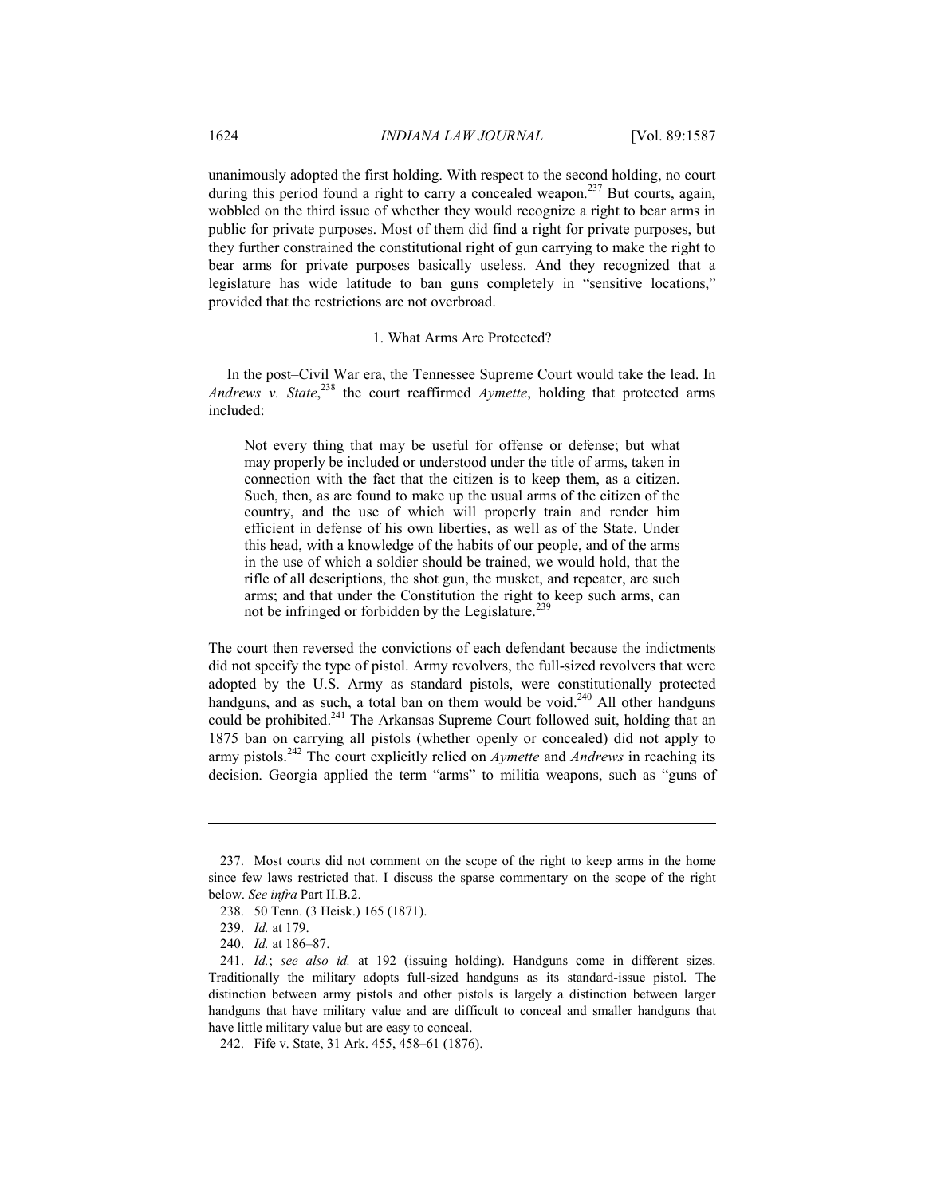unanimously adopted the first holding. With respect to the second holding, no court during this period found a right to carry a concealed weapon.[237] But courts, again, wobbled on the third issue of whether they would recognize a right to bear arms in public for private purposes. Most of them did find a right for private purposes, but they further constrained the constitutional right of gun carrying to make the right to bear arms for private purposes basically useless. And they recognized that a legislature has wide latitude to ban guns completely in "sensitive locations," provided that the restrictions are not overbroad.

### 1. What Arms Are Protected?

In the post–Civil War era, the Tennessee Supreme Court would take the lead. In *Andrews v. State*,[238] the court reaffirmed *Aymette*, holding that protected arms included:

> Not every thing that may be useful for offense or defense; but what may properly be included or understood under the title of arms, taken in connection with the fact that the citizen is to keep them, as a citizen. Such, then, as are found to make up the usual arms of the citizen of the country, and the use of which will properly train and render him efficient in defense of his own liberties, as well as of the State. Under this head, with a knowledge of the habits of our people, and of the arms in the use of which a soldier should be trained, we would hold, that the rifle of all descriptions, the shot gun, the musket, and repeater, are such arms; and that under the Constitution the right to keep such arms, can not be infringed or forbidden by the Legislature.[239]

The court then reversed the convictions of each defendant because the indictments did not specify the type of pistol. Army revolvers, the full-sized revolvers that were adopted by the U.S. Army as standard pistols, were constitutionally protected handguns, and as such, a total ban on them would be void.[240] All other handguns could be prohibited.[241] The Arkansas Supreme Court followed suit, holding that an 1875 ban on carrying all pistols (whether openly or concealed) did not apply to army pistols.[242] The court explicitly relied on *Aymette* and *Andrews* in reaching its decision. Georgia applied the term "arms" to militia weapons, such as "guns of

---

237. Most courts did not comment on the scope of the right to keep arms in the home since few laws restricted that. I discuss the sparse commentary on the scope of the right below. *See infra* Part II.B.2.

238. 50 Tenn. (3 Heisk.) 165 (1871).

239. *Id.* at 179.

240. *Id.* at 186–87.

241. *Id.*; *see also id.* at 192 (issuing holding). Handguns come in different sizes. Traditionally the military adopts full-sized handguns as its standard-issue pistol. The distinction between army pistols and other pistols is largely a distinction between larger handguns that have military value and are difficult to conceal and smaller handguns that have little military value but are easy to conceal.

242. Fife v. State, 31 Ark. 455, 458–61 (1876).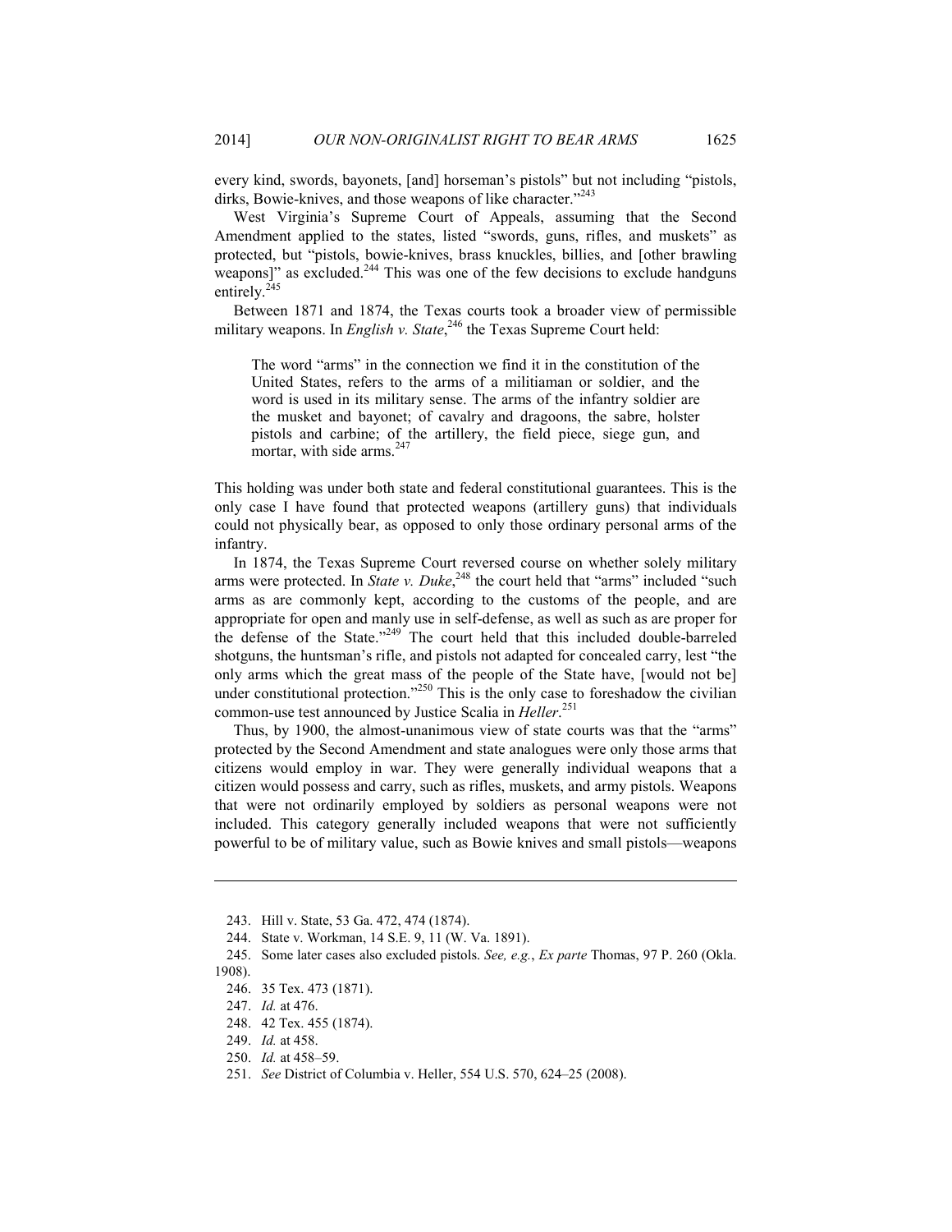every kind, swords, bayonets, [and] horseman's pistols" but not including "pistols, dirks, Bowie-knives, and those weapons of like character."[243]

West Virginia's Supreme Court of Appeals, assuming that the Second Amendment applied to the states, listed "swords, guns, rifles, and muskets" as protected, but "pistols, bowie-knives, brass knuckles, billies, and [other brawling weapons]" as excluded.[244] This was one of the few decisions to exclude handguns entirely.[245]

Between 1871 and 1874, the Texas courts took a broader view of permissible military weapons. In *English v. State*,[246] the Texas Supreme Court held:

> The word "arms" in the connection we find it in the constitution of the United States, refers to the arms of a militiaman or soldier, and the word is used in its military sense. The arms of the infantry soldier are the musket and bayonet; of cavalry and dragoons, the sabre, holster pistols and carbine; of the artillery, the field piece, siege gun, and mortar, with side arms.[247]

This holding was under both state and federal constitutional guarantees. This is the only case I have found that protected weapons (artillery guns) that individuals could not physically bear, as opposed to only those ordinary personal arms of the infantry.

In 1874, the Texas Supreme Court reversed course on whether solely military arms were protected. In *State v. Duke*,[248] the court held that "arms" included "such arms as are commonly kept, according to the customs of the people, and are appropriate for open and manly use in self-defense, as well as such as are proper for the defense of the State."[249] The court held that this included double-barreled shotguns, the huntsman's rifle, and pistols not adapted for concealed carry, lest "the only arms which the great mass of the people of the State have, [would not be] under constitutional protection."[250] This is the only case to foreshadow the civilian common-use test announced by Justice Scalia in *Heller*.[251]

Thus, by 1900, the almost-unanimous view of state courts was that the "arms" protected by the Second Amendment and state analogues were only those arms that citizens would employ in war. They were generally individual weapons that a citizen would possess and carry, such as rifles, muskets, and army pistols. Weapons that were not ordinarily employed by soldiers as personal weapons were not included. This category generally included weapons that were not sufficiently powerful to be of military value, such as Bowie knives and small pistols—weapons

---

243. Hill v. State, 53 Ga. 472, 474 (1874).

244. State v. Workman, 14 S.E. 9, 11 (W. Va. 1891).

245. Some later cases also excluded pistols. *See, e.g.*, *Ex parte* Thomas, 97 P. 260 (Okla. 1908).

246. 35 Tex. 473 (1871).

247. *Id.* at 476.

248. 42 Tex. 455 (1874).

249. *Id.* at 458.

250. *Id.* at 458–59.

251. *See* District of Columbia v. Heller, 554 U.S. 570, 624–25 (2008).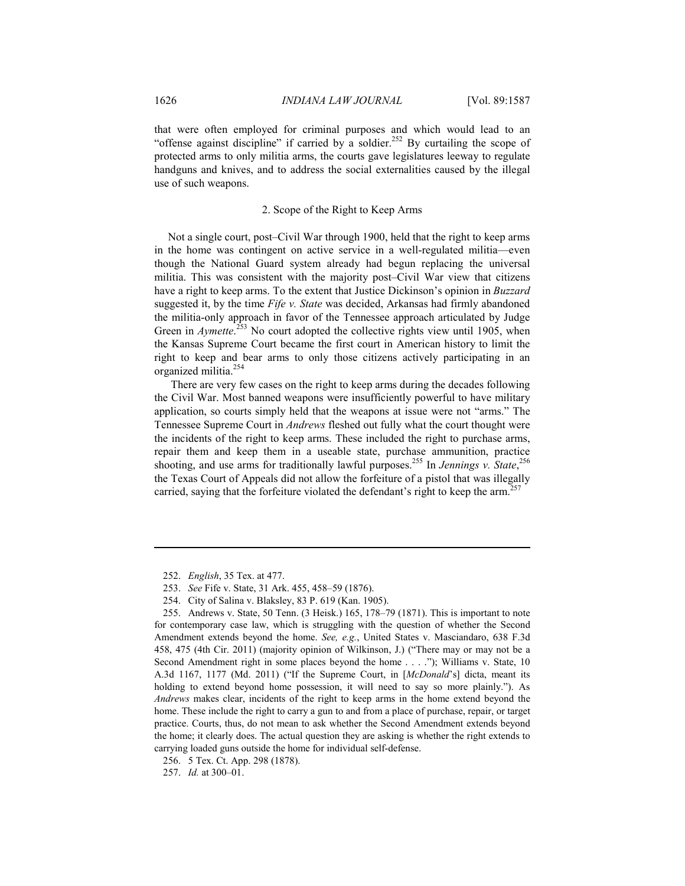that were often employed for criminal purposes and which would lead to an "offense against discipline" if carried by a soldier.[252] By curtailing the scope of protected arms to only militia arms, the courts gave legislatures leeway to regulate handguns and knives, and to address the social externalities caused by the illegal use of such weapons.

### 2. Scope of the Right to Keep Arms

Not a single court, post–Civil War through 1900, held that the right to keep arms in the home was contingent on active service in a well-regulated militia—even though the National Guard system already had begun replacing the universal militia. This was consistent with the majority post–Civil War view that citizens have a right to keep arms. To the extent that Justice Dickinson's opinion in *Buzzard* suggested it, by the time *Fife v. State* was decided, Arkansas had firmly abandoned the militia-only approach in favor of the Tennessee approach articulated by Judge Green in *Aymette*.[253] No court adopted the collective rights view until 1905, when the Kansas Supreme Court became the first court in American history to limit the right to keep and bear arms to only those citizens actively participating in an organized militia.[254]

There are very few cases on the right to keep arms during the decades following the Civil War. Most banned weapons were insufficiently powerful to have military application, so courts simply held that the weapons at issue were not "arms." The Tennessee Supreme Court in *Andrews* fleshed out fully what the court thought were the incidents of the right to keep arms. These included the right to purchase arms, repair them and keep them in a useable state, purchase ammunition, practice shooting, and use arms for traditionally lawful purposes.[255] In *Jennings v. State*,[256] the Texas Court of Appeals did not allow the forfeiture of a pistol that was illegally carried, saying that the forfeiture violated the defendant's right to keep the arm.[257]

---

252. *English*, 35 Tex. at 477.

253. *See* Fife v. State, 31 Ark. 455, 458–59 (1876).

254. City of Salina v. Blaksley, 83 P. 619 (Kan. 1905).

255. Andrews v. State, 50 Tenn. (3 Heisk.) 165, 178–79 (1871). This is important to note for contemporary case law, which is struggling with the question of whether the Second Amendment extends beyond the home. *See, e.g.*, United States v. Masciandaro, 638 F.3d 458, 475 (4th Cir. 2011) (majority opinion of Wilkinson, J.) ("There may or may not be a Second Amendment right in some places beyond the home . . . ."); Williams v. State, 10 A.3d 1167, 1177 (Md. 2011) ("If the Supreme Court, in [*McDonald*'s] dicta, meant its holding to extend beyond home possession, it will need to say so more plainly."). As *Andrews* makes clear, incidents of the right to keep arms in the home extend beyond the home. These include the right to carry a gun to and from a place of purchase, repair, or target practice. Courts, thus, do not mean to ask whether the Second Amendment extends beyond the home; it clearly does. The actual question they are asking is whether the right extends to carrying loaded guns outside the home for individual self-defense.

256. 5 Tex. Ct. App. 298 (1878).

257. *Id.* at 300–01.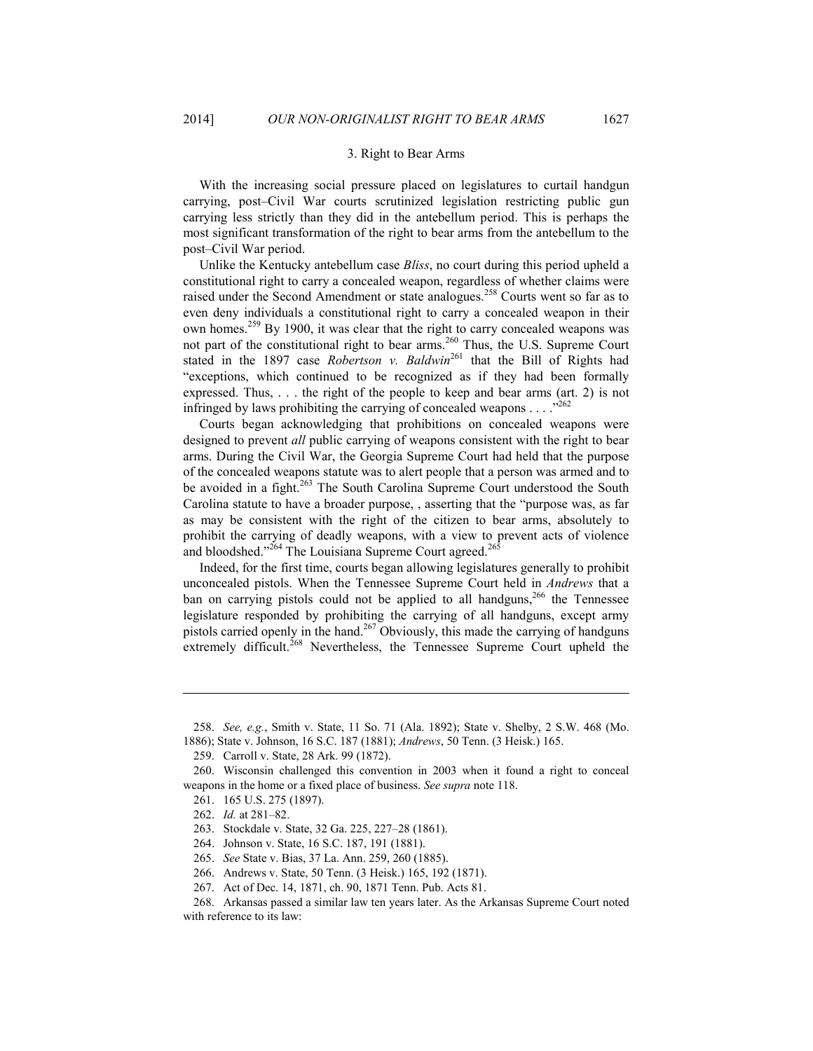### 3. Right to Bear Arms

With the increasing social pressure placed on legislatures to curtail handgun carrying, post–Civil War courts scrutinized legislation restricting public gun carrying less strictly than they did in the antebellum period. This is perhaps the most significant transformation of the right to bear arms from the antebellum to the post–Civil War period.

Unlike the Kentucky antebellum case *Bliss*, no court during this period upheld a constitutional right to carry a concealed weapon, regardless of whether claims were raised under the Second Amendment or state analogues.[258] Courts went so far as to even deny individuals a constitutional right to carry a concealed weapon in their own homes.[259] By 1900, it was clear that the right to carry concealed weapons was not part of the constitutional right to bear arms.[260] Thus, the U.S. Supreme Court stated in the 1897 case *Robertson v. Baldwin*[261] that the Bill of Rights had "exceptions, which continued to be recognized as if they had been formally expressed. Thus, . . . the right of the people to keep and bear arms (art. 2) is not infringed by laws prohibiting the carrying of concealed weapons . . . ."[262]

Courts began acknowledging that prohibitions on concealed weapons were designed to prevent *all* public carrying of weapons consistent with the right to bear arms. During the Civil War, the Georgia Supreme Court had held that the purpose of the concealed weapons statute was to alert people that a person was armed and to be avoided in a fight.[263] The South Carolina Supreme Court understood the South Carolina statute to have a broader purpose, , asserting that the "purpose was, as far as may be consistent with the right of the citizen to bear arms, absolutely to prohibit the carrying of deadly weapons, with a view to prevent acts of violence and bloodshed."[264] The Louisiana Supreme Court agreed.[265]

Indeed, for the first time, courts began allowing legislatures generally to prohibit unconcealed pistols. When the Tennessee Supreme Court held in *Andrews* that a ban on carrying pistols could not be applied to all handguns,[266] the Tennessee legislature responded by prohibiting the carrying of all handguns, except army pistols carried openly in the hand.[267] Obviously, this made the carrying of handguns extremely difficult.[268] Nevertheless, the Tennessee Supreme Court upheld the

---

258. *See, e.g.*, Smith v. State, 11 So. 71 (Ala. 1892); State v. Shelby, 2 S.W. 468 (Mo. 1886); State v. Johnson, 16 S.C. 187 (1881); *Andrews*, 50 Tenn. (3 Heisk.) 165.

259. Carroll v. State, 28 Ark. 99 (1872).

260. Wisconsin challenged this convention in 2003 when it found a right to conceal weapons in the home or a fixed place of business. *See supra* note 118.

261. 165 U.S. 275 (1897).

262. *Id.* at 281–82.

263. Stockdale v. State, 32 Ga. 225, 227–28 (1861).

264. Johnson v. State, 16 S.C. 187, 191 (1881).

265. *See* State v. Bias, 37 La. Ann. 259, 260 (1885).

266. Andrews v. State, 50 Tenn. (3 Heisk.) 165, 192 (1871).

267. Act of Dec. 14, 1871, ch. 90, 1871 Tenn. Pub. Acts 81.

268. Arkansas passed a similar law ten years later. As the Arkansas Supreme Court noted with reference to its law: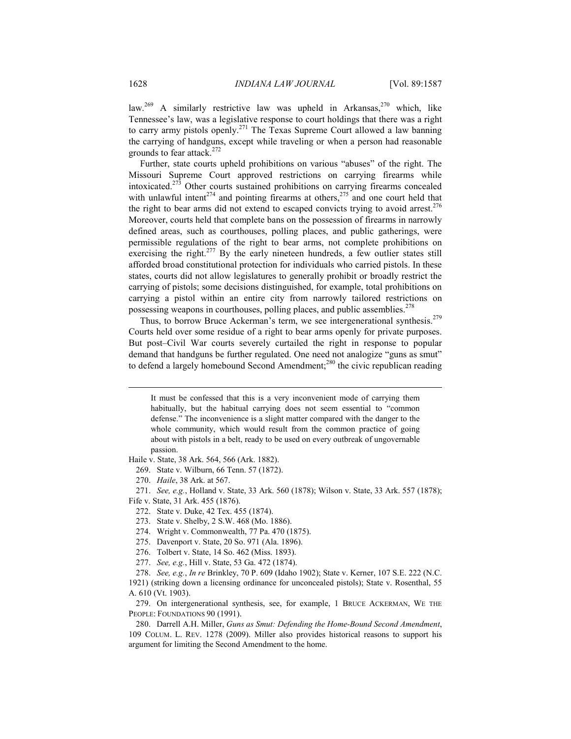law.[269] A similarly restrictive law was upheld in Arkansas,[270] which, like Tennessee's law, was a legislative response to court holdings that there was a right to carry army pistols openly.[271] The Texas Supreme Court allowed a law banning the carrying of handguns, except while traveling or when a person had reasonable grounds to fear attack.[272]

Further, state courts upheld prohibitions on various "abuses" of the right. The Missouri Supreme Court approved restrictions on carrying firearms while intoxicated.[273] Other courts sustained prohibitions on carrying firearms concealed with unlawful intent[274] and pointing firearms at others,[275] and one court held that the right to bear arms did not extend to escaped convicts trying to avoid arrest.[276] Moreover, courts held that complete bans on the possession of firearms in narrowly defined areas, such as courthouses, polling places, and public gatherings, were permissible regulations of the right to bear arms, not complete prohibitions on exercising the right.[277] By the early nineteen hundreds, a few outlier states still afforded broad constitutional protection for individuals who carried pistols. In these states, courts did not allow legislatures to generally prohibit or broadly restrict the carrying of pistols; some decisions distinguished, for example, total prohibitions on carrying a pistol within an entire city from narrowly tailored restrictions on possessing weapons in courthouses, polling places, and public assemblies.[278]

Thus, to borrow Bruce Ackerman's term, we see intergenerational synthesis.[279] Courts held over some residue of a right to bear arms openly for private purposes. But post–Civil War courts severely curtailed the right in response to popular demand that handguns be further regulated. One need not analogize "guns as smut" to defend a largely homebound Second Amendment;[280] the civic republican reading

> It must be confessed that this is a very inconvenient mode of carrying them habitually, but the habitual carrying does not seem essential to "common defense." The inconvenience is a slight matter compared with the danger to the whole community, which would result from the common practice of going about with pistols in a belt, ready to be used on every outbreak of ungovernable passion.

Haile v. State, 38 Ark. 564, 566 (Ark. 1882).

269. State v. Wilburn, 66 Tenn. 57 (1872).

270. *Haile*, 38 Ark. at 567.

271. *See, e.g.*, Holland v. State, 33 Ark. 560 (1878); Wilson v. State, 33 Ark. 557 (1878); Fife v. State, 31 Ark. 455 (1876).

272. State v. Duke, 42 Tex. 455 (1874).

273. State v. Shelby, 2 S.W. 468 (Mo. 1886).

274. Wright v. Commonwealth, 77 Pa. 470 (1875).

275. Davenport v. State, 20 So. 971 (Ala. 1896).

276. Tolbert v. State, 14 So. 462 (Miss. 1893).

277. *See, e.g.*, Hill v. State, 53 Ga. 472 (1874).

278. *See, e.g.*, *In re* Brinkley, 70 P. 609 (Idaho 1902); State v. Kerner, 107 S.E. 222 (N.C. 1921) (striking down a licensing ordinance for unconcealed pistols); State v. Rosenthal, 55 A. 610 (Vt. 1903).

279. On intergenerational synthesis, see, for example, 1 BRUCE ACKERMAN, WE THE PEOPLE: FOUNDATIONS 90 (1991).

280. Darrell A.H. Miller, *Guns as Smut: Defending the Home-Bound Second Amendment*, 109 COLUM. L. REV. 1278 (2009). Miller also provides historical reasons to support his argument for limiting the Second Amendment to the home.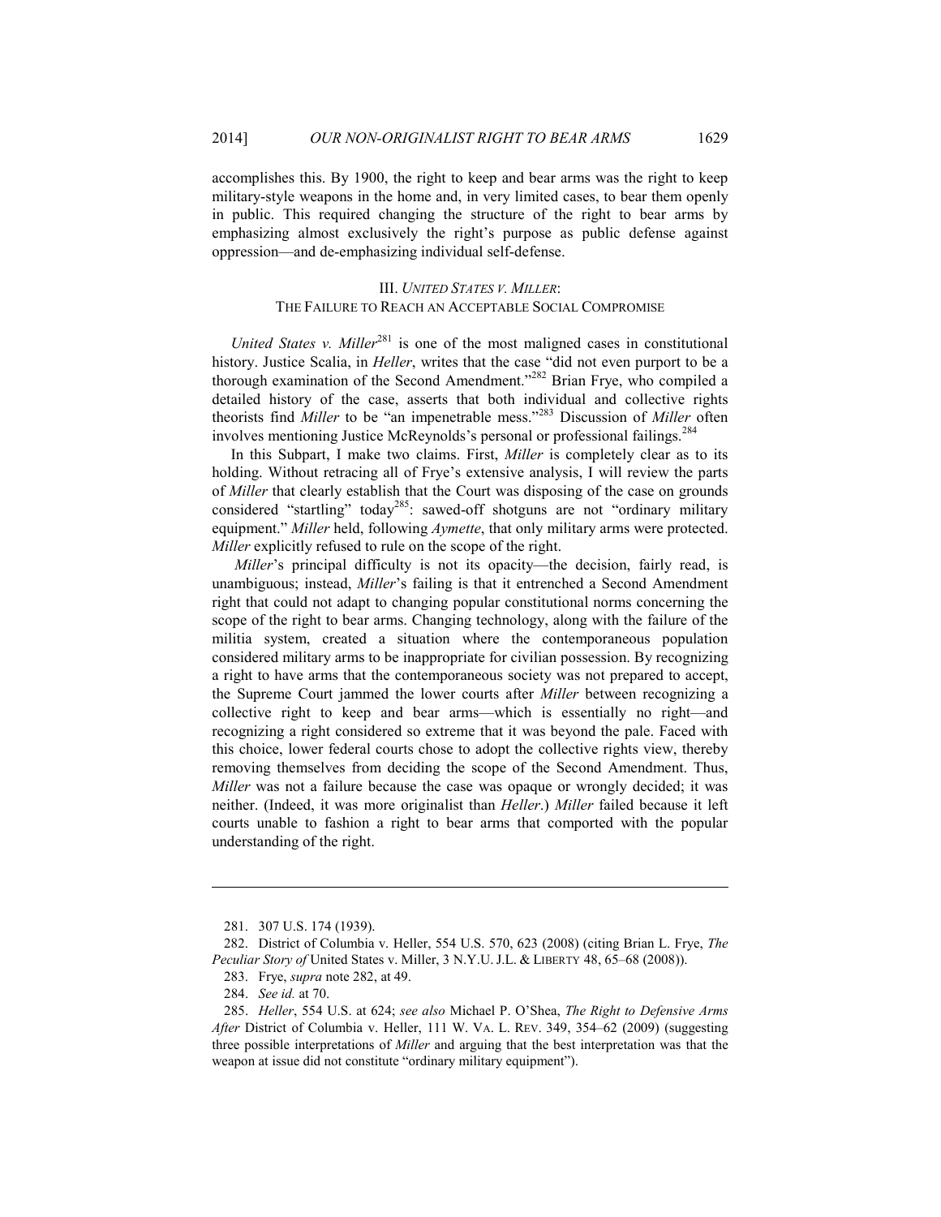accomplishes this. By 1900, the right to keep and bear arms was the right to keep military-style weapons in the home and, in very limited cases, to bear them openly in public. This required changing the structure of the right to bear arms by emphasizing almost exclusively the right's purpose as public defense against oppression—and de-emphasizing individual self-defense.

## III. *UNITED STATES V. MILLER*: THE FAILURE TO REACH AN ACCEPTABLE SOCIAL COMPROMISE

*United States v. Miller*[281] is one of the most maligned cases in constitutional history. Justice Scalia, in *Heller*, writes that the case "did not even purport to be a thorough examination of the Second Amendment."[282] Brian Frye, who compiled a detailed history of the case, asserts that both individual and collective rights theorists find *Miller* to be "an impenetrable mess."[283] Discussion of *Miller* often involves mentioning Justice McReynolds's personal or professional failings.[284]

In this Subpart, I make two claims. First, *Miller* is completely clear as to its holding. Without retracing all of Frye's extensive analysis, I will review the parts of *Miller* that clearly establish that the Court was disposing of the case on grounds considered "startling" today[285]: sawed-off shotguns are not "ordinary military equipment." *Miller* held, following *Aymette*, that only military arms were protected. *Miller* explicitly refused to rule on the scope of the right.

*Miller*'s principal difficulty is not its opacity—the decision, fairly read, is unambiguous; instead, *Miller*'s failing is that it entrenched a Second Amendment right that could not adapt to changing popular constitutional norms concerning the scope of the right to bear arms. Changing technology, along with the failure of the militia system, created a situation where the contemporaneous population considered military arms to be inappropriate for civilian possession. By recognizing a right to have arms that the contemporaneous society was not prepared to accept, the Supreme Court jammed the lower courts after *Miller* between recognizing a collective right to keep and bear arms—which is essentially no right—and recognizing a right considered so extreme that it was beyond the pale. Faced with this choice, lower federal courts chose to adopt the collective rights view, thereby removing themselves from deciding the scope of the Second Amendment. Thus, *Miller* was not a failure because the case was opaque or wrongly decided; it was neither. (Indeed, it was more originalist than *Heller*.) *Miller* failed because it left courts unable to fashion a right to bear arms that comported with the popular understanding of the right.

---

281. 307 U.S. 174 (1939).

282. District of Columbia v. Heller, 554 U.S. 570, 623 (2008) (citing Brian L. Frye, *The Peculiar Story of* United States v. Miller, 3 N.Y.U. J.L. & LIBERTY 48, 65–68 (2008)).

283. Frye, *supra* note 282, at 49.

284. *See id.* at 70.

285. *Heller*, 554 U.S. at 624; *see also* Michael P. O'Shea, *The Right to Defensive Arms After* District of Columbia v. Heller, 111 W. VA. L. REV. 349, 354–62 (2009) (suggesting three possible interpretations of *Miller* and arguing that the best interpretation was that the weapon at issue did not constitute "ordinary military equipment").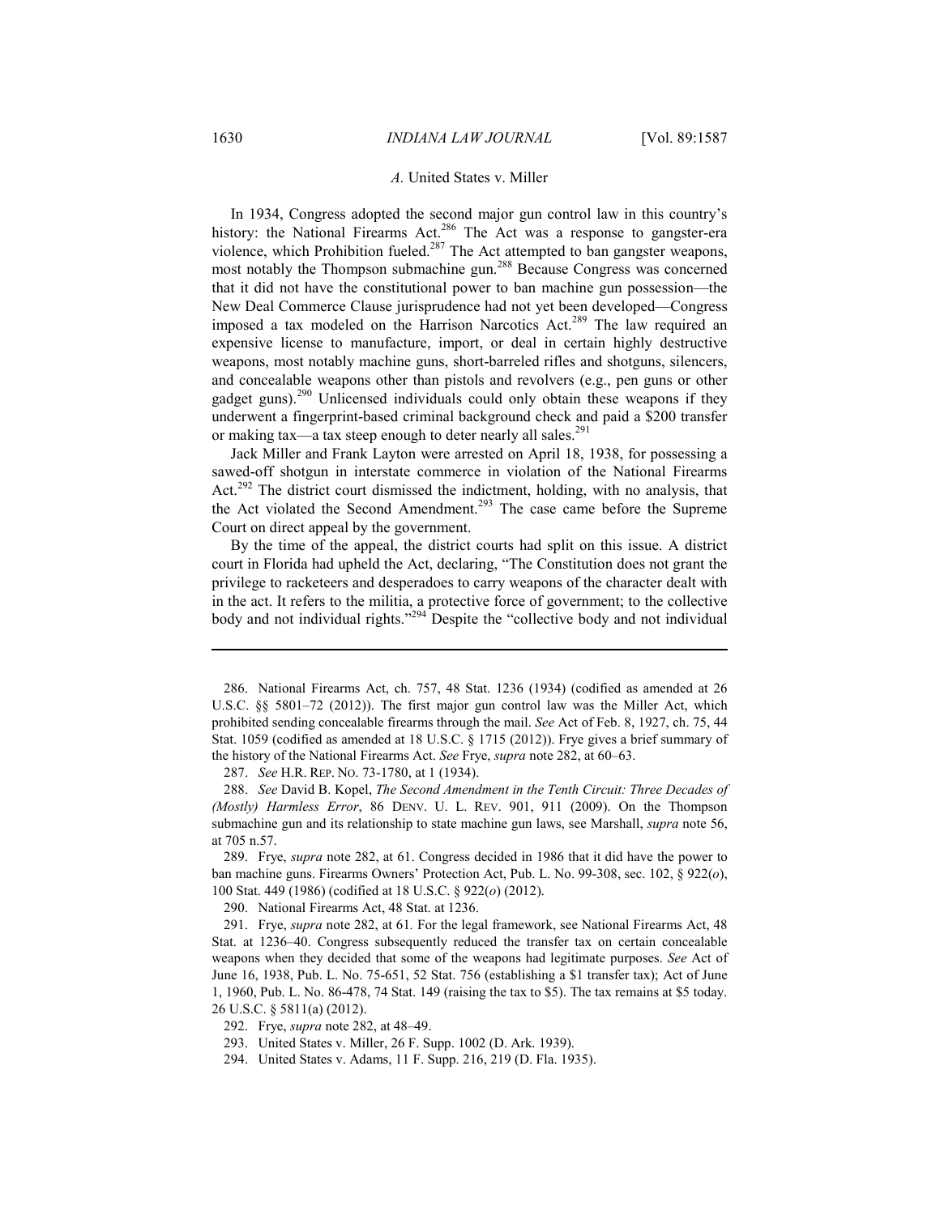### *A.* United States v. Miller

In 1934, Congress adopted the second major gun control law in this country's history: the National Firearms Act.[286] The Act was a response to gangster-era violence, which Prohibition fueled.[287] The Act attempted to ban gangster weapons, most notably the Thompson submachine gun.[288] Because Congress was concerned that it did not have the constitutional power to ban machine gun possession—the New Deal Commerce Clause jurisprudence had not yet been developed—Congress imposed a tax modeled on the Harrison Narcotics Act.[289] The law required an expensive license to manufacture, import, or deal in certain highly destructive weapons, most notably machine guns, short-barreled rifles and shotguns, silencers, and concealable weapons other than pistols and revolvers (e.g., pen guns or other gadget guns).[290] Unlicensed individuals could only obtain these weapons if they underwent a fingerprint-based criminal background check and paid a $200 transfer or making tax—a tax steep enough to deter nearly all sales.[291]

Jack Miller and Frank Layton were arrested on April 18, 1938, for possessing a sawed-off shotgun in interstate commerce in violation of the National Firearms Act.[292] The district court dismissed the indictment, holding, with no analysis, that the Act violated the Second Amendment.[293] The case came before the Supreme Court on direct appeal by the government.

By the time of the appeal, the district courts had split on this issue. A district court in Florida had upheld the Act, declaring, "The Constitution does not grant the privilege to racketeers and desperadoes to carry weapons of the character dealt with in the act. It refers to the militia, a protective force of government; to the collective body and not individual rights."[294] Despite the "collective body and not individual

---

286. National Firearms Act, ch. 757, 48 Stat. 1236 (1934) (codified as amended at 26 U.S.C. §§ 5801–72 (2012)). The first major gun control law was the Miller Act, which prohibited sending concealable firearms through the mail. *See* Act of Feb. 8, 1927, ch. 75, 44 Stat. 1059 (codified as amended at 18 U.S.C. § 1715 (2012)). Frye gives a brief summary of the history of the National Firearms Act. *See* Frye, *supra* note 282, at 60–63.

287. *See* H.R. REP. NO. 73-1780, at 1 (1934).

288. *See* David B. Kopel, *The Second Amendment in the Tenth Circuit: Three Decades of (Mostly) Harmless Error*, 86 DENV. U. L. REV. 901, 911 (2009). On the Thompson submachine gun and its relationship to state machine gun laws, see Marshall, *supra* note 56, at 705 n.57.

289. Frye, *supra* note 282, at 61. Congress decided in 1986 that it did have the power to ban machine guns. Firearms Owners' Protection Act, Pub. L. No. 99-308, sec. 102, § 922(*o*), 100 Stat. 449 (1986) (codified at 18 U.S.C. § 922(*o*) (2012).

290. National Firearms Act, 48 Stat. at 1236.

291. Frye, *supra* note 282, at 61*.* For the legal framework, see National Firearms Act, 48 Stat. at 1236–40. Congress subsequently reduced the transfer tax on certain concealable weapons when they decided that some of the weapons had legitimate purposes. *See* Act of June 16, 1938, Pub. L. No. 75-651, 52 Stat. 756 (establishing a $1 transfer tax); Act of June 1, 1960, Pub. L. No. 86-478, 74 Stat. 149 (raising the tax to $5). The tax remains at $5 today. 26 U.S.C. § 5811(a) (2012).

292. Frye, *supra* note 282, at 48–49.

293. United States v. Miller, 26 F. Supp. 1002 (D. Ark. 1939).

294. United States v. Adams, 11 F. Supp. 216, 219 (D. Fla. 1935).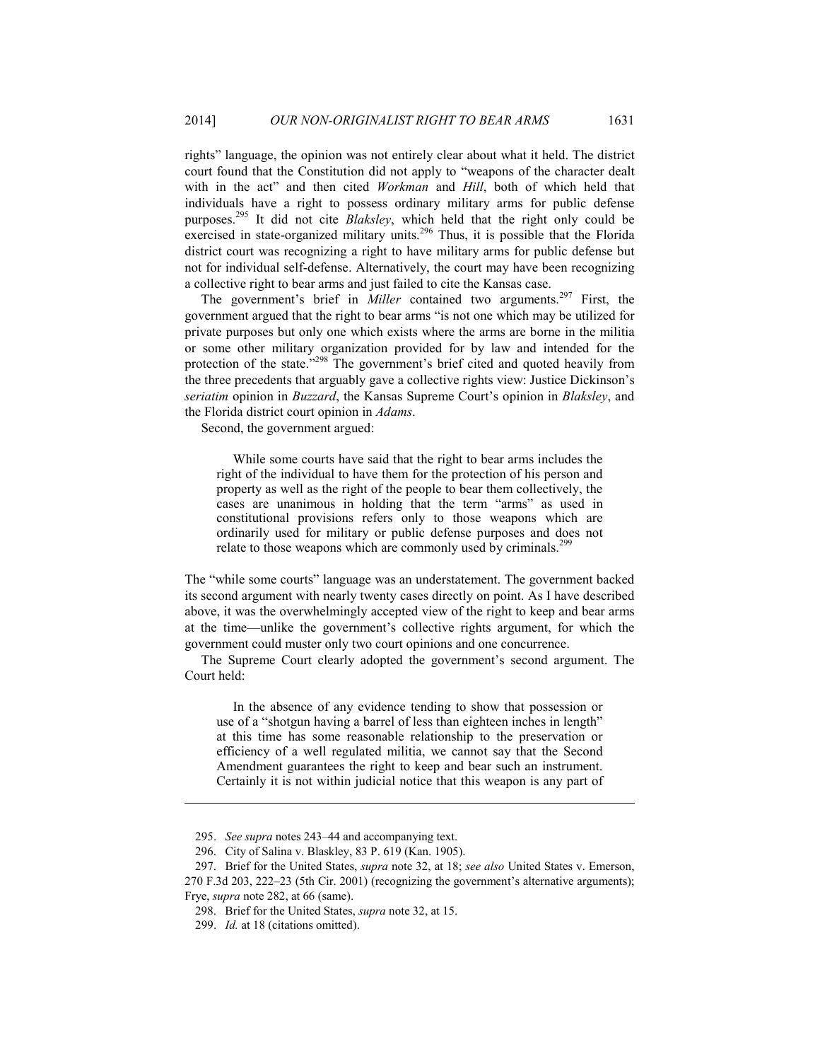rights" language, the opinion was not entirely clear about what it held. The district court found that the Constitution did not apply to "weapons of the character dealt with in the act" and then cited *Workman* and *Hill*, both of which held that individuals have a right to possess ordinary military arms for public defense purposes.[295] It did not cite *Blaksley*, which held that the right only could be exercised in state-organized military units.[296] Thus, it is possible that the Florida district court was recognizing a right to have military arms for public defense but not for individual self-defense. Alternatively, the court may have been recognizing a collective right to bear arms and just failed to cite the Kansas case.

The government's brief in *Miller* contained two arguments.[297] First, the government argued that the right to bear arms "is not one which may be utilized for private purposes but only one which exists where the arms are borne in the militia or some other military organization provided for by law and intended for the protection of the state."[298] The government's brief cited and quoted heavily from the three precedents that arguably gave a collective rights view: Justice Dickinson's *seriatim* opinion in *Buzzard*, the Kansas Supreme Court's opinion in *Blaksley*, and the Florida district court opinion in *Adams*.

Second, the government argued:

> While some courts have said that the right to bear arms includes the right of the individual to have them for the protection of his person and property as well as the right of the people to bear them collectively, the cases are unanimous in holding that the term "arms" as used in constitutional provisions refers only to those weapons which are ordinarily used for military or public defense purposes and does not relate to those weapons which are commonly used by criminals.[299]

The "while some courts" language was an understatement. The government backed its second argument with nearly twenty cases directly on point. As I have described above, it was the overwhelmingly accepted view of the right to keep and bear arms at the time—unlike the government's collective rights argument, for which the government could muster only two court opinions and one concurrence.

The Supreme Court clearly adopted the government's second argument. The Court held:

> In the absence of any evidence tending to show that possession or use of a "shotgun having a barrel of less than eighteen inches in length" at this time has some reasonable relationship to the preservation or efficiency of a well regulated militia, we cannot say that the Second Amendment guarantees the right to keep and bear such an instrument. Certainly it is not within judicial notice that this weapon is any part of

---

295. *See supra* notes 243–44 and accompanying text.

296. City of Salina v. Blaskley, 83 P. 619 (Kan. 1905).

297. Brief for the United States, *supra* note 32, at 18; *see also* United States v. Emerson, 270 F.3d 203, 222–23 (5th Cir. 2001) (recognizing the government's alternative arguments); Frye, *supra* note 282, at 66 (same).

298. Brief for the United States, *supra* note 32, at 15.

299. *Id.* at 18 (citations omitted).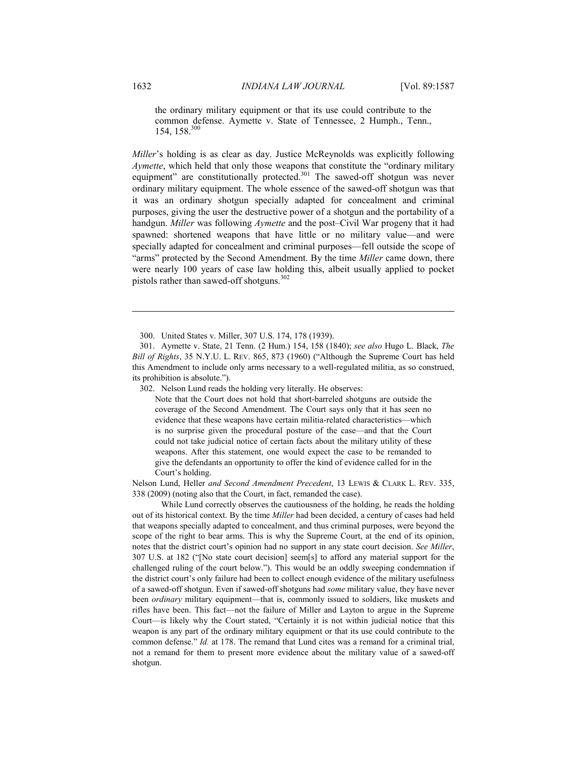> the ordinary military equipment or that its use could contribute to the common defense. Aymette v. State of Tennessee, 2 Humph., Tenn., 154, 158.[300]

*Miller*'s holding is as clear as day. Justice McReynolds was explicitly following *Aymette*, which held that only those weapons that constitute the "ordinary military equipment" are constitutionally protected.[301] The sawed-off shotgun was never ordinary military equipment. The whole essence of the sawed-off shotgun was that it was an ordinary shotgun specially adapted for concealment and criminal purposes, giving the user the destructive power of a shotgun and the portability of a handgun. *Miller* was following *Aymette* and the post–Civil War progeny that it had spawned: shortened weapons that have little or no military value—and were specially adapted for concealment and criminal purposes—fell outside the scope of "arms" protected by the Second Amendment. By the time *Miller* came down, there were nearly 100 years of case law holding this, albeit usually applied to pocket pistols rather than sawed-off shotguns.[302]

---

300. United States v. Miller, 307 U.S. 174, 178 (1939).

301. Aymette v. State, 21 Tenn. (2 Hum.) 154, 158 (1840); *see also* Hugo L. Black, *The Bill of Rights*, 35 N.Y.U. L. REV. 865, 873 (1960) ("Although the Supreme Court has held this Amendment to include only arms necessary to a well-regulated militia, as so construed, its prohibition is absolute.").

302. Nelson Lund reads the holding very literally. He observes:

> Note that the Court does not hold that short-barreled shotguns are outside the coverage of the Second Amendment. The Court says only that it has seen no evidence that these weapons have certain militia-related characteristics—which is no surprise given the procedural posture of the case—and that the Court could not take judicial notice of certain facts about the military utility of these weapons. After this statement, one would expect the case to be remanded to give the defendants an opportunity to offer the kind of evidence called for in the Court's holding.

Nelson Lund, Heller *and Second Amendment Precedent*, 13 LEWIS & CLARK L. REV. 335, 338 (2009) (noting also that the Court, in fact, remanded the case).

While Lund correctly observes the cautiousness of the holding, he reads the holding out of its historical context. By the time *Miller* had been decided, a century of cases had held that weapons specially adapted to concealment, and thus criminal purposes, were beyond the scope of the right to bear arms. This is why the Supreme Court, at the end of its opinion, notes that the district court's opinion had no support in any state court decision. *See Miller*, 307 U.S. at 182 ("[No state court decision] seem[s] to afford any material support for the challenged ruling of the court below."). This would be an oddly sweeping condemnation if the district court's only failure had been to collect enough evidence of the military usefulness of a sawed-off shotgun. Even if sawed-off shotguns had *some* military value, they have never been *ordinary* military equipment—that is, commonly issued to soldiers, like muskets and rifles have been. This fact—not the failure of Miller and Layton to argue in the Supreme Court—is likely why the Court stated, "Certainly it is not within judicial notice that this weapon is any part of the ordinary military equipment or that its use could contribute to the common defense." *Id.* at 178. The remand that Lund cites was a remand for a criminal trial, not a remand for them to present more evidence about the military value of a sawed-off shotgun.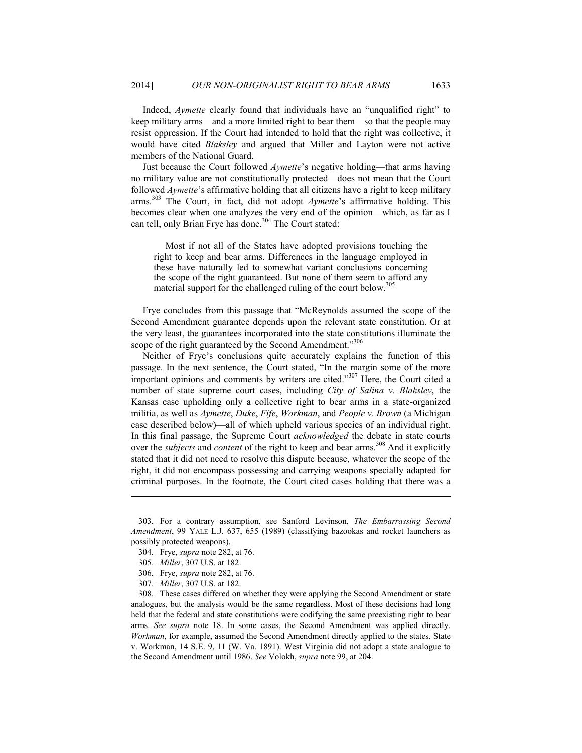Indeed, *Aymette* clearly found that individuals have an "unqualified right" to keep military arms—and a more limited right to bear them—so that the people may resist oppression. If the Court had intended to hold that the right was collective, it would have cited *Blaksley* and argued that Miller and Layton were not active members of the National Guard.

Just because the Court followed *Aymette*'s negative holding—that arms having no military value are not constitutionally protected—does not mean that the Court followed *Aymette*'s affirmative holding that all citizens have a right to keep military arms.[303] The Court, in fact, did not adopt *Aymette*'s affirmative holding. This becomes clear when one analyzes the very end of the opinion—which, as far as I can tell, only Brian Frye has done.[304] The Court stated:

> Most if not all of the States have adopted provisions touching the right to keep and bear arms. Differences in the language employed in these have naturally led to somewhat variant conclusions concerning the scope of the right guaranteed. But none of them seem to afford any material support for the challenged ruling of the court below.[305]

Frye concludes from this passage that "McReynolds assumed the scope of the Second Amendment guarantee depends upon the relevant state constitution. Or at the very least, the guarantees incorporated into the state constitutions illuminate the scope of the right guaranteed by the Second Amendment."[306]

Neither of Frye's conclusions quite accurately explains the function of this passage. In the next sentence, the Court stated, "In the margin some of the more important opinions and comments by writers are cited."[307] Here, the Court cited a number of state supreme court cases, including *City of Salina v. Blaksley*, the Kansas case upholding only a collective right to bear arms in a state-organized militia, as well as *Aymette*, *Duke*, *Fife*, *Workman*, and *People v. Brown* (a Michigan case described below)—all of which upheld various species of an individual right. In this final passage, the Supreme Court *acknowledged* the debate in state courts over the *subjects* and *content* of the right to keep and bear arms.[308] And it explicitly stated that it did not need to resolve this dispute because, whatever the scope of the right, it did not encompass possessing and carrying weapons specially adapted for criminal purposes. In the footnote, the Court cited cases holding that there was a

---

303. For a contrary assumption, see Sanford Levinson, *The Embarrassing Second Amendment*, 99 YALE L.J. 637, 655 (1989) (classifying bazookas and rocket launchers as possibly protected weapons).

304. Frye, *supra* note 282, at 76.

305. *Miller*, 307 U.S. at 182.

306. Frye, *supra* note 282, at 76.

307. *Miller*, 307 U.S. at 182.

308. These cases differed on whether they were applying the Second Amendment or state analogues, but the analysis would be the same regardless. Most of these decisions had long held that the federal and state constitutions were codifying the same preexisting right to bear arms. *See supra* note 18. In some cases, the Second Amendment was applied directly. *Workman*, for example, assumed the Second Amendment directly applied to the states. State v. Workman, 14 S.E. 9, 11 (W. Va. 1891). West Virginia did not adopt a state analogue to the Second Amendment until 1986. *See* Volokh, *supra* note 99, at 204.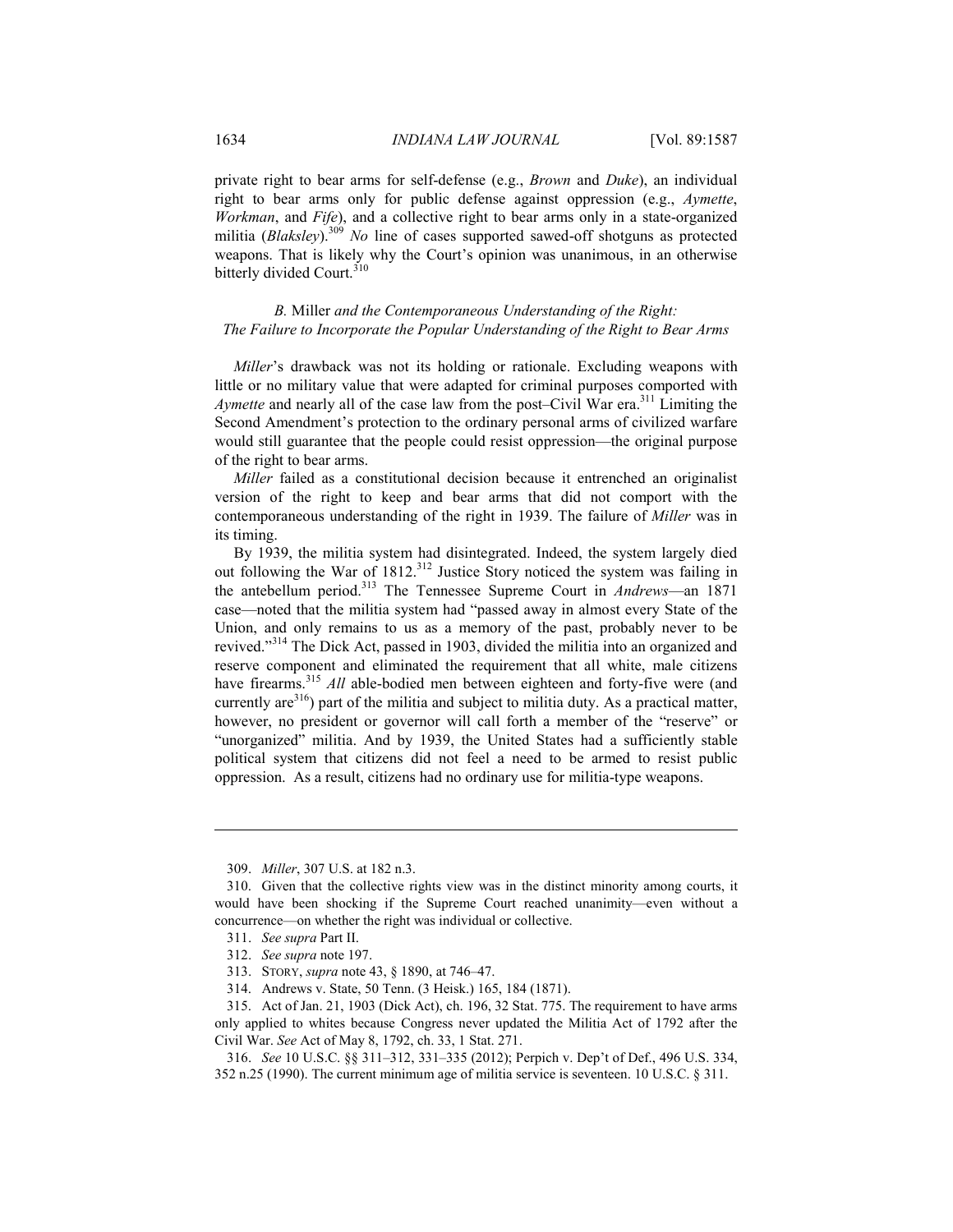private right to bear arms for self-defense (e.g., *Brown* and *Duke*), an individual right to bear arms only for public defense against oppression (e.g., *Aymette*, *Workman*, and *Fife*), and a collective right to bear arms only in a state-organized militia (*Blaksley*).[309] *No* line of cases supported sawed-off shotguns as protected weapons. That is likely why the Court's opinion was unanimous, in an otherwise bitterly divided Court.[310]

### *B.* Miller *and the Contemporaneous Understanding of the Right: The Failure to Incorporate the Popular Understanding of the Right to Bear Arms*

*Miller*'s drawback was not its holding or rationale. Excluding weapons with little or no military value that were adapted for criminal purposes comported with *Aymette* and nearly all of the case law from the post–Civil War era.[311] Limiting the Second Amendment's protection to the ordinary personal arms of civilized warfare would still guarantee that the people could resist oppression—the original purpose of the right to bear arms.

*Miller* failed as a constitutional decision because it entrenched an originalist version of the right to keep and bear arms that did not comport with the contemporaneous understanding of the right in 1939. The failure of *Miller* was in its timing.

By 1939, the militia system had disintegrated. Indeed, the system largely died out following the War of 1812.[312] Justice Story noticed the system was failing in the antebellum period.[313] The Tennessee Supreme Court in *Andrews*—an 1871 case—noted that the militia system had "passed away in almost every State of the Union, and only remains to us as a memory of the past, probably never to be revived."[314] The Dick Act, passed in 1903, divided the militia into an organized and reserve component and eliminated the requirement that all white, male citizens have firearms.[315] *All* able-bodied men between eighteen and forty-five were (and currently are[316]) part of the militia and subject to militia duty. As a practical matter, however, no president or governor will call forth a member of the "reserve" or "unorganized" militia. And by 1939, the United States had a sufficiently stable political system that citizens did not feel a need to be armed to resist public oppression. As a result, citizens had no ordinary use for militia-type weapons.

---

309. *Miller*, 307 U.S. at 182 n.3.

310. Given that the collective rights view was in the distinct minority among courts, it would have been shocking if the Supreme Court reached unanimity—even without a concurrence—on whether the right was individual or collective.

311. *See supra* Part II.

312. *See supra* note 197.

313. STORY, *supra* note 43, § 1890, at 746–47.

314. Andrews v. State, 50 Tenn. (3 Heisk.) 165, 184 (1871).

315. Act of Jan. 21, 1903 (Dick Act), ch. 196, 32 Stat. 775. The requirement to have arms only applied to whites because Congress never updated the Militia Act of 1792 after the Civil War. *See* Act of May 8, 1792, ch. 33, 1 Stat. 271.

316. *See* 10 U.S.C. §§ 311–312, 331–335 (2012); Perpich v. Dep't of Def., 496 U.S. 334, 352 n.25 (1990). The current minimum age of militia service is seventeen. 10 U.S.C. § 311.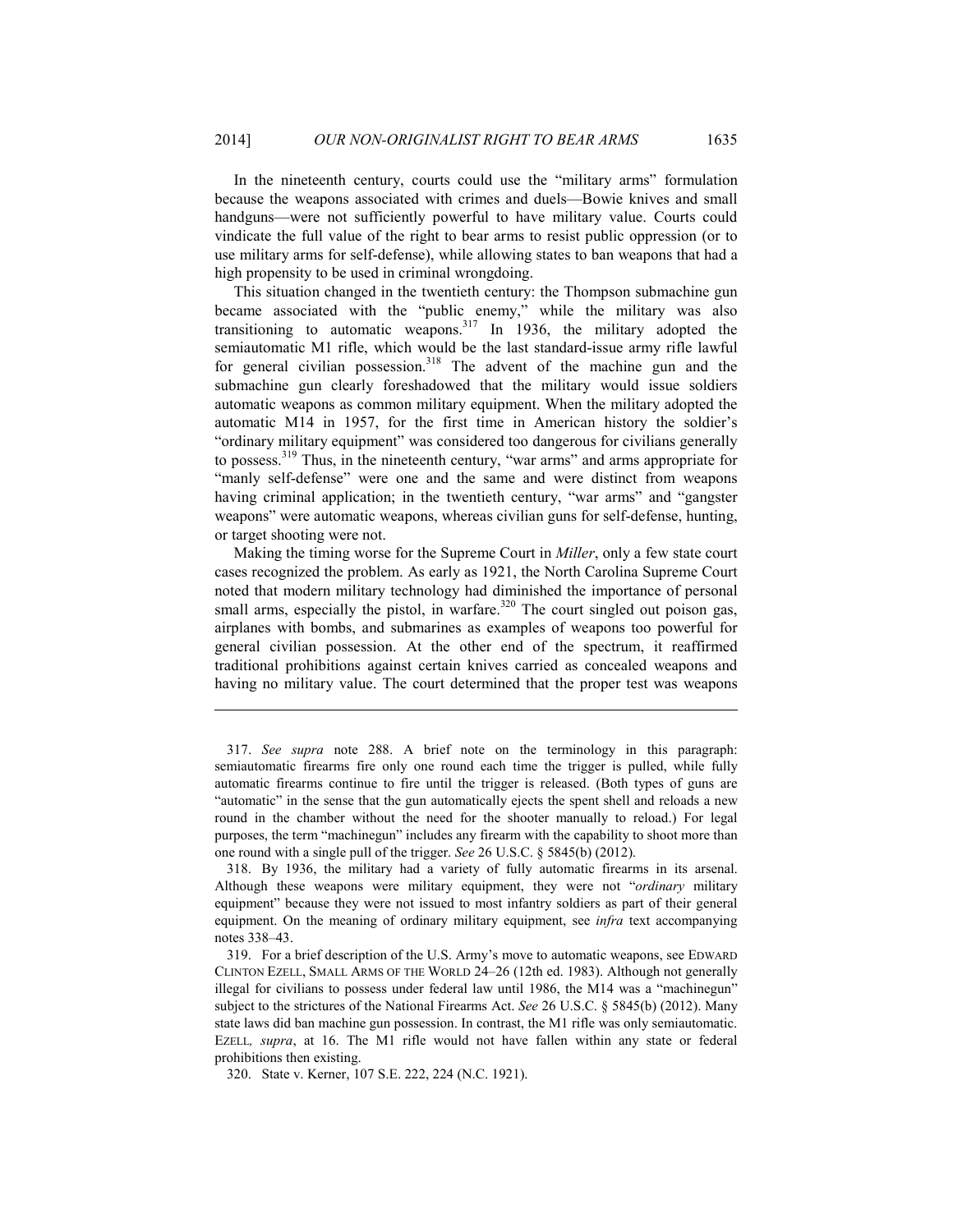In the nineteenth century, courts could use the "military arms" formulation because the weapons associated with crimes and duels—Bowie knives and small handguns—were not sufficiently powerful to have military value. Courts could vindicate the full value of the right to bear arms to resist public oppression (or to use military arms for self-defense), while allowing states to ban weapons that had a high propensity to be used in criminal wrongdoing.

This situation changed in the twentieth century: the Thompson submachine gun became associated with the "public enemy," while the military was also transitioning to automatic weapons.[317] In 1936, the military adopted the semiautomatic M1 rifle, which would be the last standard-issue army rifle lawful for general civilian possession.[318] The advent of the machine gun and the submachine gun clearly foreshadowed that the military would issue soldiers automatic weapons as common military equipment. When the military adopted the automatic M14 in 1957, for the first time in American history the soldier's "ordinary military equipment" was considered too dangerous for civilians generally to possess.[319] Thus, in the nineteenth century, "war arms" and arms appropriate for "manly self-defense" were one and the same and were distinct from weapons having criminal application; in the twentieth century, "war arms" and "gangster weapons" were automatic weapons, whereas civilian guns for self-defense, hunting, or target shooting were not.

Making the timing worse for the Supreme Court in *Miller*, only a few state court cases recognized the problem. As early as 1921, the North Carolina Supreme Court noted that modern military technology had diminished the importance of personal small arms, especially the pistol, in warfare.[320] The court singled out poison gas, airplanes with bombs, and submarines as examples of weapons too powerful for general civilian possession. At the other end of the spectrum, it reaffirmed traditional prohibitions against certain knives carried as concealed weapons and having no military value. The court determined that the proper test was weapons

---

317. *See supra* note 288. A brief note on the terminology in this paragraph: semiautomatic firearms fire only one round each time the trigger is pulled, while fully automatic firearms continue to fire until the trigger is released. (Both types of guns are "automatic" in the sense that the gun automatically ejects the spent shell and reloads a new round in the chamber without the need for the shooter manually to reload.) For legal purposes, the term "machinegun" includes any firearm with the capability to shoot more than one round with a single pull of the trigger. *See* 26 U.S.C. § 5845(b) (2012).

318. By 1936, the military had a variety of fully automatic firearms in its arsenal. Although these weapons were military equipment, they were not "*ordinary* military equipment" because they were not issued to most infantry soldiers as part of their general equipment. On the meaning of ordinary military equipment, see *infra* text accompanying notes 338–43.

319. For a brief description of the U.S. Army's move to automatic weapons, see EDWARD CLINTON EZELL, SMALL ARMS OF THE WORLD 24–26 (12th ed. 1983). Although not generally illegal for civilians to possess under federal law until 1986, the M14 was a "machinegun" subject to the strictures of the National Firearms Act. *See* 26 U.S.C. § 5845(b) (2012). Many state laws did ban machine gun possession. In contrast, the M1 rifle was only semiautomatic. EZELL, *supra*, at 16. The M1 rifle would not have fallen within any state or federal prohibitions then existing.

320. State v. Kerner, 107 S.E. 222, 224 (N.C. 1921).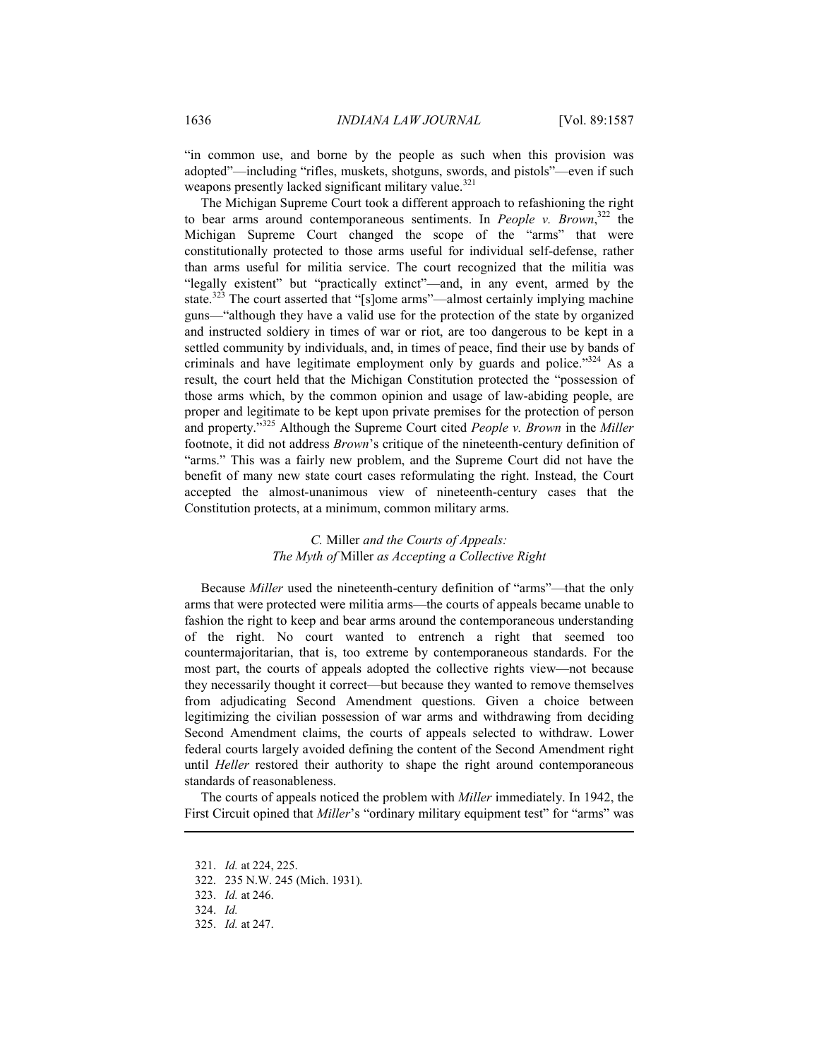"in common use, and borne by the people as such when this provision was adopted"—including "rifles, muskets, shotguns, swords, and pistols"—even if such weapons presently lacked significant military value.[321]

The Michigan Supreme Court took a different approach to refashioning the right to bear arms around contemporaneous sentiments. In *People v. Brown*,[322] the Michigan Supreme Court changed the scope of the "arms" that were constitutionally protected to those arms useful for individual self-defense, rather than arms useful for militia service. The court recognized that the militia was "legally existent" but "practically extinct"—and, in any event, armed by the state.[323] The court asserted that "[s]ome arms"—almost certainly implying machine guns—"although they have a valid use for the protection of the state by organized and instructed soldiery in times of war or riot, are too dangerous to be kept in a settled community by individuals, and, in times of peace, find their use by bands of criminals and have legitimate employment only by guards and police."[324] As a result, the court held that the Michigan Constitution protected the "possession of those arms which, by the common opinion and usage of law-abiding people, are proper and legitimate to be kept upon private premises for the protection of person and property."[325] Although the Supreme Court cited *People v. Brown* in the *Miller* footnote, it did not address *Brown*'s critique of the nineteenth-century definition of "arms." This was a fairly new problem, and the Supreme Court did not have the benefit of many new state court cases reformulating the right. Instead, the Court accepted the almost-unanimous view of nineteenth-century cases that the Constitution protects, at a minimum, common military arms.

### *C.* Miller *and the Courts of Appeals: The Myth of* Miller *as Accepting a Collective Right*

Because *Miller* used the nineteenth-century definition of "arms"—that the only arms that were protected were militia arms—the courts of appeals became unable to fashion the right to keep and bear arms around the contemporaneous understanding of the right. No court wanted to entrench a right that seemed too countermajoritarian, that is, too extreme by contemporaneous standards. For the most part, the courts of appeals adopted the collective rights view—not because they necessarily thought it correct—but because they wanted to remove themselves from adjudicating Second Amendment questions. Given a choice between legitimizing the civilian possession of war arms and withdrawing from deciding Second Amendment claims, the courts of appeals selected to withdraw. Lower federal courts largely avoided defining the content of the Second Amendment right until *Heller* restored their authority to shape the right around contemporaneous standards of reasonableness.

The courts of appeals noticed the problem with *Miller* immediately. In 1942, the First Circuit opined that *Miller*'s "ordinary military equipment test" for "arms" was

---

321. *Id.* at 224, 225.

322. 235 N.W. 245 (Mich. 1931).

323. *Id.* at 246.

324. *Id.*

325. *Id.* at 247.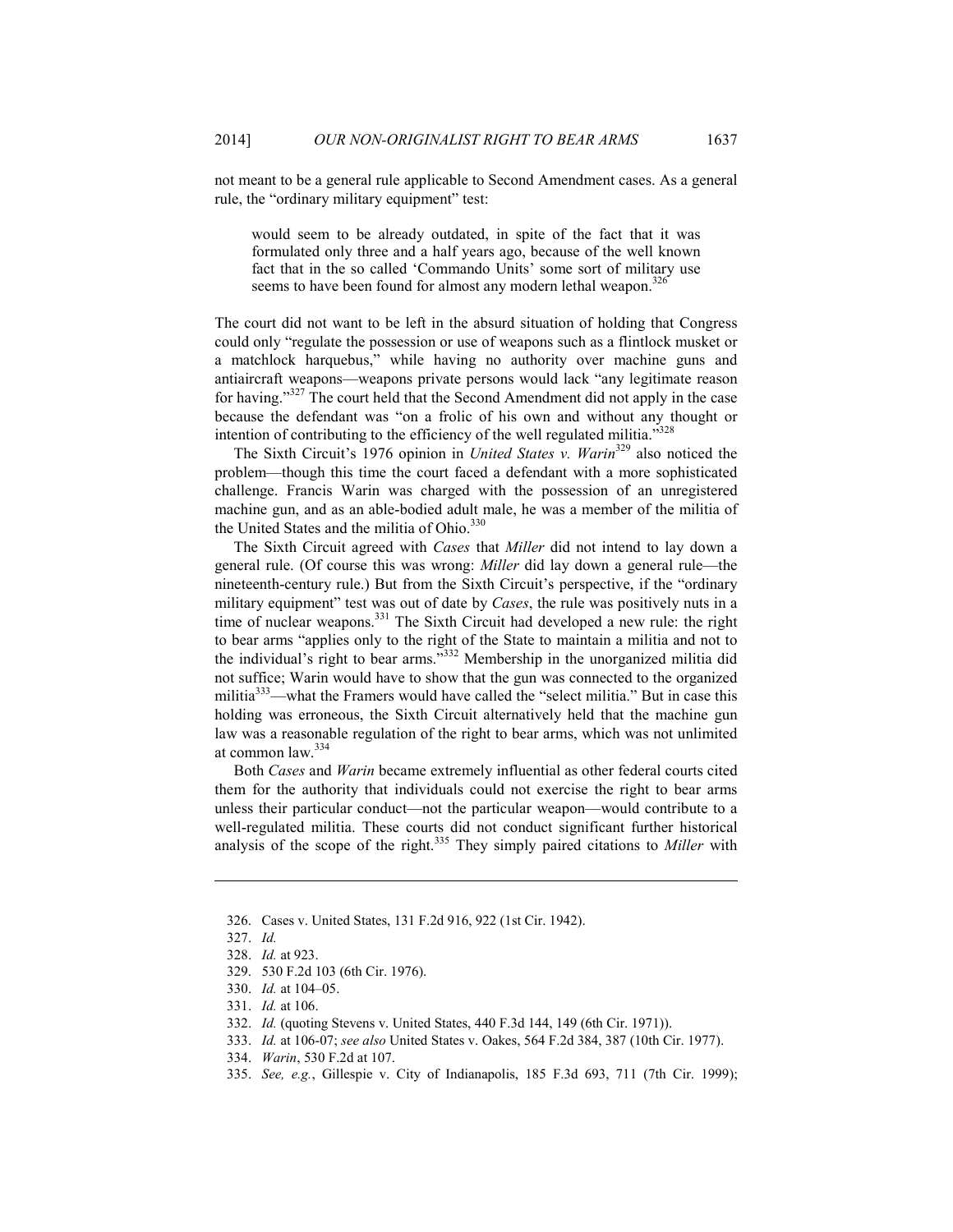not meant to be a general rule applicable to Second Amendment cases. As a general rule, the "ordinary military equipment" test:

> would seem to be already outdated, in spite of the fact that it was formulated only three and a half years ago, because of the well known fact that in the so called 'Commando Units' some sort of military use seems to have been found for almost any modern lethal weapon.[326]

The court did not want to be left in the absurd situation of holding that Congress could only "regulate the possession or use of weapons such as a flintlock musket or a matchlock harquebus," while having no authority over machine guns and antiaircraft weapons—weapons private persons would lack "any legitimate reason for having."[327] The court held that the Second Amendment did not apply in the case because the defendant was "on a frolic of his own and without any thought or intention of contributing to the efficiency of the well regulated militia."[328]

The Sixth Circuit's 1976 opinion in *United States v. Warin*[329] also noticed the problem—though this time the court faced a defendant with a more sophisticated challenge. Francis Warin was charged with the possession of an unregistered machine gun, and as an able-bodied adult male, he was a member of the militia of the United States and the militia of Ohio.[330]

The Sixth Circuit agreed with *Cases* that *Miller* did not intend to lay down a general rule. (Of course this was wrong: *Miller* did lay down a general rule—the nineteenth-century rule.) But from the Sixth Circuit's perspective, if the "ordinary military equipment" test was out of date by *Cases*, the rule was positively nuts in a time of nuclear weapons.[331] The Sixth Circuit had developed a new rule: the right to bear arms "applies only to the right of the State to maintain a militia and not to the individual's right to bear arms."[332] Membership in the unorganized militia did not suffice; Warin would have to show that the gun was connected to the organized militia[333]—what the Framers would have called the "select militia." But in case this holding was erroneous, the Sixth Circuit alternatively held that the machine gun law was a reasonable regulation of the right to bear arms, which was not unlimited at common law.[334]

Both *Cases* and *Warin* became extremely influential as other federal courts cited them for the authority that individuals could not exercise the right to bear arms unless their particular conduct—not the particular weapon—would contribute to a well-regulated militia. These courts did not conduct significant further historical analysis of the scope of the right.[335] They simply paired citations to *Miller* with

---

326. Cases v. United States, 131 F.2d 916, 922 (1st Cir. 1942).

327. *Id.*

328. *Id.* at 923.

329. 530 F.2d 103 (6th Cir. 1976).

330. *Id.* at 104–05.

331. *Id.* at 106.

332. *Id.* (quoting Stevens v. United States, 440 F.3d 144, 149 (6th Cir. 1971)).

333. *Id.* at 106-07; *see also* United States v. Oakes, 564 F.2d 384, 387 (10th Cir. 1977).

334. *Warin*, 530 F.2d at 107.

335. *See, e.g.*, Gillespie v. City of Indianapolis, 185 F.3d 693, 711 (7th Cir. 1999);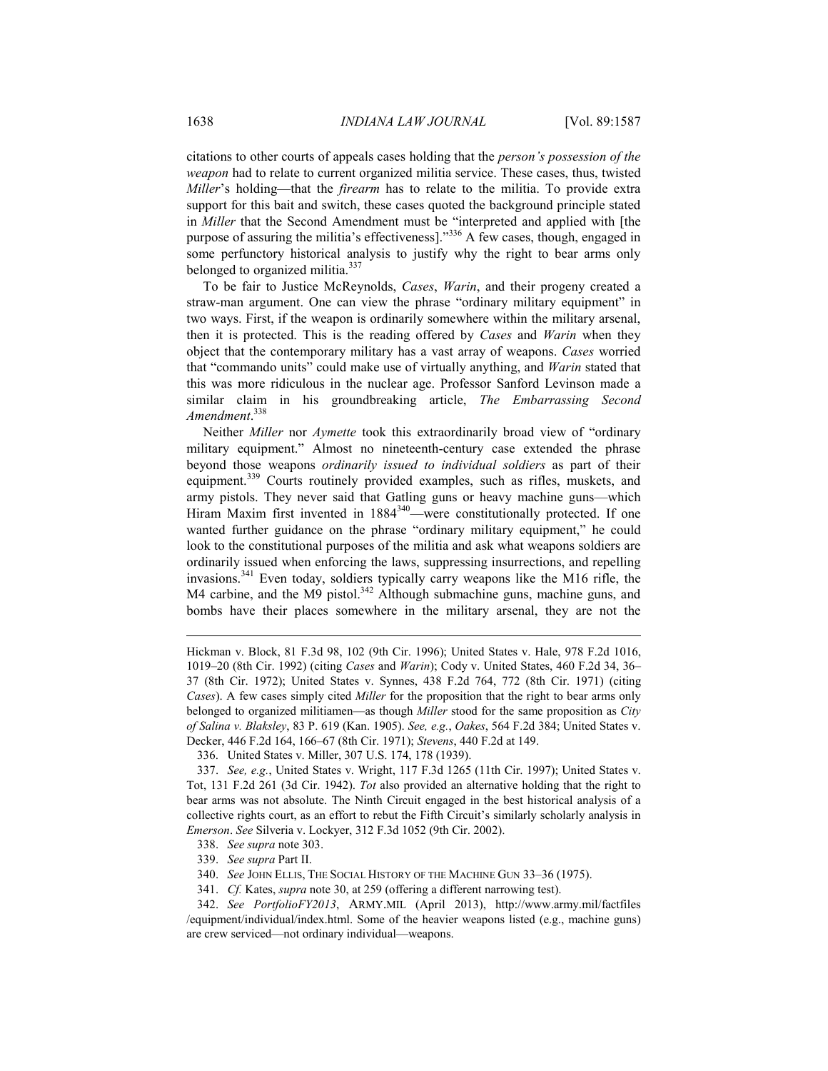citations to other courts of appeals cases holding that the *person's possession of the weapon* had to relate to current organized militia service. These cases, thus, twisted *Miller*'s holding—that the *firearm* has to relate to the militia. To provide extra support for this bait and switch, these cases quoted the background principle stated in *Miller* that the Second Amendment must be "interpreted and applied with [the purpose of assuring the militia's effectiveness]."[336] A few cases, though, engaged in some perfunctory historical analysis to justify why the right to bear arms only belonged to organized militia.[337]

To be fair to Justice McReynolds, *Cases*, *Warin*, and their progeny created a straw-man argument. One can view the phrase "ordinary military equipment" in two ways. First, if the weapon is ordinarily somewhere within the military arsenal, then it is protected. This is the reading offered by *Cases* and *Warin* when they object that the contemporary military has a vast array of weapons. *Cases* worried that "commando units" could make use of virtually anything, and *Warin* stated that this was more ridiculous in the nuclear age. Professor Sanford Levinson made a similar claim in his groundbreaking article, *The Embarrassing Second Amendment*.[338]

Neither *Miller* nor *Aymette* took this extraordinarily broad view of "ordinary military equipment." Almost no nineteenth-century case extended the phrase beyond those weapons *ordinarily issued to individual soldiers* as part of their equipment.[339] Courts routinely provided examples, such as rifles, muskets, and army pistols. They never said that Gatling guns or heavy machine guns—which Hiram Maxim first invented in 1884[340]—were constitutionally protected. If one wanted further guidance on the phrase "ordinary military equipment," he could look to the constitutional purposes of the militia and ask what weapons soldiers are ordinarily issued when enforcing the laws, suppressing insurrections, and repelling invasions.[341] Even today, soldiers typically carry weapons like the M16 rifle, the M4 carbine, and the M9 pistol.[342] Although submachine guns, machine guns, and bombs have their places somewhere in the military arsenal, they are not the

---

Hickman v. Block, 81 F.3d 98, 102 (9th Cir. 1996); United States v. Hale, 978 F.2d 1016, 1019–20 (8th Cir. 1992) (citing *Cases* and *Warin*); Cody v. United States, 460 F.2d 34, 36–37 (8th Cir. 1972); United States v. Synnes, 438 F.2d 764, 772 (8th Cir. 1971) (citing *Cases*). A few cases simply cited *Miller* for the proposition that the right to bear arms only belonged to organized militiamen—as though *Miller* stood for the same proposition as *City of Salina v. Blaksley*, 83 P. 619 (Kan. 1905). *See, e.g.*, *Oakes*, 564 F.2d 384; United States v. Decker, 446 F.2d 164, 166–67 (8th Cir. 1971); *Stevens*, 440 F.2d at 149.

336. United States v. Miller, 307 U.S. 174, 178 (1939).

337. *See, e.g.*, United States v. Wright, 117 F.3d 1265 (11th Cir. 1997); United States v. Tot, 131 F.2d 261 (3d Cir. 1942). *Tot* also provided an alternative holding that the right to bear arms was not absolute. The Ninth Circuit engaged in the best historical analysis of a collective rights court, as an effort to rebut the Fifth Circuit's similarly scholarly analysis in *Emerson*. *See* Silveria v. Lockyer, 312 F.3d 1052 (9th Cir. 2002).

338. *See supra* note 303.

339. *See supra* Part II.

340. *See* JOHN ELLIS, THE SOCIAL HISTORY OF THE MACHINE GUN 33–36 (1975).

341. *Cf.* Kates, *supra* note 30, at 259 (offering a different narrowing test).

342. *See PortfolioFY2013*, ARMY.MIL (April 2013), http://www.army.mil/factfiles/equipment/individual/index.html. Some of the heavier weapons listed (e.g., machine guns) are crew serviced—not ordinary individual—weapons.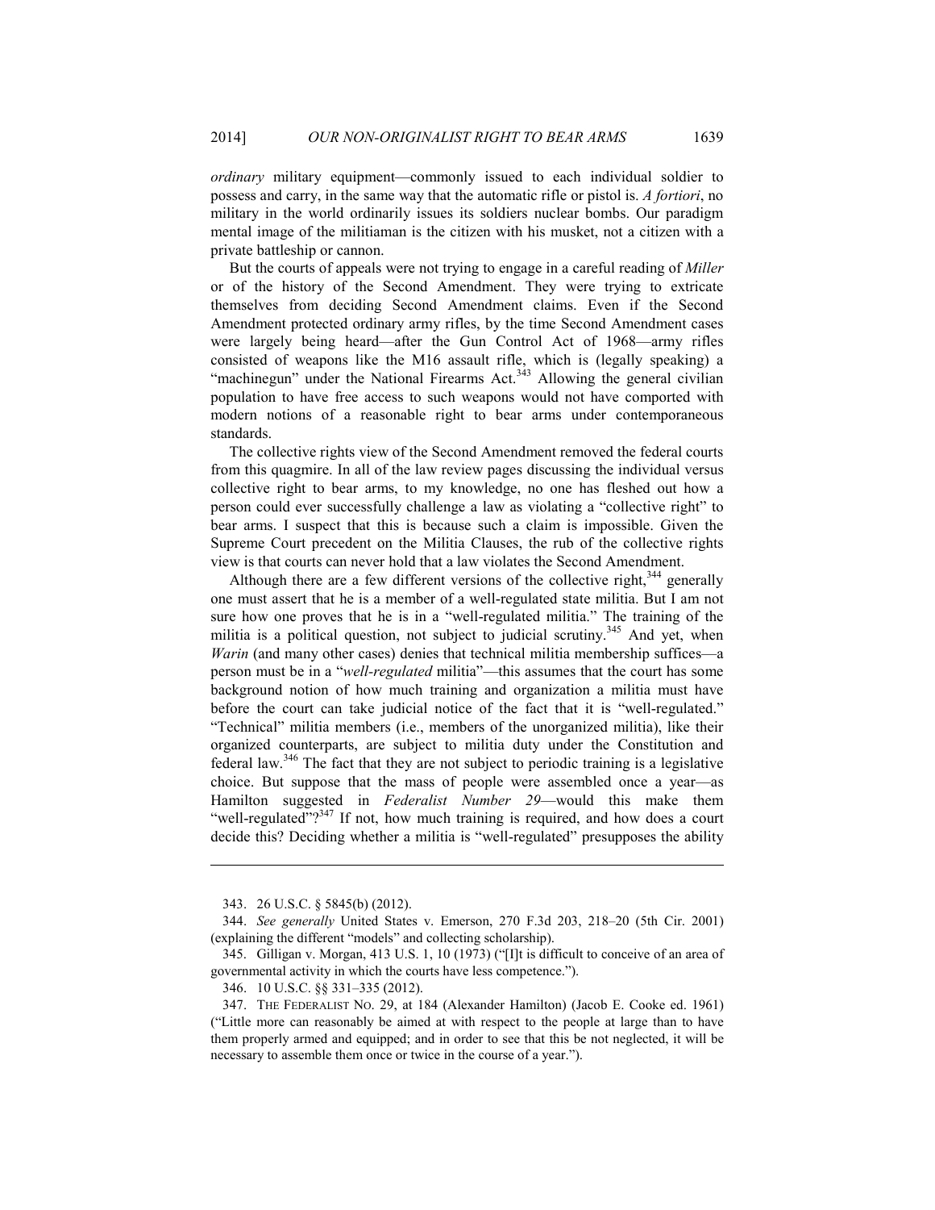*ordinary* military equipment—commonly issued to each individual soldier to possess and carry, in the same way that the automatic rifle or pistol is. *A fortiori*, no military in the world ordinarily issues its soldiers nuclear bombs. Our paradigm mental image of the militiaman is the citizen with his musket, not a citizen with a private battleship or cannon.

But the courts of appeals were not trying to engage in a careful reading of *Miller* or of the history of the Second Amendment. They were trying to extricate themselves from deciding Second Amendment claims. Even if the Second Amendment protected ordinary army rifles, by the time Second Amendment cases were largely being heard—after the Gun Control Act of 1968—army rifles consisted of weapons like the M16 assault rifle, which is (legally speaking) a "machinegun" under the National Firearms Act.[343] Allowing the general civilian population to have free access to such weapons would not have comported with modern notions of a reasonable right to bear arms under contemporaneous standards.

The collective rights view of the Second Amendment removed the federal courts from this quagmire. In all of the law review pages discussing the individual versus collective right to bear arms, to my knowledge, no one has fleshed out how a person could ever successfully challenge a law as violating a "collective right" to bear arms. I suspect that this is because such a claim is impossible. Given the Supreme Court precedent on the Militia Clauses, the rub of the collective rights view is that courts can never hold that a law violates the Second Amendment.

Although there are a few different versions of the collective right,[344] generally one must assert that he is a member of a well-regulated state militia. But I am not sure how one proves that he is in a "well-regulated militia." The training of the militia is a political question, not subject to judicial scrutiny.[345] And yet, when *Warin* (and many other cases) denies that technical militia membership suffices—a person must be in a "*well-regulated* militia"—this assumes that the court has some background notion of how much training and organization a militia must have before the court can take judicial notice of the fact that it is "well-regulated." "Technical" militia members (i.e., members of the unorganized militia), like their organized counterparts, are subject to militia duty under the Constitution and federal law.[346] The fact that they are not subject to periodic training is a legislative choice. But suppose that the mass of people were assembled once a year—as Hamilton suggested in *Federalist Number 29*—would this make them "well-regulated"?[347] If not, how much training is required, and how does a court decide this? Deciding whether a militia is "well-regulated" presupposes the ability

---

343. 26 U.S.C. § 5845(b) (2012).

344. *See generally* United States v. Emerson, 270 F.3d 203, 218–20 (5th Cir. 2001) (explaining the different "models" and collecting scholarship).

345. Gilligan v. Morgan, 413 U.S. 1, 10 (1973) ("[I]t is difficult to conceive of an area of governmental activity in which the courts have less competence.").

346. 10 U.S.C. §§ 331–335 (2012).

347. THE FEDERALIST NO. 29, at 184 (Alexander Hamilton) (Jacob E. Cooke ed. 1961) ("Little more can reasonably be aimed at with respect to the people at large than to have them properly armed and equipped; and in order to see that this be not neglected, it will be necessary to assemble them once or twice in the course of a year.").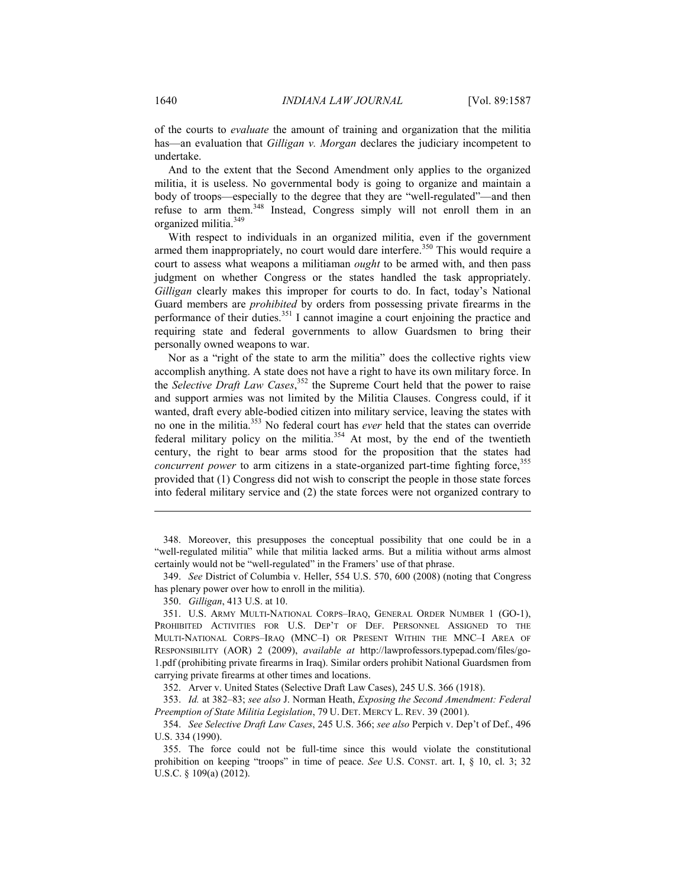of the courts to *evaluate* the amount of training and organization that the militia has—an evaluation that *Gilligan v. Morgan* declares the judiciary incompetent to undertake.

And to the extent that the Second Amendment only applies to the organized militia, it is useless. No governmental body is going to organize and maintain a body of troops—especially to the degree that they are "well-regulated"—and then refuse to arm them.[348] Instead, Congress simply will not enroll them in an organized militia.[349]

With respect to individuals in an organized militia, even if the government armed them inappropriately, no court would dare interfere.[350] This would require a court to assess what weapons a militiaman *ought* to be armed with, and then pass judgment on whether Congress or the states handled the task appropriately. *Gilligan* clearly makes this improper for courts to do. In fact, today's National Guard members are *prohibited* by orders from possessing private firearms in the performance of their duties.[351] I cannot imagine a court enjoining the practice and requiring state and federal governments to allow Guardsmen to bring their personally owned weapons to war.

Nor as a "right of the state to arm the militia" does the collective rights view accomplish anything. A state does not have a right to have its own military force. In the *Selective Draft Law Cases*,[352] the Supreme Court held that the power to raise and support armies was not limited by the Militia Clauses. Congress could, if it wanted, draft every able-bodied citizen into military service, leaving the states with no one in the militia.[353] No federal court has *ever* held that the states can override federal military policy on the militia.[354] At most, by the end of the twentieth century, the right to bear arms stood for the proposition that the states had *concurrent power* to arm citizens in a state-organized part-time fighting force,[355] provided that (1) Congress did not wish to conscript the people in those state forces into federal military service and (2) the state forces were not organized contrary to

---

348. Moreover, this presupposes the conceptual possibility that one could be in a "well-regulated militia" while that militia lacked arms. But a militia without arms almost certainly would not be "well-regulated" in the Framers' use of that phrase.

349. *See* District of Columbia v. Heller, 554 U.S. 570, 600 (2008) (noting that Congress has plenary power over how to enroll in the militia).

350. *Gilligan*, 413 U.S. at 10.

351. U.S. ARMY MULTI-NATIONAL CORPS–IRAQ, GENERAL ORDER NUMBER 1 (GO-1), PROHIBITED ACTIVITIES FOR U.S. DEP'T OF DEF. PERSONNEL ASSIGNED TO THE MULTI-NATIONAL CORPS–IRAQ (MNC–I) OR PRESENT WITHIN THE MNC–I AREA OF RESPONSIBILITY (AOR) 2 (2009), *available at* http://lawprofessors.typepad.com/files/go-1.pdf (prohibiting private firearms in Iraq). Similar orders prohibit National Guardsmen from carrying private firearms at other times and locations.

352. Arver v. United States (Selective Draft Law Cases), 245 U.S. 366 (1918).

353. *Id.* at 382–83; *see also* J. Norman Heath, *Exposing the Second Amendment: Federal Preemption of State Militia Legislation*, 79 U. DET. MERCY L. REV. 39 (2001).

354. *See Selective Draft Law Cases*, 245 U.S. 366; *see also* Perpich v. Dep't of Def., 496 U.S. 334 (1990).

355. The force could not be full-time since this would violate the constitutional prohibition on keeping "troops" in time of peace. *See* U.S. CONST. art. I, § 10, cl. 3; 32 U.S.C. § 109(a) (2012).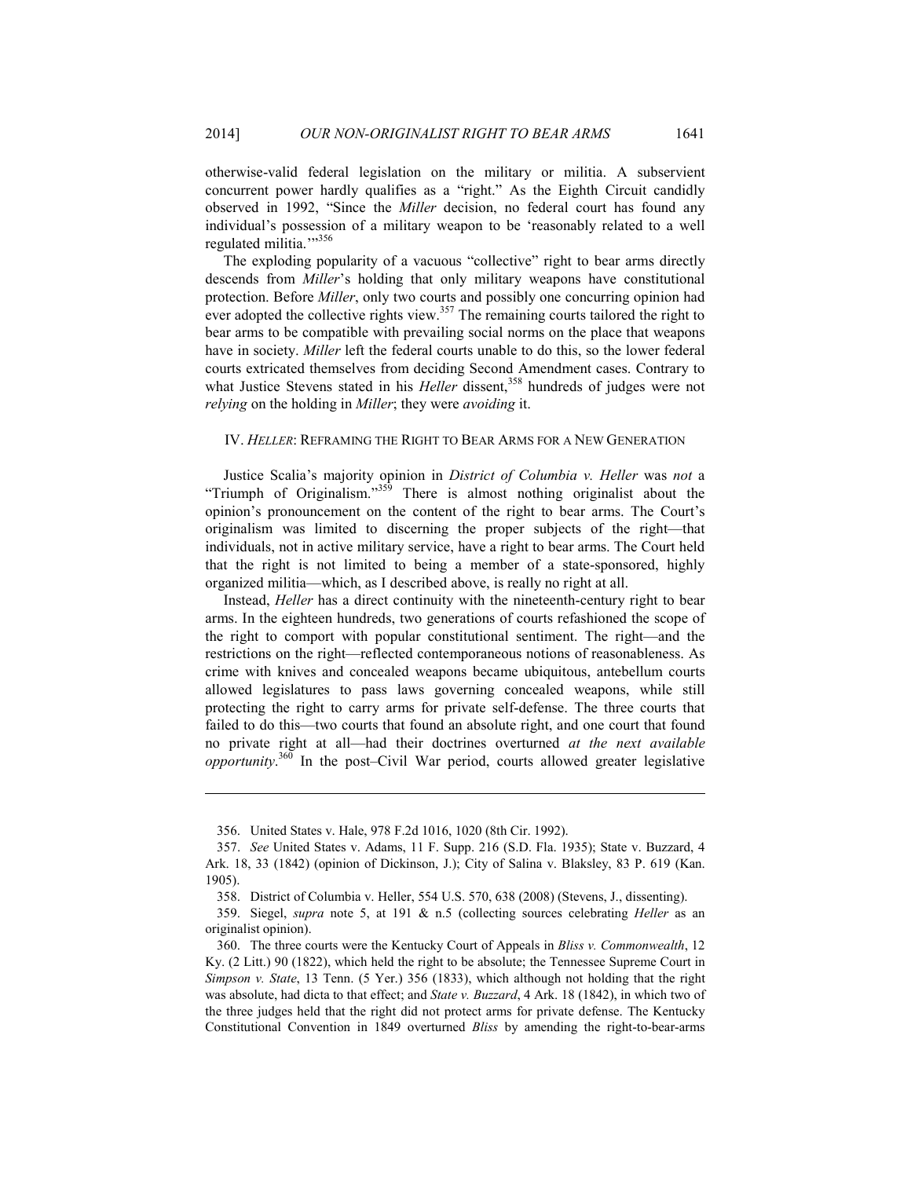otherwise-valid federal legislation on the military or militia. A subservient concurrent power hardly qualifies as a "right." As the Eighth Circuit candidly observed in 1992, "Since the *Miller* decision, no federal court has found any individual's possession of a military weapon to be 'reasonably related to a well regulated militia.'"[356]

The exploding popularity of a vacuous "collective" right to bear arms directly descends from *Miller*'s holding that only military weapons have constitutional protection. Before *Miller*, only two courts and possibly one concurring opinion had ever adopted the collective rights view.[357] The remaining courts tailored the right to bear arms to be compatible with prevailing social norms on the place that weapons have in society. *Miller* left the federal courts unable to do this, so the lower federal courts extricated themselves from deciding Second Amendment cases. Contrary to what Justice Stevens stated in his *Heller* dissent,[358] hundreds of judges were not *relying* on the holding in *Miller*; they were *avoiding* it.

## IV. *HELLER*: REFRAMING THE RIGHT TO BEAR ARMS FOR A NEW GENERATION

Justice Scalia's majority opinion in *District of Columbia v. Heller* was *not* a "Triumph of Originalism."[359] There is almost nothing originalist about the opinion's pronouncement on the content of the right to bear arms. The Court's originalism was limited to discerning the proper subjects of the right—that individuals, not in active military service, have a right to bear arms. The Court held that the right is not limited to being a member of a state-sponsored, highly organized militia—which, as I described above, is really no right at all.

Instead, *Heller* has a direct continuity with the nineteenth-century right to bear arms. In the eighteen hundreds, two generations of courts refashioned the scope of the right to comport with popular constitutional sentiment. The right—and the restrictions on the right—reflected contemporaneous notions of reasonableness. As crime with knives and concealed weapons became ubiquitous, antebellum courts allowed legislatures to pass laws governing concealed weapons, while still protecting the right to carry arms for private self-defense. The three courts that failed to do this—two courts that found an absolute right, and one court that found no private right at all—had their doctrines overturned *at the next available opportunity*.[360] In the post–Civil War period, courts allowed greater legislative

---

356. United States v. Hale, 978 F.2d 1016, 1020 (8th Cir. 1992).

357. *See* United States v. Adams, 11 F. Supp. 216 (S.D. Fla. 1935); State v. Buzzard, 4 Ark. 18, 33 (1842) (opinion of Dickinson, J.); City of Salina v. Blaksley, 83 P. 619 (Kan. 1905).

358. District of Columbia v. Heller, 554 U.S. 570, 638 (2008) (Stevens, J., dissenting).

359. Siegel, *supra* note 5, at 191 & n.5 (collecting sources celebrating *Heller* as an originalist opinion).

360. The three courts were the Kentucky Court of Appeals in *Bliss v. Commonwealth*, 12 Ky. (2 Litt.) 90 (1822), which held the right to be absolute; the Tennessee Supreme Court in *Simpson v. State*, 13 Tenn. (5 Yer.) 356 (1833), which although not holding that the right was absolute, had dicta to that effect; and *State v. Buzzard*, 4 Ark. 18 (1842), in which two of the three judges held that the right did not protect arms for private defense. The Kentucky Constitutional Convention in 1849 overturned *Bliss* by amending the right-to-bear-arms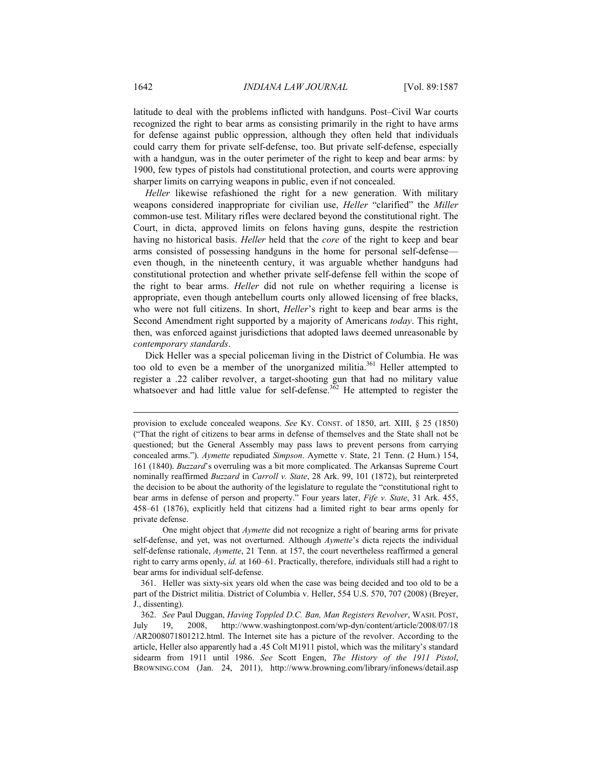latitude to deal with the problems inflicted with handguns. Post–Civil War courts recognized the right to bear arms as consisting primarily in the right to have arms for defense against public oppression, although they often held that individuals could carry them for private self-defense, too. But private self-defense, especially with a handgun, was in the outer perimeter of the right to keep and bear arms: by 1900, few types of pistols had constitutional protection, and courts were approving sharper limits on carrying weapons in public, even if not concealed.

*Heller* likewise refashioned the right for a new generation. With military weapons considered inappropriate for civilian use, *Heller* "clarified" the *Miller* common-use test. Military rifles were declared beyond the constitutional right. The Court, in dicta, approved limits on felons having guns, despite the restriction having no historical basis. *Heller* held that the *core* of the right to keep and bear arms consisted of possessing handguns in the home for personal self-defense—even though, in the nineteenth century, it was arguable whether handguns had constitutional protection and whether private self-defense fell within the scope of the right to bear arms. *Heller* did not rule on whether requiring a license is appropriate, even though antebellum courts only allowed licensing of free blacks, who were not full citizens. In short, *Heller*'s right to keep and bear arms is the Second Amendment right supported by a majority of Americans *today*. This right, then, was enforced against jurisdictions that adopted laws deemed unreasonable by *contemporary standards*.

Dick Heller was a special policeman living in the District of Columbia. He was too old to even be a member of the unorganized militia.[361] Heller attempted to register a .22 caliber revolver, a target-shooting gun that had no military value whatsoever and had little value for self-defense.[362] He attempted to register the

---

provision to exclude concealed weapons. *See* KY. CONST. of 1850, art. XIII, § 25 (1850) ("That the right of citizens to bear arms in defense of themselves and the State shall not be questioned; but the General Assembly may pass laws to prevent persons from carrying concealed arms."). *Aymette* repudiated *Simpson*. Aymette v. State, 21 Tenn. (2 Hum.) 154, 161 (1840). *Buzzard*'s overruling was a bit more complicated. The Arkansas Supreme Court nominally reaffirmed *Buzzard* in *Carroll v. State*, 28 Ark. 99, 101 (1872), but reinterpreted the decision to be about the authority of the legislature to regulate the "constitutional right to bear arms in defense of person and property." Four years later, *Fife v. State*, 31 Ark. 455, 458–61 (1876), explicitly held that citizens had a limited right to bear arms openly for private defense.

One might object that *Aymette* did not recognize a right of bearing arms for private self-defense, and yet, was not overturned. Although *Aymette*'s dicta rejects the individual self-defense rationale, *Aymette*, 21 Tenn. at 157, the court nevertheless reaffirmed a general right to carry arms openly, *id.* at 160–61. Practically, therefore, individuals still had a right to bear arms for individual self-defense.

361. Heller was sixty-six years old when the case was being decided and too old to be a part of the District militia. District of Columbia v. Heller, 554 U.S. 570, 707 (2008) (Breyer, J., dissenting).

362. *See* Paul Duggan, *Having Toppled D.C. Ban, Man Registers Revolver*, WASH. POST, July 19, 2008, http://www.washingtonpost.com/wp-dyn/content/article/2008/07/18/AR2008071801212.html. The Internet site has a picture of the revolver. According to the article, Heller also apparently had a .45 Colt M1911 pistol, which was the military's standard sidearm from 1911 until 1986. *See* Scott Engen, *The History of the 1911 Pistol*, BROWNING.COM (Jan. 24, 2011), http://www.browning.com/library/infonews/detail.asp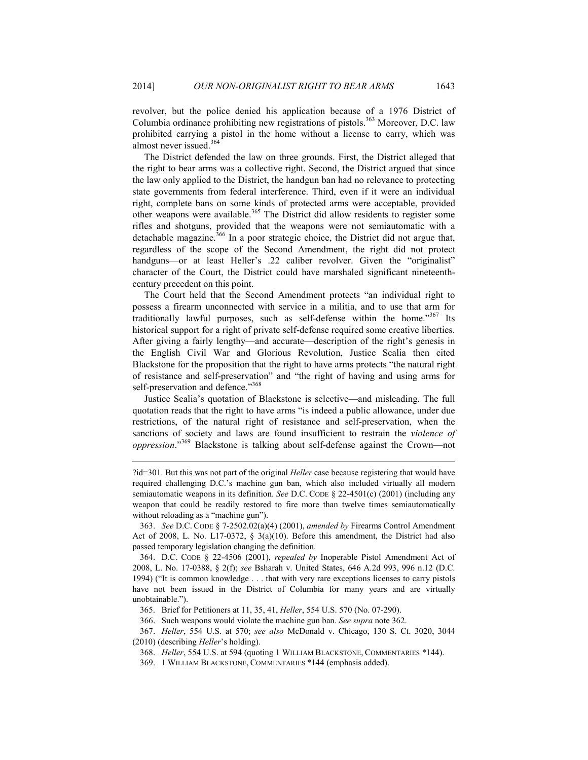revolver, but the police denied his application because of a 1976 District of Columbia ordinance prohibiting new registrations of pistols.[363] Moreover, D.C. law prohibited carrying a pistol in the home without a license to carry, which was almost never issued.[364]

The District defended the law on three grounds. First, the District alleged that the right to bear arms was a collective right. Second, the District argued that since the law only applied to the District, the handgun ban had no relevance to protecting state governments from federal interference. Third, even if it were an individual right, complete bans on some kinds of protected arms were acceptable, provided other weapons were available.[365] The District did allow residents to register some rifles and shotguns, provided that the weapons were not semiautomatic with a detachable magazine.[366] In a poor strategic choice, the District did not argue that, regardless of the scope of the Second Amendment, the right did not protect handguns—or at least Heller's .22 caliber revolver. Given the "originalist" character of the Court, the District could have marshaled significant nineteenth-century precedent on this point.

The Court held that the Second Amendment protects "an individual right to possess a firearm unconnected with service in a militia, and to use that arm for traditionally lawful purposes, such as self-defense within the home."[367] Its historical support for a right of private self-defense required some creative liberties. After giving a fairly lengthy—and accurate—description of the right's genesis in the English Civil War and Glorious Revolution, Justice Scalia then cited Blackstone for the proposition that the right to have arms protects "the natural right of resistance and self-preservation" and "the right of having and using arms for self-preservation and defence."[368]

Justice Scalia's quotation of Blackstone is selective—and misleading. The full quotation reads that the right to have arms "is indeed a public allowance, under due restrictions, of the natural right of resistance and self-preservation, when the sanctions of society and laws are found insufficient to restrain the *violence of oppression*."[369] Blackstone is talking about self-defense against the Crown—not

---

?id=301. But this was not part of the original *Heller* case because registering that would have required challenging D.C.'s machine gun ban, which also included virtually all modern semiautomatic weapons in its definition. *See* D.C. CODE § 22-4501(c) (2001) (including any weapon that could be readily restored to fire more than twelve times semiautomatically without reloading as a "machine gun").

363. *See* D.C. CODE § 7-2502.02(a)(4) (2001), *amended by* Firearms Control Amendment Act of 2008, L. No. L17-0372, § 3(a)(10). Before this amendment, the District had also passed temporary legislation changing the definition.

364. D.C. CODE § 22-4506 (2001), *repealed by* Inoperable Pistol Amendment Act of 2008, L. No. 17-0388, § 2(f); *see* Bsharah v. United States, 646 A.2d 993, 996 n.12 (D.C. 1994) ("It is common knowledge . . . that with very rare exceptions licenses to carry pistols have not been issued in the District of Columbia for many years and are virtually unobtainable.").

365. Brief for Petitioners at 11, 35, 41, *Heller*, 554 U.S. 570 (No. 07-290).

366. Such weapons would violate the machine gun ban. *See supra* note 362.

367. *Heller*, 554 U.S. at 570; *see also* McDonald v. Chicago, 130 S. Ct. 3020, 3044 (2010) (describing *Heller*'s holding).

368. *Heller*, 554 U.S. at 594 (quoting 1 WILLIAM BLACKSTONE, COMMENTARIES \*144).

369. 1 WILLIAM BLACKSTONE, COMMENTARIES \*144 (emphasis added).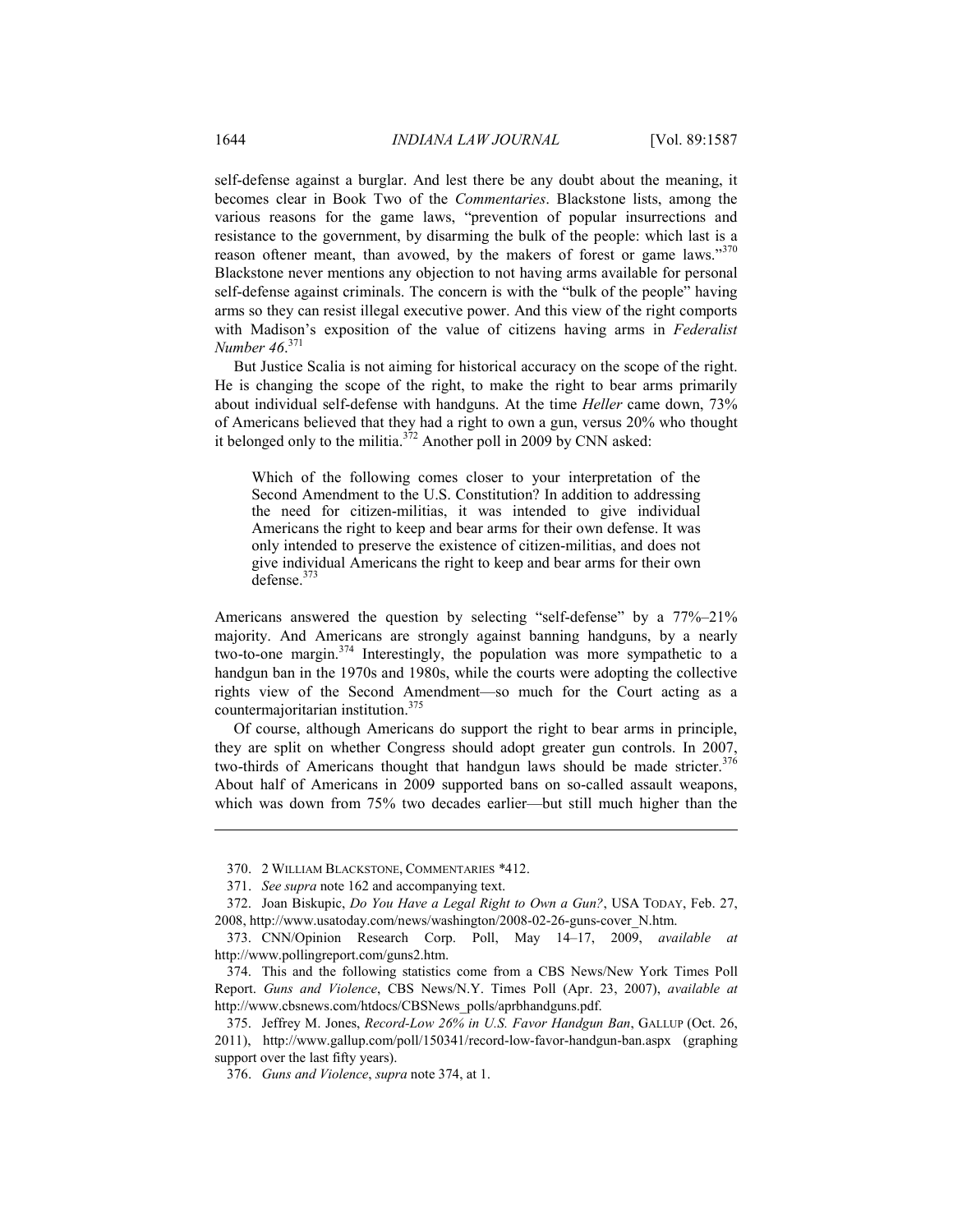self-defense against a burglar. And lest there be any doubt about the meaning, it becomes clear in Book Two of the *Commentaries*. Blackstone lists, among the various reasons for the game laws, "prevention of popular insurrections and resistance to the government, by disarming the bulk of the people: which last is a reason oftener meant, than avowed, by the makers of forest or game laws."[370] Blackstone never mentions any objection to not having arms available for personal self-defense against criminals. The concern is with the "bulk of the people" having arms so they can resist illegal executive power. And this view of the right comports with Madison's exposition of the value of citizens having arms in *Federalist Number 46*.[371]

But Justice Scalia is not aiming for historical accuracy on the scope of the right. He is changing the scope of the right, to make the right to bear arms primarily about individual self-defense with handguns. At the time *Heller* came down, 73% of Americans believed that they had a right to own a gun, versus 20% who thought it belonged only to the militia.[372] Another poll in 2009 by CNN asked:

> Which of the following comes closer to your interpretation of the Second Amendment to the U.S. Constitution? In addition to addressing the need for citizen-militias, it was intended to give individual Americans the right to keep and bear arms for their own defense. It was only intended to preserve the existence of citizen-militias, and does not give individual Americans the right to keep and bear arms for their own defense.[373]

Americans answered the question by selecting "self-defense" by a 77%–21% majority. And Americans are strongly against banning handguns, by a nearly two-to-one margin.[374] Interestingly, the population was more sympathetic to a handgun ban in the 1970s and 1980s, while the courts were adopting the collective rights view of the Second Amendment—so much for the Court acting as a countermajoritarian institution.[375]

Of course, although Americans do support the right to bear arms in principle, they are split on whether Congress should adopt greater gun controls. In 2007, two-thirds of Americans thought that handgun laws should be made stricter.[376] About half of Americans in 2009 supported bans on so-called assault weapons, which was down from 75% two decades earlier—but still much higher than the

---

370. 2 WILLIAM BLACKSTONE, COMMENTARIES *412.

371. *See supra* note 162 and accompanying text.

372. Joan Biskupic, *Do You Have a Legal Right to Own a Gun?*, USA TODAY, Feb. 27, 2008, http://www.usatoday.com/news/washington/2008-02-26-guns-cover_N.htm.

373. CNN/Opinion Research Corp. Poll, May 14–17, 2009, *available at* http://www.pollingreport.com/guns2.htm.

374. This and the following statistics come from a CBS News/New York Times Poll Report. *Guns and Violence*, CBS News/N.Y. Times Poll (Apr. 23, 2007), *available at* http://www.cbsnews.com/htdocs/CBSNews_polls/aprbhandguns.pdf.

375. Jeffrey M. Jones, *Record-Low 26% in U.S. Favor Handgun Ban*, GALLUP (Oct. 26, 2011), http://www.gallup.com/poll/150341/record-low-favor-handgun-ban.aspx (graphing support over the last fifty years).

376. *Guns and Violence*, *supra* note 374, at 1.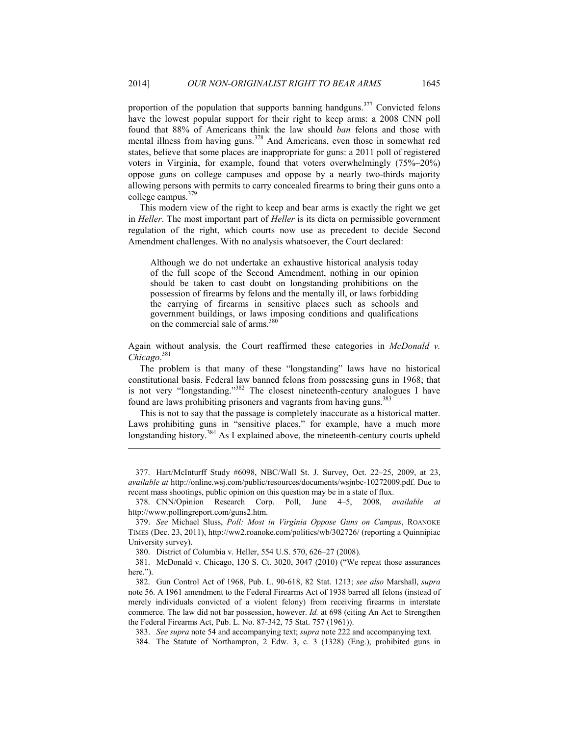proportion of the population that supports banning handguns.[377] Convicted felons have the lowest popular support for their right to keep arms: a 2008 CNN poll found that 88% of Americans think the law should *ban* felons and those with mental illness from having guns.[378] And Americans, even those in somewhat red states, believe that some places are inappropriate for guns: a 2011 poll of registered voters in Virginia, for example, found that voters overwhelmingly (75%–20%) oppose guns on college campuses and oppose by a nearly two-thirds majority allowing persons with permits to carry concealed firearms to bring their guns onto a college campus.[379]

This modern view of the right to keep and bear arms is exactly the right we get in *Heller*. The most important part of *Heller* is its dicta on permissible government regulation of the right, which courts now use as precedent to decide Second Amendment challenges. With no analysis whatsoever, the Court declared:

> Although we do not undertake an exhaustive historical analysis today of the full scope of the Second Amendment, nothing in our opinion should be taken to cast doubt on longstanding prohibitions on the possession of firearms by felons and the mentally ill, or laws forbidding the carrying of firearms in sensitive places such as schools and government buildings, or laws imposing conditions and qualifications on the commercial sale of arms.[380]

Again without analysis, the Court reaffirmed these categories in *McDonald v. Chicago*.[381]

The problem is that many of these "longstanding" laws have no historical constitutional basis. Federal law banned felons from possessing guns in 1968; that is not very "longstanding."[382] The closest nineteenth-century analogues I have found are laws prohibiting prisoners and vagrants from having guns.[383]

This is not to say that the passage is completely inaccurate as a historical matter. Laws prohibiting guns in "sensitive places," for example, have a much more longstanding history.[384] As I explained above, the nineteenth-century courts upheld

---

377. Hart/McInturff Study #6098, NBC/Wall St. J. Survey, Oct. 22–25, 2009, at 23, *available at* http://online.wsj.com/public/resources/documents/wsjnbc-10272009.pdf. Due to recent mass shootings, public opinion on this question may be in a state of flux.

378. CNN/Opinion Research Corp. Poll, June 4–5, 2008, *available at* http://www.pollingreport.com/guns2.htm.

379. *See* Michael Sluss, *Poll: Most in Virginia Oppose Guns on Campus*, ROANOKE TIMES (Dec. 23, 2011), http://ww2.roanoke.com/politics/wb/302726/ (reporting a Quinnipiac University survey).

380. District of Columbia v. Heller, 554 U.S. 570, 626–27 (2008).

381. McDonald v. Chicago, 130 S. Ct. 3020, 3047 (2010) ("We repeat those assurances here.").

382. Gun Control Act of 1968, Pub. L. 90-618, 82 Stat. 1213; *see also* Marshall, *supra* note 56. A 1961 amendment to the Federal Firearms Act of 1938 barred all felons (instead of merely individuals convicted of a violent felony) from receiving firearms in interstate commerce. The law did not bar possession, however. *Id.* at 698 (citing An Act to Strengthen the Federal Firearms Act, Pub. L. No. 87-342, 75 Stat. 757 (1961)).

383. *See supra* note 54 and accompanying text; *supra* note 222 and accompanying text.

384. The Statute of Northampton, 2 Edw. 3, c. 3 (1328) (Eng.), prohibited guns in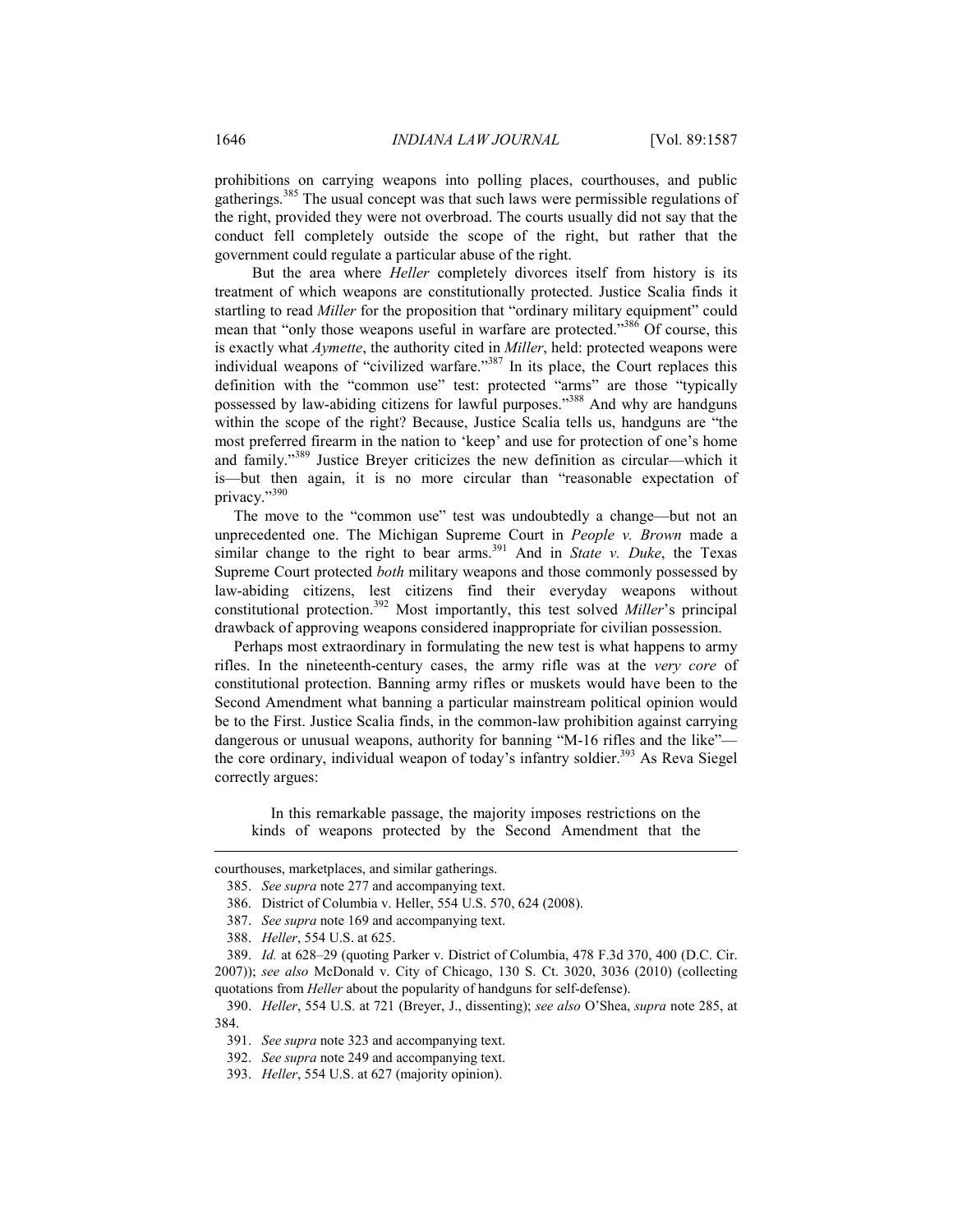prohibitions on carrying weapons into polling places, courthouses, and public gatherings.[385] The usual concept was that such laws were permissible regulations of the right, provided they were not overbroad. The courts usually did not say that the conduct fell completely outside the scope of the right, but rather that the government could regulate a particular abuse of the right.

But the area where *Heller* completely divorces itself from history is its treatment of which weapons are constitutionally protected. Justice Scalia finds it startling to read *Miller* for the proposition that "ordinary military equipment" could mean that "only those weapons useful in warfare are protected."[386] Of course, this is exactly what *Aymette*, the authority cited in *Miller*, held: protected weapons were individual weapons of "civilized warfare."[387] In its place, the Court replaces this definition with the "common use" test: protected "arms" are those "typically possessed by law-abiding citizens for lawful purposes."[388] And why are handguns within the scope of the right? Because, Justice Scalia tells us, handguns are "the most preferred firearm in the nation to 'keep' and use for protection of one's home and family."[389] Justice Breyer criticizes the new definition as circular—which it is—but then again, it is no more circular than "reasonable expectation of privacy."[390]

The move to the "common use" test was undoubtedly a change—but not an unprecedented one. The Michigan Supreme Court in *People v. Brown* made a similar change to the right to bear arms.[391] And in *State v. Duke*, the Texas Supreme Court protected *both* military weapons and those commonly possessed by law-abiding citizens, lest citizens find their everyday weapons without constitutional protection.[392] Most importantly, this test solved *Miller*'s principal drawback of approving weapons considered inappropriate for civilian possession.

Perhaps most extraordinary in formulating the new test is what happens to army rifles. In the nineteenth-century cases, the army rifle was at the *very core* of constitutional protection. Banning army rifles or muskets would have been to the Second Amendment what banning a particular mainstream political opinion would be to the First. Justice Scalia finds, in the common-law prohibition against carrying dangerous or unusual weapons, authority for banning "M-16 rifles and the like"—the core ordinary, individual weapon of today's infantry soldier.[393] As Reva Siegel correctly argues:

> In this remarkable passage, the majority imposes restrictions on the kinds of weapons protected by the Second Amendment that the

---

courthouses, marketplaces, and similar gatherings.

385. *See supra* note 277 and accompanying text.

386. District of Columbia v. Heller, 554 U.S. 570, 624 (2008).

387. *See supra* note 169 and accompanying text.

388. *Heller*, 554 U.S. at 625.

389. *Id.* at 628–29 (quoting Parker v. District of Columbia, 478 F.3d 370, 400 (D.C. Cir. 2007)); *see also* McDonald v. City of Chicago, 130 S. Ct. 3020, 3036 (2010) (collecting quotations from *Heller* about the popularity of handguns for self-defense).

390. *Heller*, 554 U.S. at 721 (Breyer, J., dissenting); *see also* O'Shea, *supra* note 285, at 384.

391. *See supra* note 323 and accompanying text.

392. *See supra* note 249 and accompanying text.

393. *Heller*, 554 U.S. at 627 (majority opinion).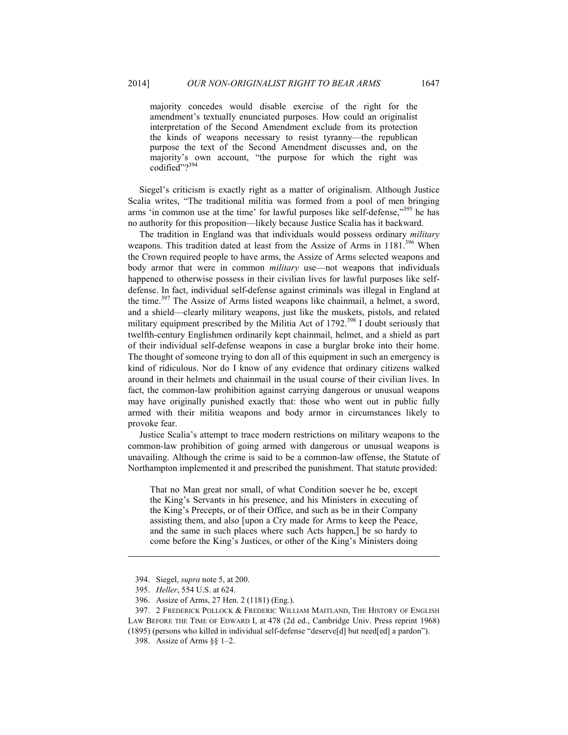> majority concedes would disable exercise of the right for the amendment's textually enunciated purposes. How could an originalist interpretation of the Second Amendment exclude from its protection the kinds of weapons necessary to resist tyranny—the republican purpose the text of the Second Amendment discusses and, on the majority's own account, "the purpose for which the right was codified"?[394]

Siegel's criticism is exactly right as a matter of originalism. Although Justice Scalia writes, "The traditional militia was formed from a pool of men bringing arms 'in common use at the time' for lawful purposes like self-defense,"[395] he has no authority for this proposition—likely because Justice Scalia has it backward.

The tradition in England was that individuals would possess ordinary *military* weapons. This tradition dated at least from the Assize of Arms in 1181.[396] When the Crown required people to have arms, the Assize of Arms selected weapons and body armor that were in common *military* use—not weapons that individuals happened to otherwise possess in their civilian lives for lawful purposes like self-defense. In fact, individual self-defense against criminals was illegal in England at the time.[397] The Assize of Arms listed weapons like chainmail, a helmet, a sword, and a shield—clearly military weapons, just like the muskets, pistols, and related military equipment prescribed by the Militia Act of 1792.[398] I doubt seriously that twelfth-century Englishmen ordinarily kept chainmail, helmet, and a shield as part of their individual self-defense weapons in case a burglar broke into their home. The thought of someone trying to don all of this equipment in such an emergency is kind of ridiculous. Nor do I know of any evidence that ordinary citizens walked around in their helmets and chainmail in the usual course of their civilian lives. In fact, the common-law prohibition against carrying dangerous or unusual weapons may have originally punished exactly that: those who went out in public fully armed with their militia weapons and body armor in circumstances likely to provoke fear.

Justice Scalia's attempt to trace modern restrictions on military weapons to the common-law prohibition of going armed with dangerous or unusual weapons is unavailing. Although the crime is said to be a common-law offense, the Statute of Northampton implemented it and prescribed the punishment. That statute provided:

> That no Man great nor small, of what Condition soever he be, except the King's Servants in his presence, and his Ministers in executing of the King's Precepts, or of their Office, and such as be in their Company assisting them, and also [upon a Cry made for Arms to keep the Peace, and the same in such places where such Acts happen,] be so hardy to come before the King's Justices, or other of the King's Ministers doing

---

394. Siegel, *supra* note 5, at 200.

395. *Heller*, 554 U.S. at 624.

396. Assize of Arms, 27 Hen. 2 (1181) (Eng.).

397. 2 FREDERICK POLLOCK & FREDERIC WILLIAM MAITLAND, THE HISTORY OF ENGLISH LAW BEFORE THE TIME OF EDWARD I, at 478 (2d ed., Cambridge Univ. Press reprint 1968) (1895) (persons who killed in individual self-defense "deserve[d] but need[ed] a pardon").

398. Assize of Arms §§ 1–2.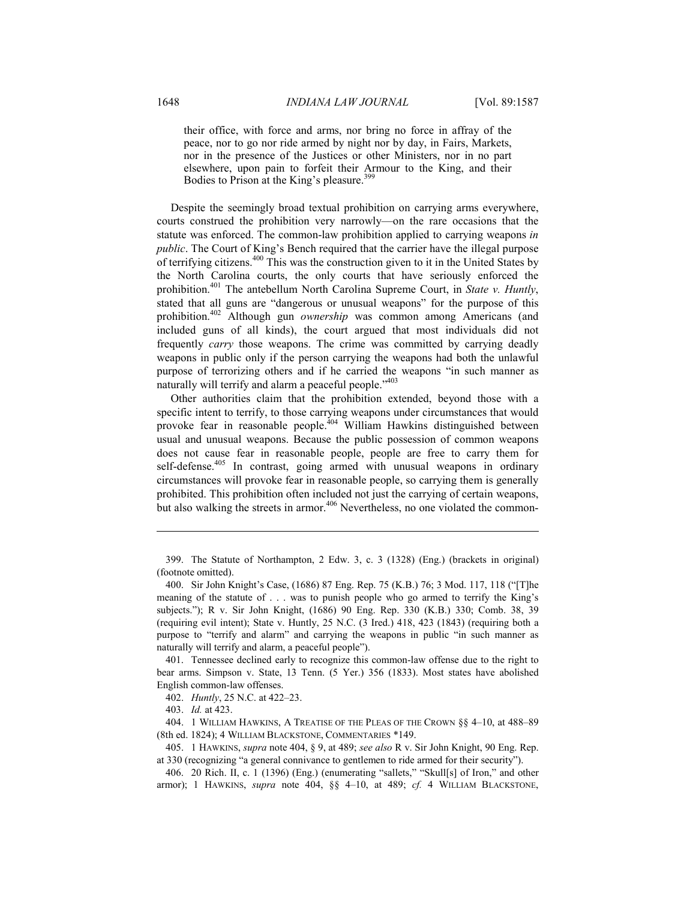their office, with force and arms, nor bring no force in affray of the peace, nor to go nor ride armed by night nor by day, in Fairs, Markets, nor in the presence of the Justices or other Ministers, nor in no part elsewhere, upon pain to forfeit their Armour to the King, and their Bodies to Prison at the King's pleasure.[399]

Despite the seemingly broad textual prohibition on carrying arms everywhere, courts construed the prohibition very narrowly—on the rare occasions that the statute was enforced. The common-law prohibition applied to carrying weapons *in public*. The Court of King's Bench required that the carrier have the illegal purpose of terrifying citizens.[400] This was the construction given to it in the United States by the North Carolina courts, the only courts that have seriously enforced the prohibition.[401] The antebellum North Carolina Supreme Court, in *State v. Huntly*, stated that all guns are "dangerous or unusual weapons" for the purpose of this prohibition.[402] Although gun *ownership* was common among Americans (and included guns of all kinds), the court argued that most individuals did not frequently *carry* those weapons. The crime was committed by carrying deadly weapons in public only if the person carrying the weapons had both the unlawful purpose of terrorizing others and if he carried the weapons "in such manner as naturally will terrify and alarm a peaceful people."[403]

Other authorities claim that the prohibition extended, beyond those with a specific intent to terrify, to those carrying weapons under circumstances that would provoke fear in reasonable people.[404] William Hawkins distinguished between usual and unusual weapons. Because the public possession of common weapons does not cause fear in reasonable people, people are free to carry them for self-defense.[405] In contrast, going armed with unusual weapons in ordinary circumstances will provoke fear in reasonable people, so carrying them is generally prohibited. This prohibition often included not just the carrying of certain weapons, but also walking the streets in armor.[406] Nevertheless, no one violated the common-

---

399. The Statute of Northampton, 2 Edw. 3, c. 3 (1328) (Eng.) (brackets in original) (footnote omitted).

400. Sir John Knight's Case, (1686) 87 Eng. Rep. 75 (K.B.) 76; 3 Mod. 117, 118 ("[T]he meaning of the statute of . . . was to punish people who go armed to terrify the King's subjects."); R v. Sir John Knight, (1686) 90 Eng. Rep. 330 (K.B.) 330; Comb. 38, 39 (requiring evil intent); State v. Huntly, 25 N.C. (3 Ired.) 418, 423 (1843) (requiring both a purpose to "terrify and alarm" and carrying the weapons in public "in such manner as naturally will terrify and alarm, a peaceful people").

401. Tennessee declined early to recognize this common-law offense due to the right to bear arms. Simpson v. State, 13 Tenn. (5 Yer.) 356 (1833). Most states have abolished English common-law offenses.

402. *Huntly*, 25 N.C. at 422–23.

403. *Id.* at 423.

404. 1 WILLIAM HAWKINS, A TREATISE OF THE PLEAS OF THE CROWN §§ 4–10, at 488–89 (8th ed. 1824); 4 WILLIAM BLACKSTONE, COMMENTARIES *149.

405. 1 HAWKINS, *supra* note 404, § 9, at 489; *see also* R v. Sir John Knight, 90 Eng. Rep. at 330 (recognizing "a general connivance to gentlemen to ride armed for their security").

406. 20 Rich. II, c. 1 (1396) (Eng.) (enumerating "sallets," "Skull[s] of Iron," and other armor); 1 HAWKINS, *supra* note 404, §§ 4–10, at 489; *cf.* 4 WILLIAM BLACKSTONE,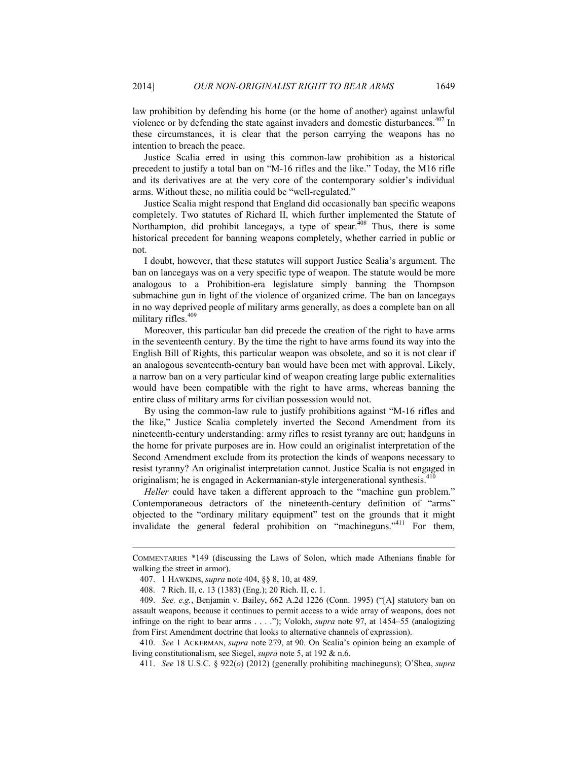law prohibition by defending his home (or the home of another) against unlawful violence or by defending the state against invaders and domestic disturbances.[407] In these circumstances, it is clear that the person carrying the weapons has no intention to breach the peace.

Justice Scalia erred in using this common-law prohibition as a historical precedent to justify a total ban on "M-16 rifles and the like." Today, the M16 rifle and its derivatives are at the very core of the contemporary soldier's individual arms. Without these, no militia could be "well-regulated."

Justice Scalia might respond that England did occasionally ban specific weapons completely. Two statutes of Richard II, which further implemented the Statute of Northampton, did prohibit lancegays, a type of spear.[408] Thus, there is some historical precedent for banning weapons completely, whether carried in public or not.

I doubt, however, that these statutes will support Justice Scalia's argument. The ban on lancegays was on a very specific type of weapon. The statute would be more analogous to a Prohibition-era legislature simply banning the Thompson submachine gun in light of the violence of organized crime. The ban on lancegays in no way deprived people of military arms generally, as does a complete ban on all military rifles.[409]

Moreover, this particular ban did precede the creation of the right to have arms in the seventeenth century. By the time the right to have arms found its way into the English Bill of Rights, this particular weapon was obsolete, and so it is not clear if an analogous seventeenth-century ban would have been met with approval. Likely, a narrow ban on a very particular kind of weapon creating large public externalities would have been compatible with the right to have arms, whereas banning the entire class of military arms for civilian possession would not.

By using the common-law rule to justify prohibitions against "M-16 rifles and the like," Justice Scalia completely inverted the Second Amendment from its nineteenth-century understanding: army rifles to resist tyranny are out; handguns in the home for private purposes are in. How could an originalist interpretation of the Second Amendment exclude from its protection the kinds of weapons necessary to resist tyranny? An originalist interpretation cannot. Justice Scalia is not engaged in originalism; he is engaged in Ackermanian-style intergenerational synthesis.[410]

*Heller* could have taken a different approach to the "machine gun problem." Contemporaneous detractors of the nineteenth-century definition of "arms" objected to the "ordinary military equipment" test on the grounds that it might invalidate the general federal prohibition on "machineguns."[411] For them,

---

COMMENTARIES *149 (discussing the Laws of Solon, which made Athenians finable for walking the street in armor).

407. 1 HAWKINS, *supra* note 404, §§ 8, 10, at 489.

408. 7 Rich. II, c. 13 (1383) (Eng.); 20 Rich. II, c. 1.

409. *See, e.g.*, Benjamin v. Bailey, 662 A.2d 1226 (Conn. 1995) ("[A] statutory ban on assault weapons, because it continues to permit access to a wide array of weapons, does not infringe on the right to bear arms . . . ."); Volokh, *supra* note 97, at 1454–55 (analogizing from First Amendment doctrine that looks to alternative channels of expression).

410. *See* 1 ACKERMAN, *supra* note 279, at 90. On Scalia's opinion being an example of living constitutionalism, see Siegel, *supra* note 5, at 192 & n.6.

411. *See* 18 U.S.C. § 922(*o*) (2012) (generally prohibiting machineguns); O'Shea, *supra*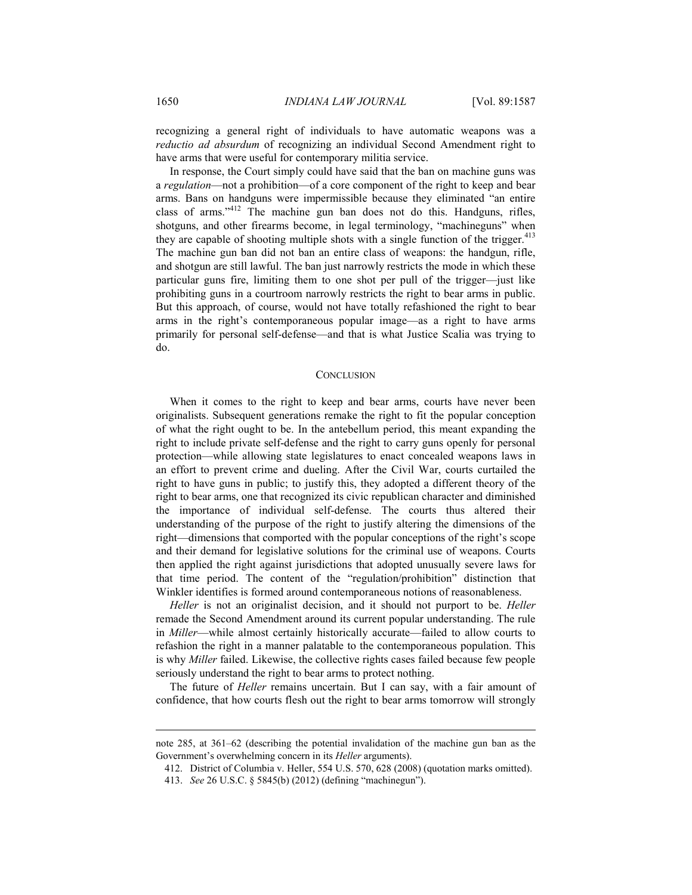recognizing a general right of individuals to have automatic weapons was a *reductio ad absurdum* of recognizing an individual Second Amendment right to have arms that were useful for contemporary militia service.

In response, the Court simply could have said that the ban on machine guns was a *regulation*—not a prohibition—of a core component of the right to keep and bear arms. Bans on handguns were impermissible because they eliminated "an entire class of arms."[412] The machine gun ban does not do this. Handguns, rifles, shotguns, and other firearms become, in legal terminology, "machineguns" when they are capable of shooting multiple shots with a single function of the trigger.[413] The machine gun ban did not ban an entire class of weapons: the handgun, rifle, and shotgun are still lawful. The ban just narrowly restricts the mode in which these particular guns fire, limiting them to one shot per pull of the trigger—just like prohibiting guns in a courtroom narrowly restricts the right to bear arms in public. But this approach, of course, would not have totally refashioned the right to bear arms in the right's contemporaneous popular image—as a right to have arms primarily for personal self-defense—and that is what Justice Scalia was trying to do.

## CONCLUSION

When it comes to the right to keep and bear arms, courts have never been originalists. Subsequent generations remake the right to fit the popular conception of what the right ought to be. In the antebellum period, this meant expanding the right to include private self-defense and the right to carry guns openly for personal protection—while allowing state legislatures to enact concealed weapons laws in an effort to prevent crime and dueling. After the Civil War, courts curtailed the right to have guns in public; to justify this, they adopted a different theory of the right to bear arms, one that recognized its civic republican character and diminished the importance of individual self-defense. The courts thus altered their understanding of the purpose of the right to justify altering the dimensions of the right—dimensions that comported with the popular conceptions of the right's scope and their demand for legislative solutions for the criminal use of weapons. Courts then applied the right against jurisdictions that adopted unusually severe laws for that time period. The content of the "regulation/prohibition" distinction that Winkler identifies is formed around contemporaneous notions of reasonableness.

*Heller* is not an originalist decision, and it should not purport to be. *Heller* remade the Second Amendment around its current popular understanding. The rule in *Miller*—while almost certainly historically accurate—failed to allow courts to refashion the right in a manner palatable to the contemporaneous population. This is why *Miller* failed. Likewise, the collective rights cases failed because few people seriously understand the right to bear arms to protect nothing.

The future of *Heller* remains uncertain. But I can say, with a fair amount of confidence, that how courts flesh out the right to bear arms tomorrow will strongly

---

note 285, at 361–62 (describing the potential invalidation of the machine gun ban as the Government's overwhelming concern in its *Heller* arguments).

412. District of Columbia v. Heller, 554 U.S. 570, 628 (2008) (quotation marks omitted).

413. *See* 26 U.S.C. § 5845(b) (2012) (defining "machinegun").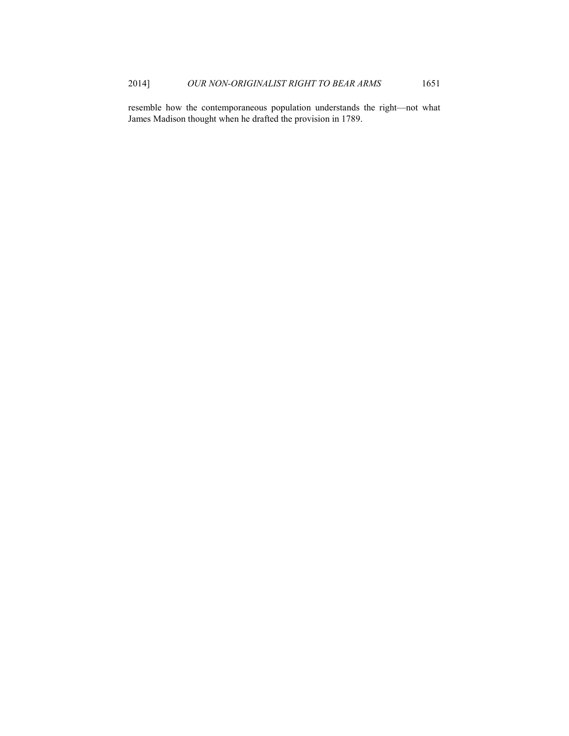resemble how the contemporaneous population understands the right—not what James Madison thought when he drafted the provision in 1789.